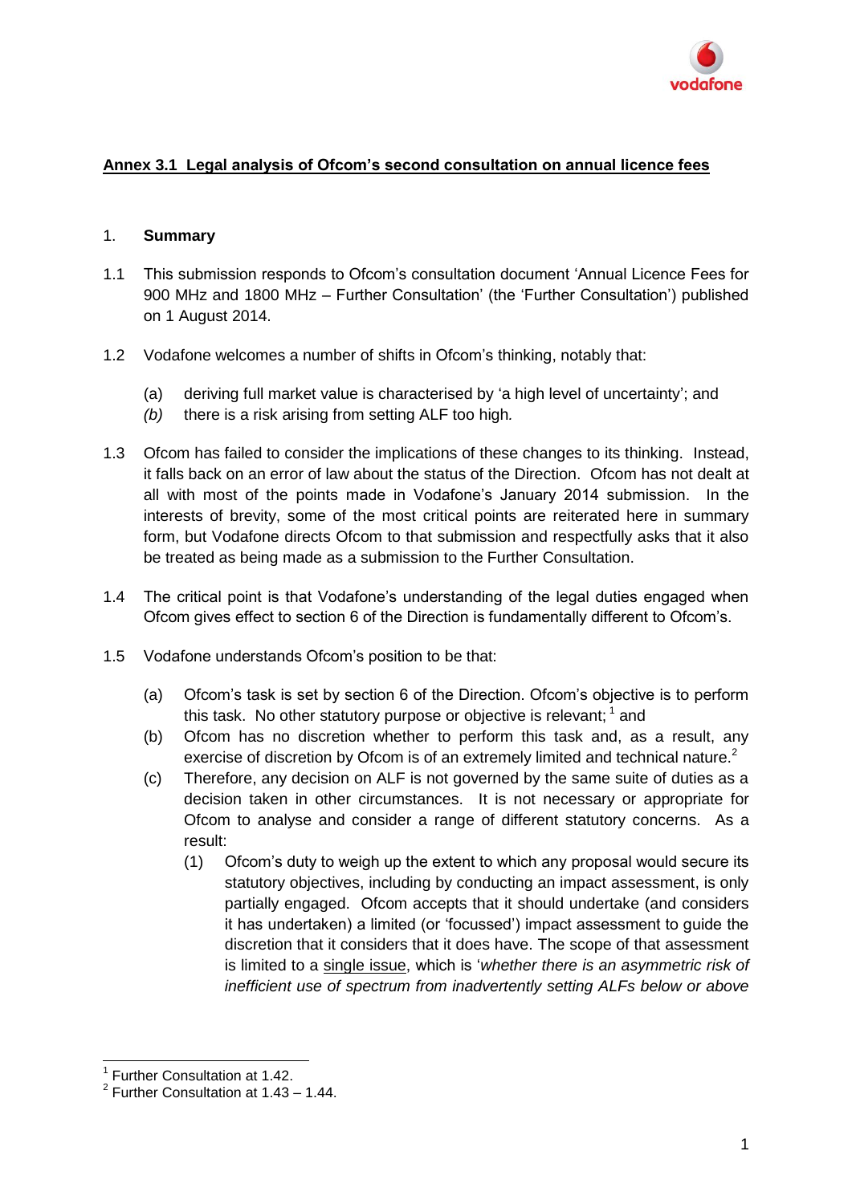## Annex 3.1 Legal analysis of Ofcom's second consultation on annual licence fees

### 1. Summary

1.1 This submission responds to Ofcom's consultation document 'Annual Licence Fees for 900 MHz and 1800 MHz – Further Consultation' (the 'Further Consultation') published on 1 August 2014.

1.2 Vodafone welcomes a number of shifts in Ofcom's thinking, notably that:

- (a) deriving full market value is characterised by 'a high level of uncertainty'; and
- *(b)* there is a risk arising from setting ALF too high*.*

1.3 Ofcom has failed to consider the implications of these changes to its thinking. Instead, it falls back on an error of law about the status of the Direction. Ofcom has not dealt at all with most of the points made in Vodafone's January 2014 submission. In the interests of brevity, some of the most critical points are reiterated here in summary form, but Vodafone directs Ofcom to that submission and respectfully asks that it also be treated as being made as a submission to the Further Consultation.

1.4 The critical point is that Vodafone's understanding of the legal duties engaged when Ofcom gives effect to section 6 of the Direction is fundamentally different to Ofcom's.

1.5 Vodafone understands Ofcom's position to be that:

- (a) Ofcom's task is set by section 6 of the Direction. Ofcom's objective is to perform this task. No other statutory purpose or objective is relevant; [1] and
- (b) Ofcom has no discretion whether to perform this task and, as a result, any exercise of discretion by Ofcom is of an extremely limited and technical nature.[2]
- (c) Therefore, any decision on ALF is not governed by the same suite of duties as a decision taken in other circumstances. It is not necessary or appropriate for Ofcom to analyse and consider a range of different statutory concerns. As a result:
  - (1) Ofcom's duty to weigh up the extent to which any proposal would secure its statutory objectives, including by conducting an impact assessment, is only partially engaged. Ofcom accepts that it should undertake (and considers it has undertaken) a limited (or 'focussed') impact assessment to guide the discretion that it considers that it does have. The scope of that assessment is limited to a <u>single issue</u>, which is '*whether there is an asymmetric risk of inefficient use of spectrum from inadvertently setting ALFs below or above*

[1] Further Consultation at 1.42.

[2] Further Consultation at 1.43 – 1.44.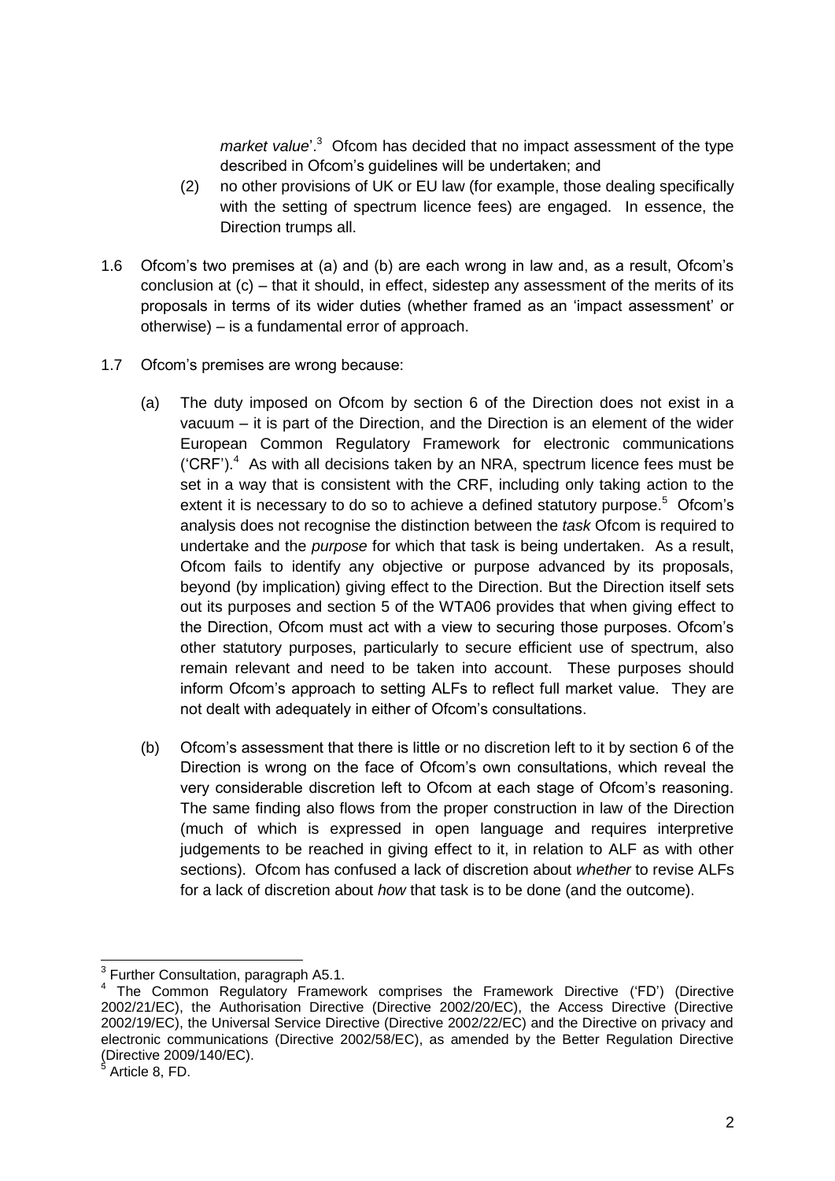*market value*'.[3] Ofcom has decided that no impact assessment of the type described in Ofcom's guidelines will be undertaken; and

(2) no other provisions of UK or EU law (for example, those dealing specifically with the setting of spectrum licence fees) are engaged. In essence, the Direction trumps all.

1.6 Ofcom's two premises at (a) and (b) are each wrong in law and, as a result, Ofcom's conclusion at (c) – that it should, in effect, sidestep any assessment of the merits of its proposals in terms of its wider duties (whether framed as an 'impact assessment' or otherwise) – is a fundamental error of approach.

1.7 Ofcom's premises are wrong because:

(a) The duty imposed on Ofcom by section 6 of the Direction does not exist in a vacuum – it is part of the Direction, and the Direction is an element of the wider European Common Regulatory Framework for electronic communications ('CRF').[4] As with all decisions taken by an NRA, spectrum licence fees must be set in a way that is consistent with the CRF, including only taking action to the extent it is necessary to do so to achieve a defined statutory purpose.[5] Ofcom's analysis does not recognise the distinction between the *task* Ofcom is required to undertake and the *purpose* for which that task is being undertaken. As a result, Ofcom fails to identify any objective or purpose advanced by its proposals, beyond (by implication) giving effect to the Direction. But the Direction itself sets out its purposes and section 5 of the WTA06 provides that when giving effect to the Direction, Ofcom must act with a view to securing those purposes. Ofcom's other statutory purposes, particularly to secure efficient use of spectrum, also remain relevant and need to be taken into account. These purposes should inform Ofcom's approach to setting ALFs to reflect full market value. They are not dealt with adequately in either of Ofcom's consultations.

(b) Ofcom's assessment that there is little or no discretion left to it by section 6 of the Direction is wrong on the face of Ofcom's own consultations, which reveal the very considerable discretion left to Ofcom at each stage of Ofcom's reasoning. The same finding also flows from the proper construction in law of the Direction (much of which is expressed in open language and requires interpretive judgements to be reached in giving effect to it, in relation to ALF as with other sections). Ofcom has confused a lack of discretion about *whether* to revise ALFs for a lack of discretion about *how* that task is to be done (and the outcome).

---

[3] Further Consultation, paragraph A5.1.

[4] The Common Regulatory Framework comprises the Framework Directive ('FD') (Directive 2002/21/EC), the Authorisation Directive (Directive 2002/20/EC), the Access Directive (Directive 2002/19/EC), the Universal Service Directive (Directive 2002/22/EC) and the Directive on privacy and electronic communications (Directive 2002/58/EC), as amended by the Better Regulation Directive (Directive 2009/140/EC).

[5] Article 8, FD.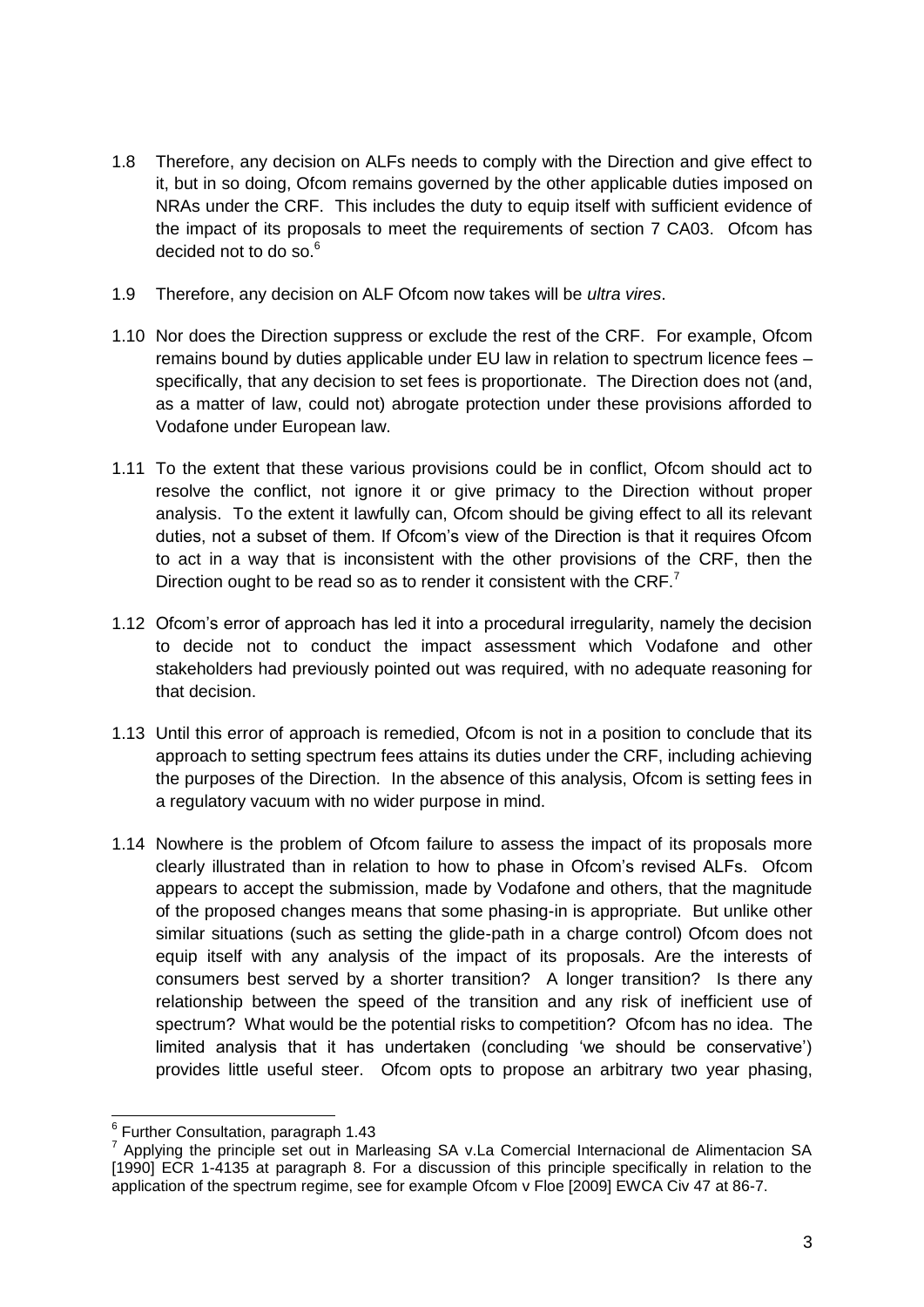1.8 Therefore, any decision on ALFs needs to comply with the Direction and give effect to it, but in so doing, Ofcom remains governed by the other applicable duties imposed on NRAs under the CRF. This includes the duty to equip itself with sufficient evidence of the impact of its proposals to meet the requirements of section 7 CA03. Ofcom has decided not to do so.[6]

1.9 Therefore, any decision on ALF Ofcom now takes will be *ultra vires*.

1.10 Nor does the Direction suppress or exclude the rest of the CRF. For example, Ofcom remains bound by duties applicable under EU law in relation to spectrum licence fees – specifically, that any decision to set fees is proportionate. The Direction does not (and, as a matter of law, could not) abrogate protection under these provisions afforded to Vodafone under European law.

1.11 To the extent that these various provisions could be in conflict, Ofcom should act to resolve the conflict, not ignore it or give primacy to the Direction without proper analysis. To the extent it lawfully can, Ofcom should be giving effect to all its relevant duties, not a subset of them. If Ofcom's view of the Direction is that it requires Ofcom to act in a way that is inconsistent with the other provisions of the CRF, then the Direction ought to be read so as to render it consistent with the CRF.[7]

1.12 Ofcom's error of approach has led it into a procedural irregularity, namely the decision to decide not to conduct the impact assessment which Vodafone and other stakeholders had previously pointed out was required, with no adequate reasoning for that decision.

1.13 Until this error of approach is remedied, Ofcom is not in a position to conclude that its approach to setting spectrum fees attains its duties under the CRF, including achieving the purposes of the Direction. In the absence of this analysis, Ofcom is setting fees in a regulatory vacuum with no wider purpose in mind.

1.14 Nowhere is the problem of Ofcom failure to assess the impact of its proposals more clearly illustrated than in relation to how to phase in Ofcom's revised ALFs. Ofcom appears to accept the submission, made by Vodafone and others, that the magnitude of the proposed changes means that some phasing-in is appropriate. But unlike other similar situations (such as setting the glide-path in a charge control) Ofcom does not equip itself with any analysis of the impact of its proposals. Are the interests of consumers best served by a shorter transition? A longer transition? Is there any relationship between the speed of the transition and any risk of inefficient use of spectrum? What would be the potential risks to competition? Ofcom has no idea. The limited analysis that it has undertaken (concluding 'we should be conservative') provides little useful steer. Ofcom opts to propose an arbitrary two year phasing,

---

[6] Further Consultation, paragraph 1.43

[7] Applying the principle set out in Marleasing SA v.La Comercial Internacional de Alimentacion SA [1990] ECR 1-4135 at paragraph 8. For a discussion of this principle specifically in relation to the application of the spectrum regime, see for example Ofcom v Floe [2009] EWCA Civ 47 at 86-7.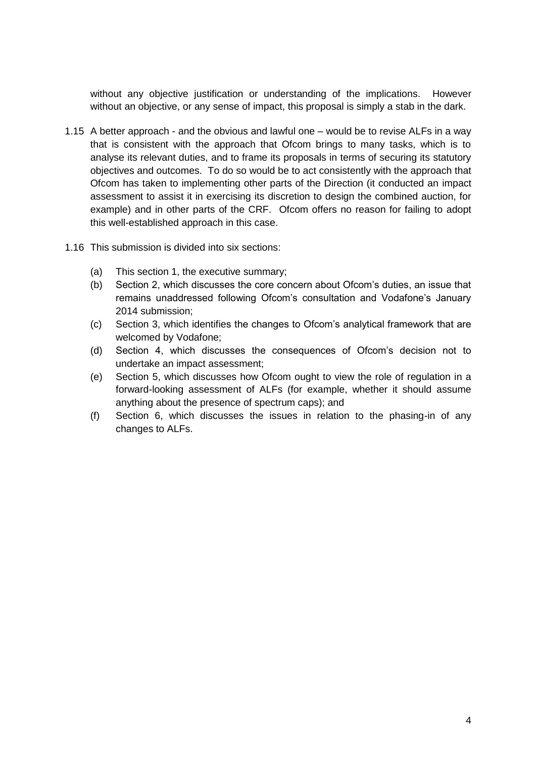without any objective justification or understanding of the implications. However without an objective, or any sense of impact, this proposal is simply a stab in the dark.

1.15 A better approach - and the obvious and lawful one – would be to revise ALFs in a way that is consistent with the approach that Ofcom brings to many tasks, which is to analyse its relevant duties, and to frame its proposals in terms of securing its statutory objectives and outcomes. To do so would be to act consistently with the approach that Ofcom has taken to implementing other parts of the Direction (it conducted an impact assessment to assist it in exercising its discretion to design the combined auction, for example) and in other parts of the CRF. Ofcom offers no reason for failing to adopt this well-established approach in this case.

1.16 This submission is divided into six sections:

(a) This section 1, the executive summary;

(b) Section 2, which discusses the core concern about Ofcom's duties, an issue that remains unaddressed following Ofcom's consultation and Vodafone's January 2014 submission;

(c) Section 3, which identifies the changes to Ofcom's analytical framework that are welcomed by Vodafone;

(d) Section 4, which discusses the consequences of Ofcom's decision not to undertake an impact assessment;

(e) Section 5, which discusses how Ofcom ought to view the role of regulation in a forward-looking assessment of ALFs (for example, whether it should assume anything about the presence of spectrum caps); and

(f) Section 6, which discusses the issues in relation to the phasing-in of any changes to ALFs.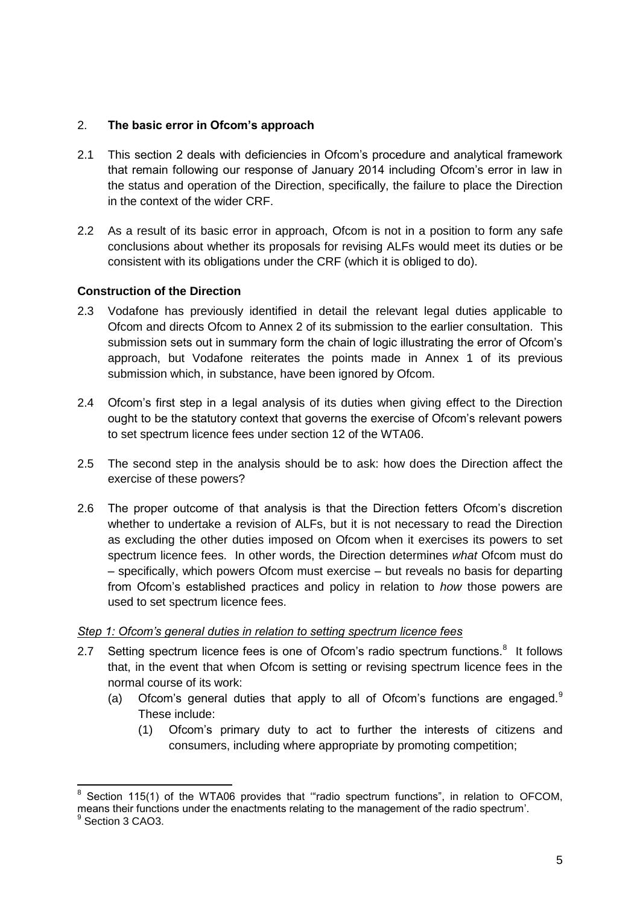## 2. **The basic error in Ofcom's approach**

2.1 This section 2 deals with deficiencies in Ofcom's procedure and analytical framework that remain following our response of January 2014 including Ofcom's error in law in the status and operation of the Direction, specifically, the failure to place the Direction in the context of the wider CRF.

2.2 As a result of its basic error in approach, Ofcom is not in a position to form any safe conclusions about whether its proposals for revising ALFs would meet its duties or be consistent with its obligations under the CRF (which it is obliged to do).

### Construction of the Direction

2.3 Vodafone has previously identified in detail the relevant legal duties applicable to Ofcom and directs Ofcom to Annex 2 of its submission to the earlier consultation. This submission sets out in summary form the chain of logic illustrating the error of Ofcom's approach, but Vodafone reiterates the points made in Annex 1 of its previous submission which, in substance, have been ignored by Ofcom.

2.4 Ofcom's first step in a legal analysis of its duties when giving effect to the Direction ought to be the statutory context that governs the exercise of Ofcom's relevant powers to set spectrum licence fees under section 12 of the WTA06.

2.5 The second step in the analysis should be to ask: how does the Direction affect the exercise of these powers?

2.6 The proper outcome of that analysis is that the Direction fetters Ofcom's discretion whether to undertake a revision of ALFs, but it is not necessary to read the Direction as excluding the other duties imposed on Ofcom when it exercises its powers to set spectrum licence fees. In other words, the Direction determines *what* Ofcom must do – specifically, which powers Ofcom must exercise – but reveals no basis for departing from Ofcom's established practices and policy in relation to *how* those powers are used to set spectrum licence fees.

*Step 1: Ofcom's general duties in relation to setting spectrum licence fees*

2.7 Setting spectrum licence fees is one of Ofcom's radio spectrum functions.[8] It follows that, in the event that when Ofcom is setting or revising spectrum licence fees in the normal course of its work:

(a) Ofcom's general duties that apply to all of Ofcom's functions are engaged.[9] These include:

(1) Ofcom's primary duty to act to further the interests of citizens and consumers, including where appropriate by promoting competition;

---

[8] Section 115(1) of the WTA06 provides that '"radio spectrum functions", in relation to OFCOM, means their functions under the enactments relating to the management of the radio spectrum'.

[9] Section 3 CAO3.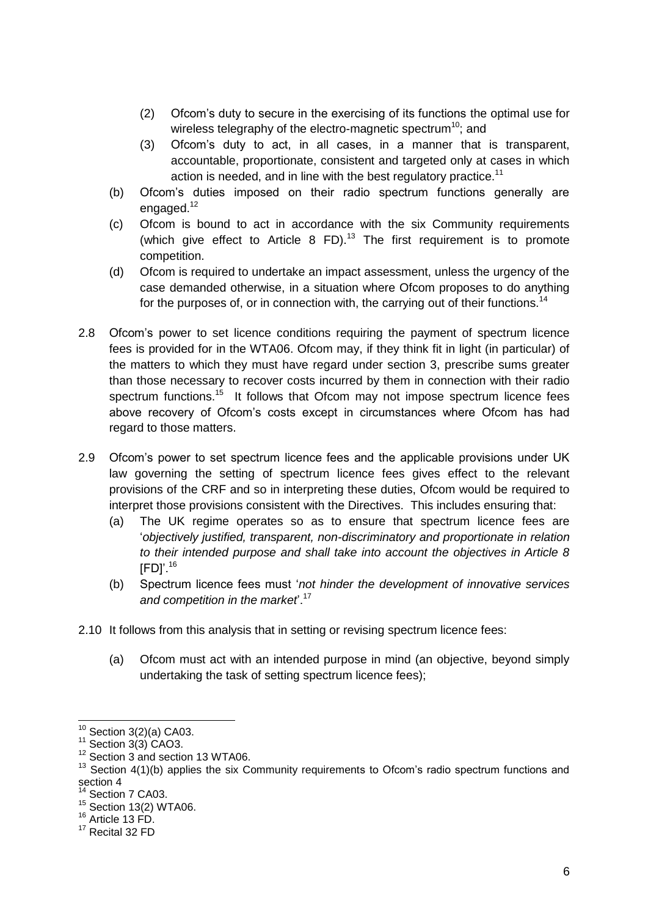(2) Ofcom's duty to secure in the exercising of its functions the optimal use for wireless telegraphy of the electro-magnetic spectrum[10]; and

(3) Ofcom's duty to act, in all cases, in a manner that is transparent, accountable, proportionate, consistent and targeted only at cases in which action is needed, and in line with the best regulatory practice.[11]

(b) Ofcom's duties imposed on their radio spectrum functions generally are engaged.[12]

(c) Ofcom is bound to act in accordance with the six Community requirements (which give effect to Article 8 FD).[13] The first requirement is to promote competition.

(d) Ofcom is required to undertake an impact assessment, unless the urgency of the case demanded otherwise, in a situation where Ofcom proposes to do anything for the purposes of, or in connection with, the carrying out of their functions.[14]

2.8 Ofcom's power to set licence conditions requiring the payment of spectrum licence fees is provided for in the WTA06. Ofcom may, if they think fit in light (in particular) of the matters to which they must have regard under section 3, prescribe sums greater than those necessary to recover costs incurred by them in connection with their radio spectrum functions.[15] It follows that Ofcom may not impose spectrum licence fees above recovery of Ofcom's costs except in circumstances where Ofcom has had regard to those matters.

2.9 Ofcom's power to set spectrum licence fees and the applicable provisions under UK law governing the setting of spectrum licence fees gives effect to the relevant provisions of the CRF and so in interpreting these duties, Ofcom would be required to interpret those provisions consistent with the Directives. This includes ensuring that:

(a) The UK regime operates so as to ensure that spectrum licence fees are '*objectively justified, transparent, non-discriminatory and proportionate in relation to their intended purpose and shall take into account the objectives in Article 8* [FD]'.[16]

(b) Spectrum licence fees must '*not hinder the development of innovative services and competition in the market*'.[17]

2.10 It follows from this analysis that in setting or revising spectrum licence fees:

(a) Ofcom must act with an intended purpose in mind (an objective, beyond simply undertaking the task of setting spectrum licence fees);

---

[10] Section 3(2)(a) CA03.

[11] Section 3(3) CAO3.

[12] Section 3 and section 13 WTA06.

[13] Section 4(1)(b) applies the six Community requirements to Ofcom's radio spectrum functions and section 4

[14] Section 7 CA03.

[15] Section 13(2) WTA06.

[16] Article 13 FD.

[17] Recital 32 FD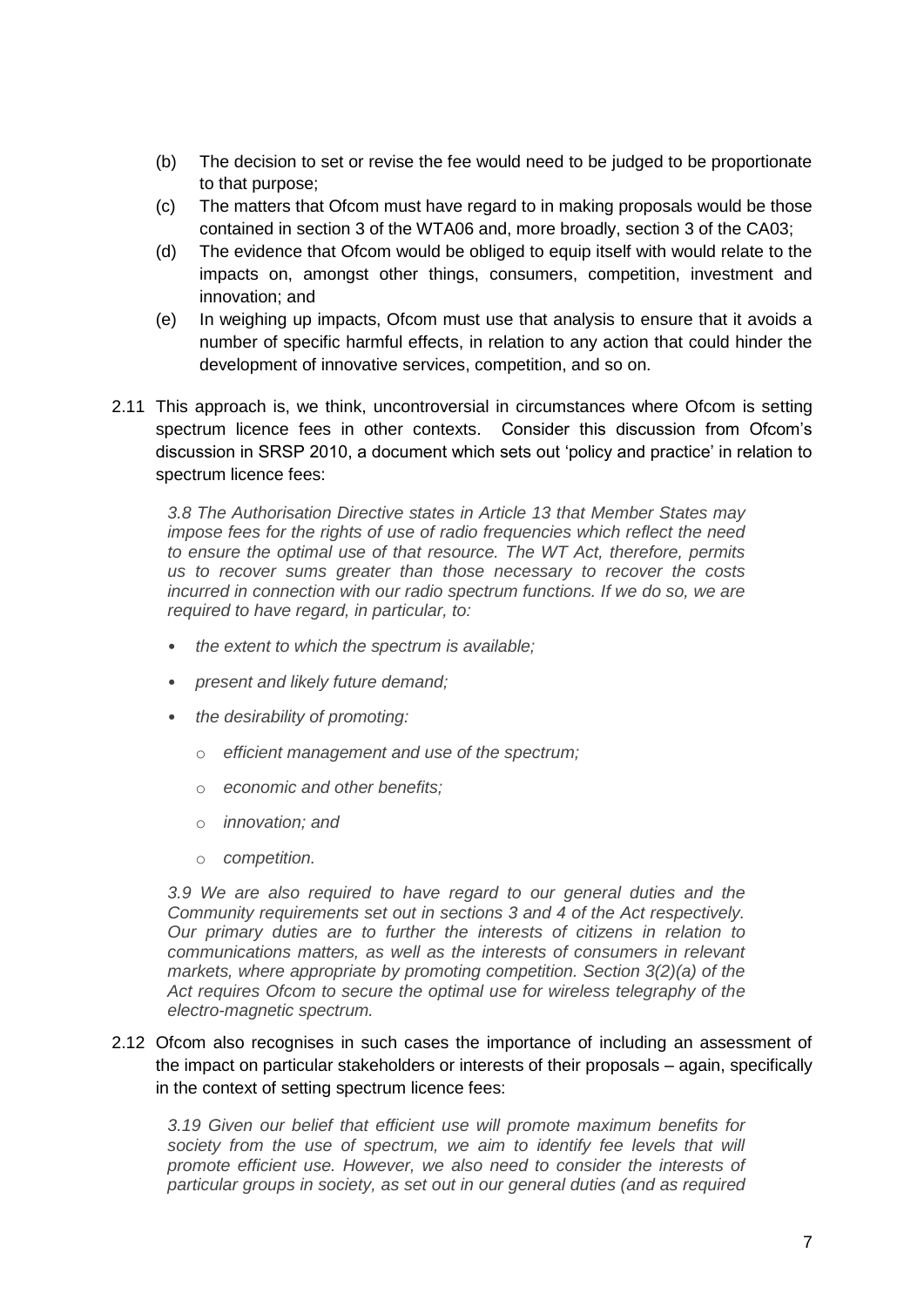(b) The decision to set or revise the fee would need to be judged to be proportionate to that purpose;

(c) The matters that Ofcom must have regard to in making proposals would be those contained in section 3 of the WTA06 and, more broadly, section 3 of the CA03;

(d) The evidence that Ofcom would be obliged to equip itself with would relate to the impacts on, amongst other things, consumers, competition, investment and innovation; and

(e) In weighing up impacts, Ofcom must use that analysis to ensure that it avoids a number of specific harmful effects, in relation to any action that could hinder the development of innovative services, competition, and so on.

2.11 This approach is, we think, uncontroversial in circumstances where Ofcom is setting spectrum licence fees in other contexts. Consider this discussion from Ofcom's discussion in SRSP 2010, a document which sets out 'policy and practice' in relation to spectrum licence fees:

> *3.8 The Authorisation Directive states in Article 13 that Member States may impose fees for the rights of use of radio frequencies which reflect the need to ensure the optimal use of that resource. The WT Act, therefore, permits us to recover sums greater than those necessary to recover the costs incurred in connection with our radio spectrum functions. If we do so, we are required to have regard, in particular, to:*
>
> - *the extent to which the spectrum is available;*
> - *present and likely future demand;*
> - *the desirability of promoting:*
>   - *efficient management and use of the spectrum;*
>   - *economic and other benefits;*
>   - *innovation; and*
>   - *competition.*
>
> *3.9 We are also required to have regard to our general duties and the Community requirements set out in sections 3 and 4 of the Act respectively. Our primary duties are to further the interests of citizens in relation to communications matters, as well as the interests of consumers in relevant markets, where appropriate by promoting competition. Section 3(2)(a) of the Act requires Ofcom to secure the optimal use for wireless telegraphy of the electro-magnetic spectrum.*

2.12 Ofcom also recognises in such cases the importance of including an assessment of the impact on particular stakeholders or interests of their proposals – again, specifically in the context of setting spectrum licence fees:

> *3.19 Given our belief that efficient use will promote maximum benefits for society from the use of spectrum, we aim to identify fee levels that will promote efficient use. However, we also need to consider the interests of particular groups in society, as set out in our general duties (and as required*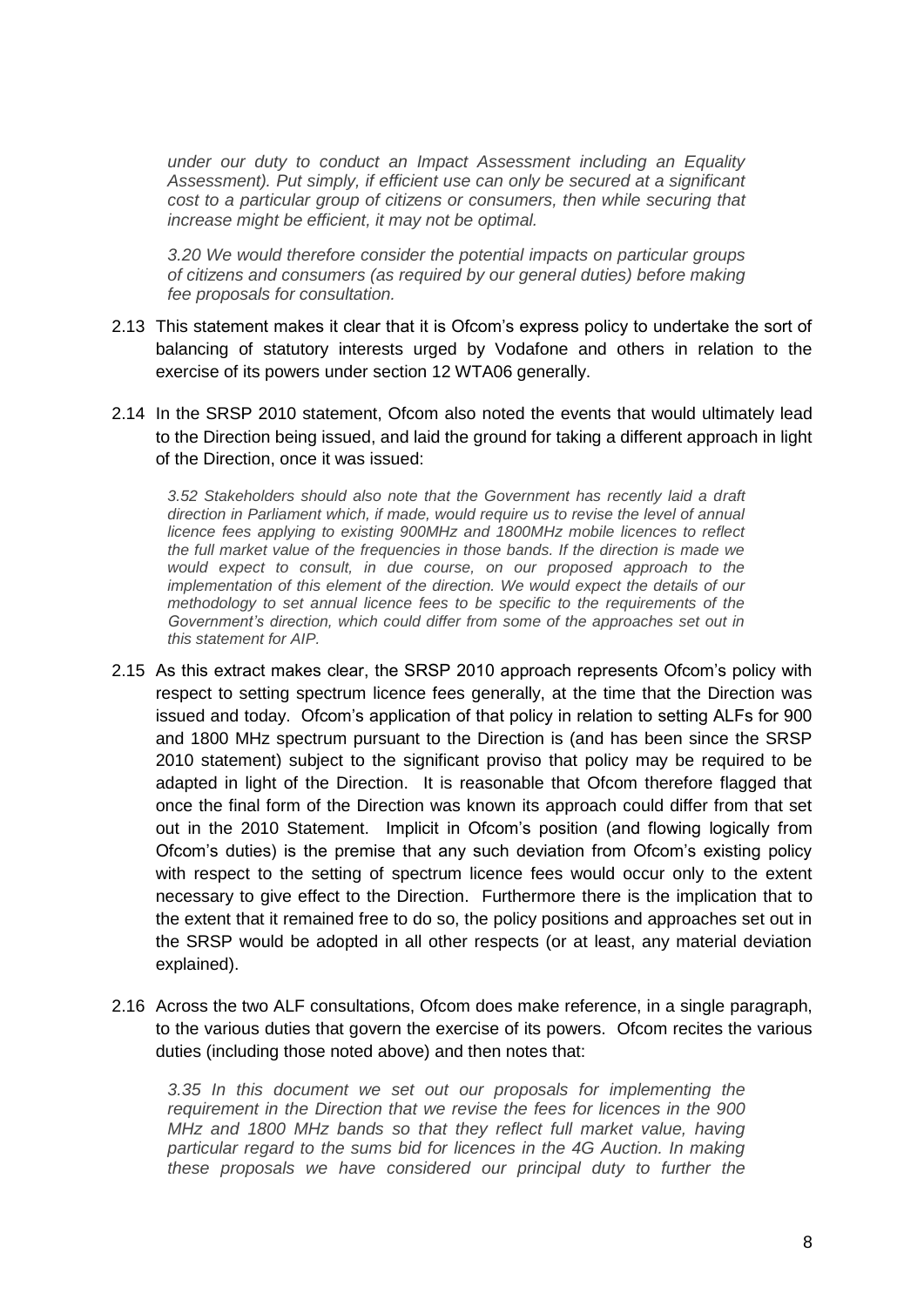*under our duty to conduct an Impact Assessment including an Equality Assessment). Put simply, if efficient use can only be secured at a significant cost to a particular group of citizens or consumers, then while securing that increase might be efficient, it may not be optimal.*

*3.20 We would therefore consider the potential impacts on particular groups of citizens and consumers (as required by our general duties) before making fee proposals for consultation.*

2.13 This statement makes it clear that it is Ofcom's express policy to undertake the sort of balancing of statutory interests urged by Vodafone and others in relation to the exercise of its powers under section 12 WTA06 generally.

2.14 In the SRSP 2010 statement, Ofcom also noted the events that would ultimately lead to the Direction being issued, and laid the ground for taking a different approach in light of the Direction, once it was issued:

*3.52 Stakeholders should also note that the Government has recently laid a draft direction in Parliament which, if made, would require us to revise the level of annual licence fees applying to existing 900MHz and 1800MHz mobile licences to reflect the full market value of the frequencies in those bands. If the direction is made we would expect to consult, in due course, on our proposed approach to the implementation of this element of the direction. We would expect the details of our methodology to set annual licence fees to be specific to the requirements of the Government's direction, which could differ from some of the approaches set out in this statement for AIP.*

2.15 As this extract makes clear, the SRSP 2010 approach represents Ofcom's policy with respect to setting spectrum licence fees generally, at the time that the Direction was issued and today. Ofcom's application of that policy in relation to setting ALFs for 900 and 1800 MHz spectrum pursuant to the Direction is (and has been since the SRSP 2010 statement) subject to the significant proviso that policy may be required to be adapted in light of the Direction. It is reasonable that Ofcom therefore flagged that once the final form of the Direction was known its approach could differ from that set out in the 2010 Statement. Implicit in Ofcom's position (and flowing logically from Ofcom's duties) is the premise that any such deviation from Ofcom's existing policy with respect to the setting of spectrum licence fees would occur only to the extent necessary to give effect to the Direction. Furthermore there is the implication that to the extent that it remained free to do so, the policy positions and approaches set out in the SRSP would be adopted in all other respects (or at least, any material deviation explained).

2.16 Across the two ALF consultations, Ofcom does make reference, in a single paragraph, to the various duties that govern the exercise of its powers. Ofcom recites the various duties (including those noted above) and then notes that:

*3.35 In this document we set out our proposals for implementing the requirement in the Direction that we revise the fees for licences in the 900 MHz and 1800 MHz bands so that they reflect full market value, having particular regard to the sums bid for licences in the 4G Auction. In making these proposals we have considered our principal duty to further the*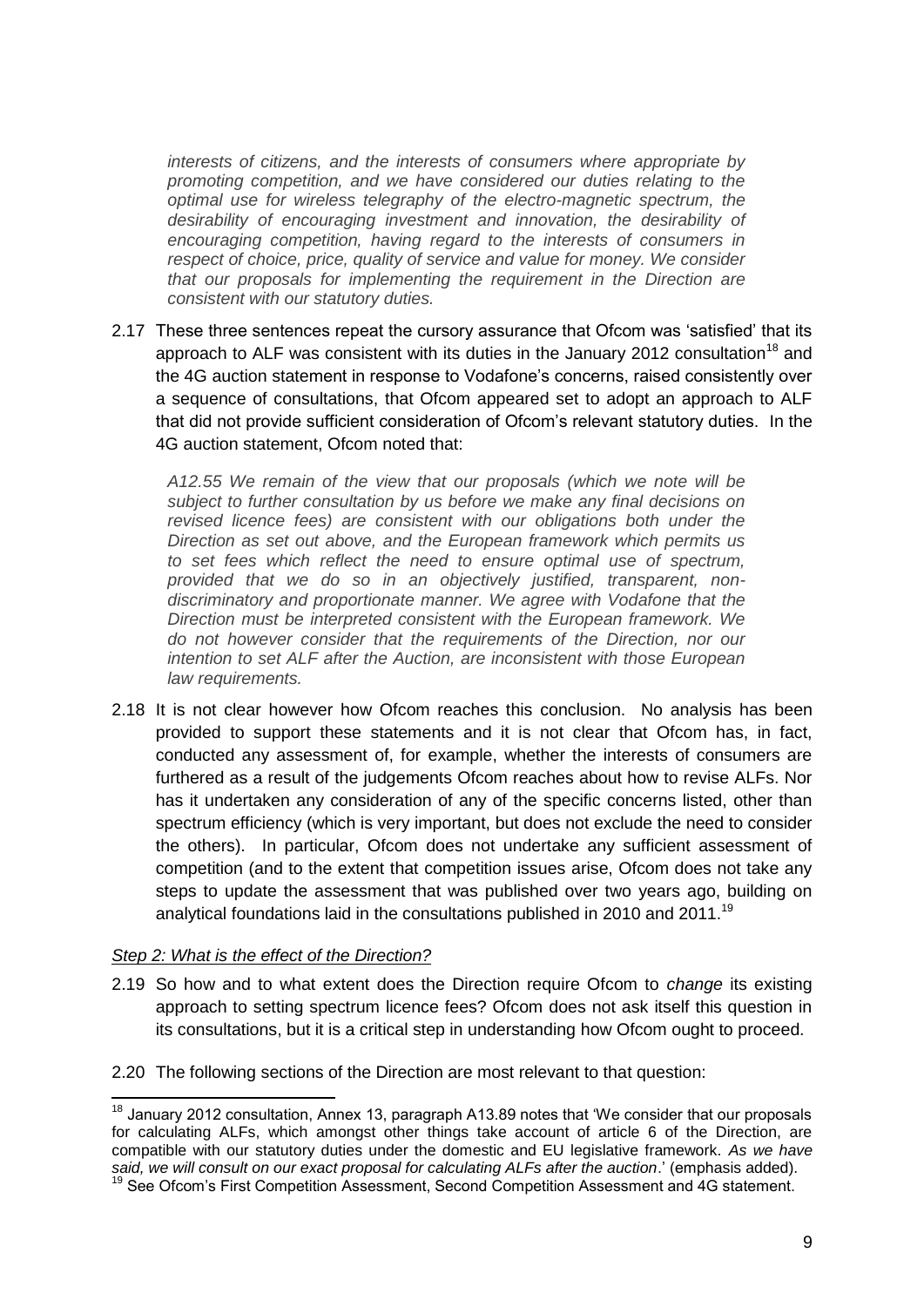*interests of citizens, and the interests of consumers where appropriate by promoting competition, and we have considered our duties relating to the optimal use for wireless telegraphy of the electro-magnetic spectrum, the desirability of encouraging investment and innovation, the desirability of encouraging competition, having regard to the interests of consumers in respect of choice, price, quality of service and value for money. We consider that our proposals for implementing the requirement in the Direction are consistent with our statutory duties.*

2.17 These three sentences repeat the cursory assurance that Ofcom was 'satisfied' that its approach to ALF was consistent with its duties in the January 2012 consultation[18] and the 4G auction statement in response to Vodafone's concerns, raised consistently over a sequence of consultations, that Ofcom appeared set to adopt an approach to ALF that did not provide sufficient consideration of Ofcom's relevant statutory duties. In the 4G auction statement, Ofcom noted that:

*A12.55 We remain of the view that our proposals (which we note will be subject to further consultation by us before we make any final decisions on revised licence fees) are consistent with our obligations both under the Direction as set out above, and the European framework which permits us to set fees which reflect the need to ensure optimal use of spectrum, provided that we do so in an objectively justified, transparent, non-discriminatory and proportionate manner. We agree with Vodafone that the Direction must be interpreted consistent with the European framework. We do not however consider that the requirements of the Direction, nor our intention to set ALF after the Auction, are inconsistent with those European law requirements.*

2.18 It is not clear however how Ofcom reaches this conclusion. No analysis has been provided to support these statements and it is not clear that Ofcom has, in fact, conducted any assessment of, for example, whether the interests of consumers are furthered as a result of the judgements Ofcom reaches about how to revise ALFs. Nor has it undertaken any consideration of any of the specific concerns listed, other than spectrum efficiency (which is very important, but does not exclude the need to consider the others). In particular, Ofcom does not undertake any sufficient assessment of competition (and to the extent that competition issues arise, Ofcom does not take any steps to update the assessment that was published over two years ago, building on analytical foundations laid in the consultations published in 2010 and 2011.[19]

*Step 2: What is the effect of the Direction?*

2.19 So how and to what extent does the Direction require Ofcom to *change* its existing approach to setting spectrum licence fees? Ofcom does not ask itself this question in its consultations, but it is a critical step in understanding how Ofcom ought to proceed.

2.20 The following sections of the Direction are most relevant to that question:

---

[18] January 2012 consultation, Annex 13, paragraph A13.89 notes that 'We consider that our proposals for calculating ALFs, which amongst other things take account of article 6 of the Direction, are compatible with our statutory duties under the domestic and EU legislative framework. *As we have said, we will consult on our exact proposal for calculating ALFs after the auction*.' (emphasis added).

[19] See Ofcom's First Competition Assessment, Second Competition Assessment and 4G statement.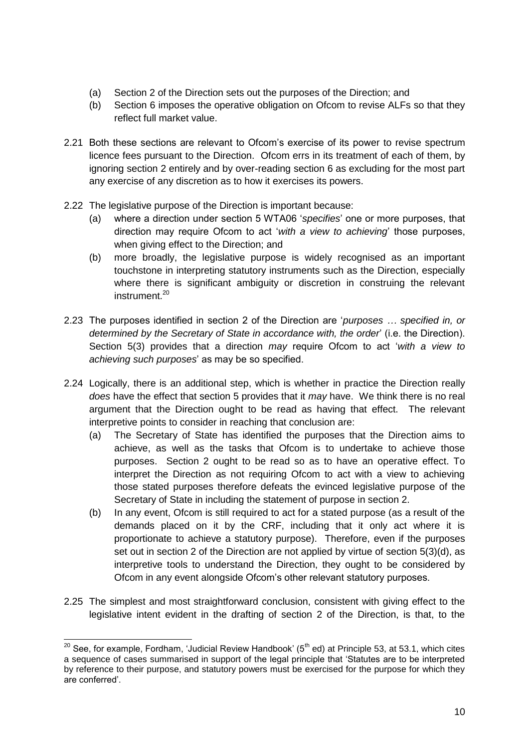(a) Section 2 of the Direction sets out the purposes of the Direction; and

(b) Section 6 imposes the operative obligation on Ofcom to revise ALFs so that they reflect full market value.

2.21 Both these sections are relevant to Ofcom's exercise of its power to revise spectrum licence fees pursuant to the Direction. Ofcom errs in its treatment of each of them, by ignoring section 2 entirely and by over-reading section 6 as excluding for the most part any exercise of any discretion as to how it exercises its powers.

2.22 The legislative purpose of the Direction is important because:

(a) where a direction under section 5 WTA06 '*specifies*' one or more purposes, that direction may require Ofcom to act '*with a view to achieving*' those purposes, when giving effect to the Direction; and

(b) more broadly, the legislative purpose is widely recognised as an important touchstone in interpreting statutory instruments such as the Direction, especially where there is significant ambiguity or discretion in construing the relevant instrument.[20]

2.23 The purposes identified in section 2 of the Direction are '*purposes … specified in, or determined by the Secretary of State in accordance with, the order*' (i.e. the Direction). Section 5(3) provides that a direction *may* require Ofcom to act '*with a view to achieving such purposes*' as may be so specified.

2.24 Logically, there is an additional step, which is whether in practice the Direction really *does* have the effect that section 5 provides that it *may* have. We think there is no real argument that the Direction ought to be read as having that effect. The relevant interpretive points to consider in reaching that conclusion are:

(a) The Secretary of State has identified the purposes that the Direction aims to achieve, as well as the tasks that Ofcom is to undertake to achieve those purposes. Section 2 ought to be read so as to have an operative effect. To interpret the Direction as not requiring Ofcom to act with a view to achieving those stated purposes therefore defeats the evinced legislative purpose of the Secretary of State in including the statement of purpose in section 2.

(b) In any event, Ofcom is still required to act for a stated purpose (as a result of the demands placed on it by the CRF, including that it only act where it is proportionate to achieve a statutory purpose). Therefore, even if the purposes set out in section 2 of the Direction are not applied by virtue of section 5(3)(d), as interpretive tools to understand the Direction, they ought to be considered by Ofcom in any event alongside Ofcom's other relevant statutory purposes.

2.25 The simplest and most straightforward conclusion, consistent with giving effect to the legislative intent evident in the drafting of section 2 of the Direction, is that, to the

---

[20] See, for example, Fordham, 'Judicial Review Handbook' (5th ed) at Principle 53, at 53.1, which cites a sequence of cases summarised in support of the legal principle that 'Statutes are to be interpreted by reference to their purpose, and statutory powers must be exercised for the purpose for which they are conferred'.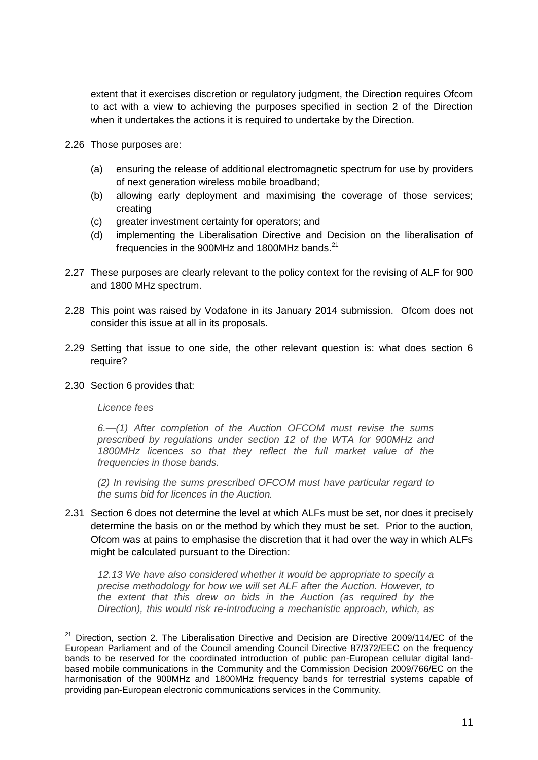extent that it exercises discretion or regulatory judgment, the Direction requires Ofcom to act with a view to achieving the purposes specified in section 2 of the Direction when it undertakes the actions it is required to undertake by the Direction.

2.26 Those purposes are:

(a) ensuring the release of additional electromagnetic spectrum for use by providers of next generation wireless mobile broadband;

(b) allowing early deployment and maximising the coverage of those services; creating

(c) greater investment certainty for operators; and

(d) implementing the Liberalisation Directive and Decision on the liberalisation of frequencies in the 900MHz and 1800MHz bands.[21]

2.27 These purposes are clearly relevant to the policy context for the revising of ALF for 900 and 1800 MHz spectrum.

2.28 This point was raised by Vodafone in its January 2014 submission. Ofcom does not consider this issue at all in its proposals.

2.29 Setting that issue to one side, the other relevant question is: what does section 6 require?

2.30 Section 6 provides that:

> *Licence fees*
>
> *6.—(1) After completion of the Auction OFCOM must revise the sums prescribed by regulations under section 12 of the WTA for 900MHz and 1800MHz licences so that they reflect the full market value of the frequencies in those bands.*
>
> *(2) In revising the sums prescribed OFCOM must have particular regard to the sums bid for licences in the Auction.*

2.31 Section 6 does not determine the level at which ALFs must be set, nor does it precisely determine the basis on or the method by which they must be set. Prior to the auction, Ofcom was at pains to emphasise the discretion that it had over the way in which ALFs might be calculated pursuant to the Direction:

> *12.13 We have also considered whether it would be appropriate to specify a precise methodology for how we will set ALF after the Auction. However, to the extent that this drew on bids in the Auction (as required by the Direction), this would risk re-introducing a mechanistic approach, which, as*

---

[21] Direction, section 2. The Liberalisation Directive and Decision are Directive 2009/114/EC of the European Parliament and of the Council amending Council Directive 87/372/EEC on the frequency bands to be reserved for the coordinated introduction of public pan-European cellular digital land-based mobile communications in the Community and the Commission Decision 2009/766/EC on the harmonisation of the 900MHz and 1800MHz frequency bands for terrestrial systems capable of providing pan-European electronic communications services in the Community.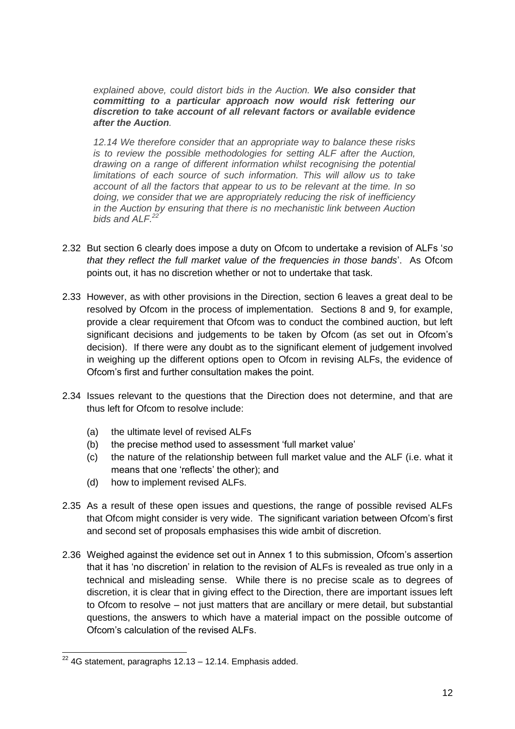*explained above, could distort bids in the Auction.* ***We also consider that committing to a particular approach now would risk fettering our discretion to take account of all relevant factors or available evidence after the Auction****.*

*12.14 We therefore consider that an appropriate way to balance these risks is to review the possible methodologies for setting ALF after the Auction, drawing on a range of different information whilst recognising the potential limitations of each source of such information. This will allow us to take account of all the factors that appear to us to be relevant at the time. In so doing, we consider that we are appropriately reducing the risk of inefficiency in the Auction by ensuring that there is no mechanistic link between Auction bids and ALF.*[22]

2.32 But section 6 clearly does impose a duty on Ofcom to undertake a revision of ALFs '*so that they reflect the full market value of the frequencies in those bands*'. As Ofcom points out, it has no discretion whether or not to undertake that task.

2.33 However, as with other provisions in the Direction, section 6 leaves a great deal to be resolved by Ofcom in the process of implementation. Sections 8 and 9, for example, provide a clear requirement that Ofcom was to conduct the combined auction, but left significant decisions and judgements to be taken by Ofcom (as set out in Ofcom's decision). If there were any doubt as to the significant element of judgement involved in weighing up the different options open to Ofcom in revising ALFs, the evidence of Ofcom's first and further consultation makes the point.

2.34 Issues relevant to the questions that the Direction does not determine, and that are thus left for Ofcom to resolve include:

(a) the ultimate level of revised ALFs

(b) the precise method used to assessment 'full market value'

(c) the nature of the relationship between full market value and the ALF (i.e. what it means that one 'reflects' the other); and

(d) how to implement revised ALFs.

2.35 As a result of these open issues and questions, the range of possible revised ALFs that Ofcom might consider is very wide. The significant variation between Ofcom's first and second set of proposals emphasises this wide ambit of discretion.

2.36 Weighed against the evidence set out in Annex 1 to this submission, Ofcom's assertion that it has 'no discretion' in relation to the revision of ALFs is revealed as true only in a technical and misleading sense. While there is no precise scale as to degrees of discretion, it is clear that in giving effect to the Direction, there are important issues left to Ofcom to resolve – not just matters that are ancillary or mere detail, but substantial questions, the answers to which have a material impact on the possible outcome of Ofcom's calculation of the revised ALFs.

---

[22] 4G statement, paragraphs 12.13 – 12.14. Emphasis added.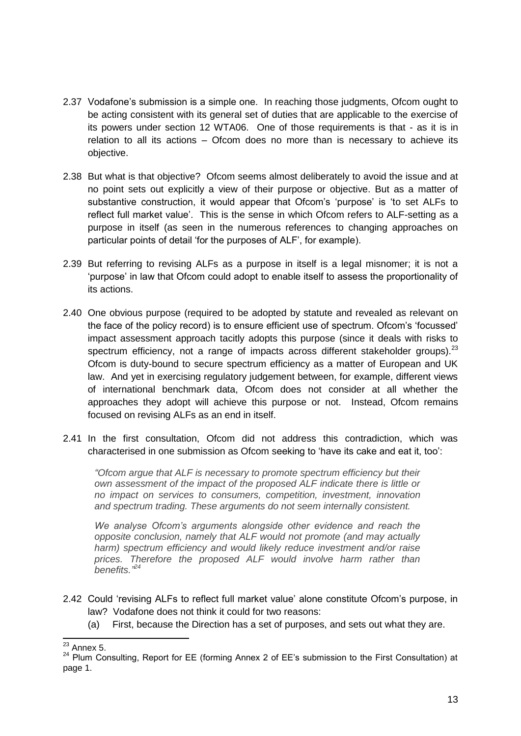2.37 Vodafone's submission is a simple one. In reaching those judgments, Ofcom ought to be acting consistent with its general set of duties that are applicable to the exercise of its powers under section 12 WTA06. One of those requirements is that - as it is in relation to all its actions – Ofcom does no more than is necessary to achieve its objective.

2.38 But what is that objective? Ofcom seems almost deliberately to avoid the issue and at no point sets out explicitly a view of their purpose or objective. But as a matter of substantive construction, it would appear that Ofcom's 'purpose' is 'to set ALFs to reflect full market value'. This is the sense in which Ofcom refers to ALF-setting as a purpose in itself (as seen in the numerous references to changing approaches on particular points of detail 'for the purposes of ALF', for example).

2.39 But referring to revising ALFs as a purpose in itself is a legal misnomer; it is not a 'purpose' in law that Ofcom could adopt to enable itself to assess the proportionality of its actions.

2.40 One obvious purpose (required to be adopted by statute and revealed as relevant on the face of the policy record) is to ensure efficient use of spectrum. Ofcom's 'focussed' impact assessment approach tacitly adopts this purpose (since it deals with risks to spectrum efficiency, not a range of impacts across different stakeholder groups).[23] Ofcom is duty-bound to secure spectrum efficiency as a matter of European and UK law. And yet in exercising regulatory judgement between, for example, different views of international benchmark data, Ofcom does not consider at all whether the approaches they adopt will achieve this purpose or not. Instead, Ofcom remains focused on revising ALFs as an end in itself.

2.41 In the first consultation, Ofcom did not address this contradiction, which was characterised in one submission as Ofcom seeking to 'have its cake and eat it, too':

> *"Ofcom argue that ALF is necessary to promote spectrum efficiency but their own assessment of the impact of the proposed ALF indicate there is little or no impact on services to consumers, competition, investment, innovation and spectrum trading. These arguments do not seem internally consistent.*
>
> *We analyse Ofcom's arguments alongside other evidence and reach the opposite conclusion, namely that ALF would not promote (and may actually harm) spectrum efficiency and would likely reduce investment and/or raise prices. Therefore the proposed ALF would involve harm rather than benefits."*[24]

2.42 Could 'revising ALFs to reflect full market value' alone constitute Ofcom's purpose, in law? Vodafone does not think it could for two reasons:

(a) First, because the Direction has a set of purposes, and sets out what they are.

---

[23] Annex 5.

[24] Plum Consulting, Report for EE (forming Annex 2 of EE's submission to the First Consultation) at page 1.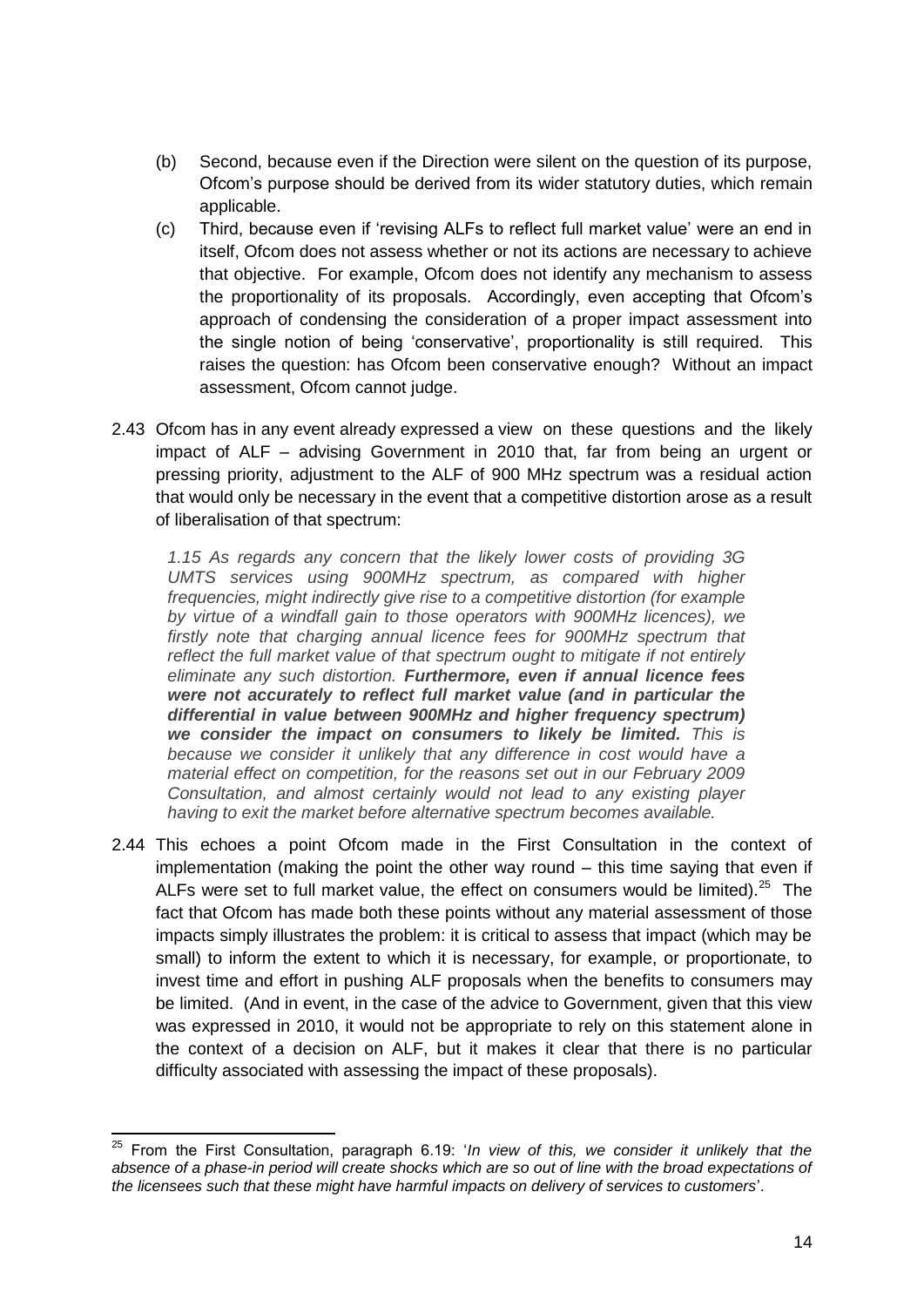(b) Second, because even if the Direction were silent on the question of its purpose, Ofcom's purpose should be derived from its wider statutory duties, which remain applicable.

(c) Third, because even if 'revising ALFs to reflect full market value' were an end in itself, Ofcom does not assess whether or not its actions are necessary to achieve that objective. For example, Ofcom does not identify any mechanism to assess the proportionality of its proposals. Accordingly, even accepting that Ofcom's approach of condensing the consideration of a proper impact assessment into the single notion of being 'conservative', proportionality is still required. This raises the question: has Ofcom been conservative enough? Without an impact assessment, Ofcom cannot judge.

2.43 Ofcom has in any event already expressed a view on these questions and the likely impact of ALF – advising Government in 2010 that, far from being an urgent or pressing priority, adjustment to the ALF of 900 MHz spectrum was a residual action that would only be necessary in the event that a competitive distortion arose as a result of liberalisation of that spectrum:

> *1.15 As regards any concern that the likely lower costs of providing 3G UMTS services using 900MHz spectrum, as compared with higher frequencies, might indirectly give rise to a competitive distortion (for example by virtue of a windfall gain to those operators with 900MHz licences), we firstly note that charging annual licence fees for 900MHz spectrum that reflect the full market value of that spectrum ought to mitigate if not entirely eliminate any such distortion.* ***Furthermore, even if annual licence fees were not accurately to reflect full market value (and in particular the differential in value between 900MHz and higher frequency spectrum) we consider the impact on consumers to likely be limited.*** *This is because we consider it unlikely that any difference in cost would have a material effect on competition, for the reasons set out in our February 2009 Consultation, and almost certainly would not lead to any existing player having to exit the market before alternative spectrum becomes available.*

2.44 This echoes a point Ofcom made in the First Consultation in the context of implementation (making the point the other way round – this time saying that even if ALFs were set to full market value, the effect on consumers would be limited).[25] The fact that Ofcom has made both these points without any material assessment of those impacts simply illustrates the problem: it is critical to assess that impact (which may be small) to inform the extent to which it is necessary, for example, or proportionate, to invest time and effort in pushing ALF proposals when the benefits to consumers may be limited. (And in event, in the case of the advice to Government, given that this view was expressed in 2010, it would not be appropriate to rely on this statement alone in the context of a decision on ALF, but it makes it clear that there is no particular difficulty associated with assessing the impact of these proposals).

[25] From the First Consultation, paragraph 6.19: '*In view of this, we consider it unlikely that the absence of a phase-in period will create shocks which are so out of line with the broad expectations of the licensees such that these might have harmful impacts on delivery of services to customers*'.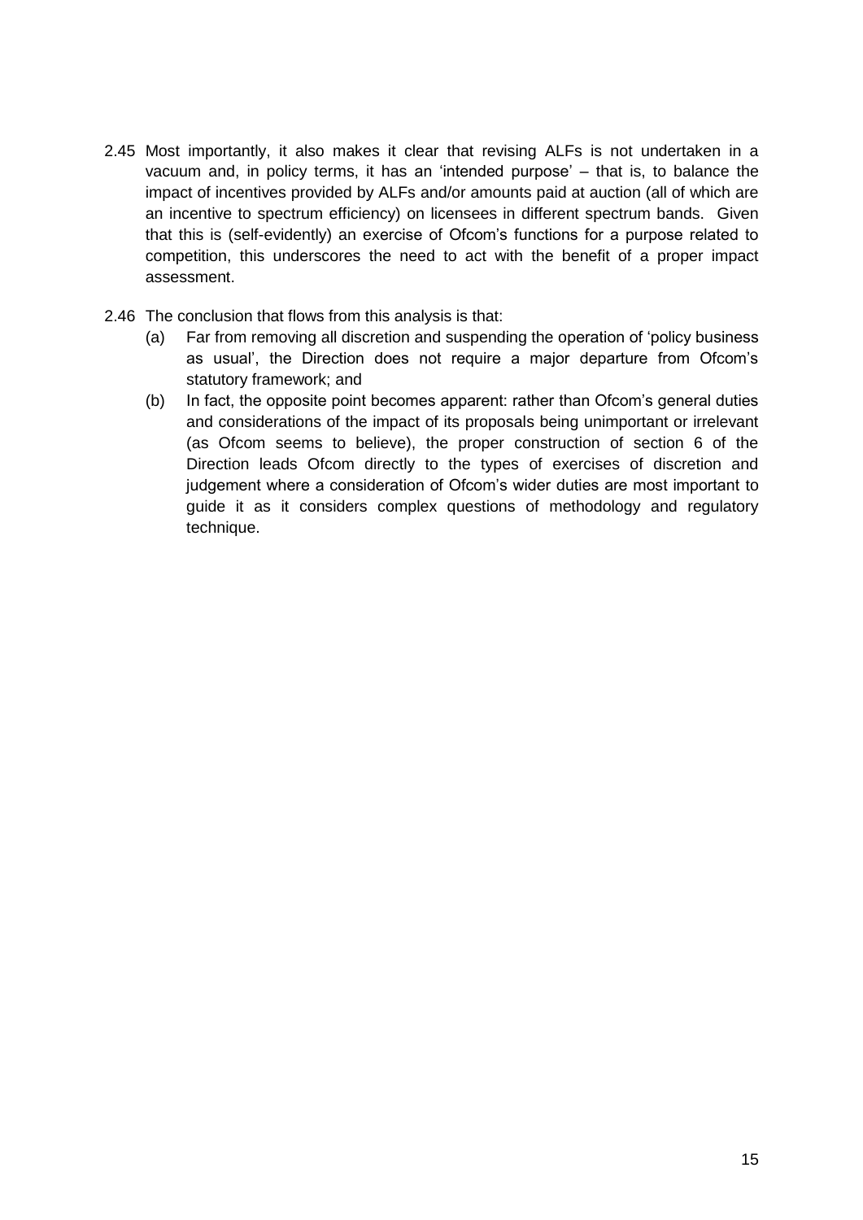2.45 Most importantly, it also makes it clear that revising ALFs is not undertaken in a vacuum and, in policy terms, it has an 'intended purpose' – that is, to balance the impact of incentives provided by ALFs and/or amounts paid at auction (all of which are an incentive to spectrum efficiency) on licensees in different spectrum bands. Given that this is (self-evidently) an exercise of Ofcom's functions for a purpose related to competition, this underscores the need to act with the benefit of a proper impact assessment.

2.46 The conclusion that flows from this analysis is that:

(a) Far from removing all discretion and suspending the operation of 'policy business as usual', the Direction does not require a major departure from Ofcom's statutory framework; and

(b) In fact, the opposite point becomes apparent: rather than Ofcom's general duties and considerations of the impact of its proposals being unimportant or irrelevant (as Ofcom seems to believe), the proper construction of section 6 of the Direction leads Ofcom directly to the types of exercises of discretion and judgement where a consideration of Ofcom's wider duties are most important to guide it as it considers complex questions of methodology and regulatory technique.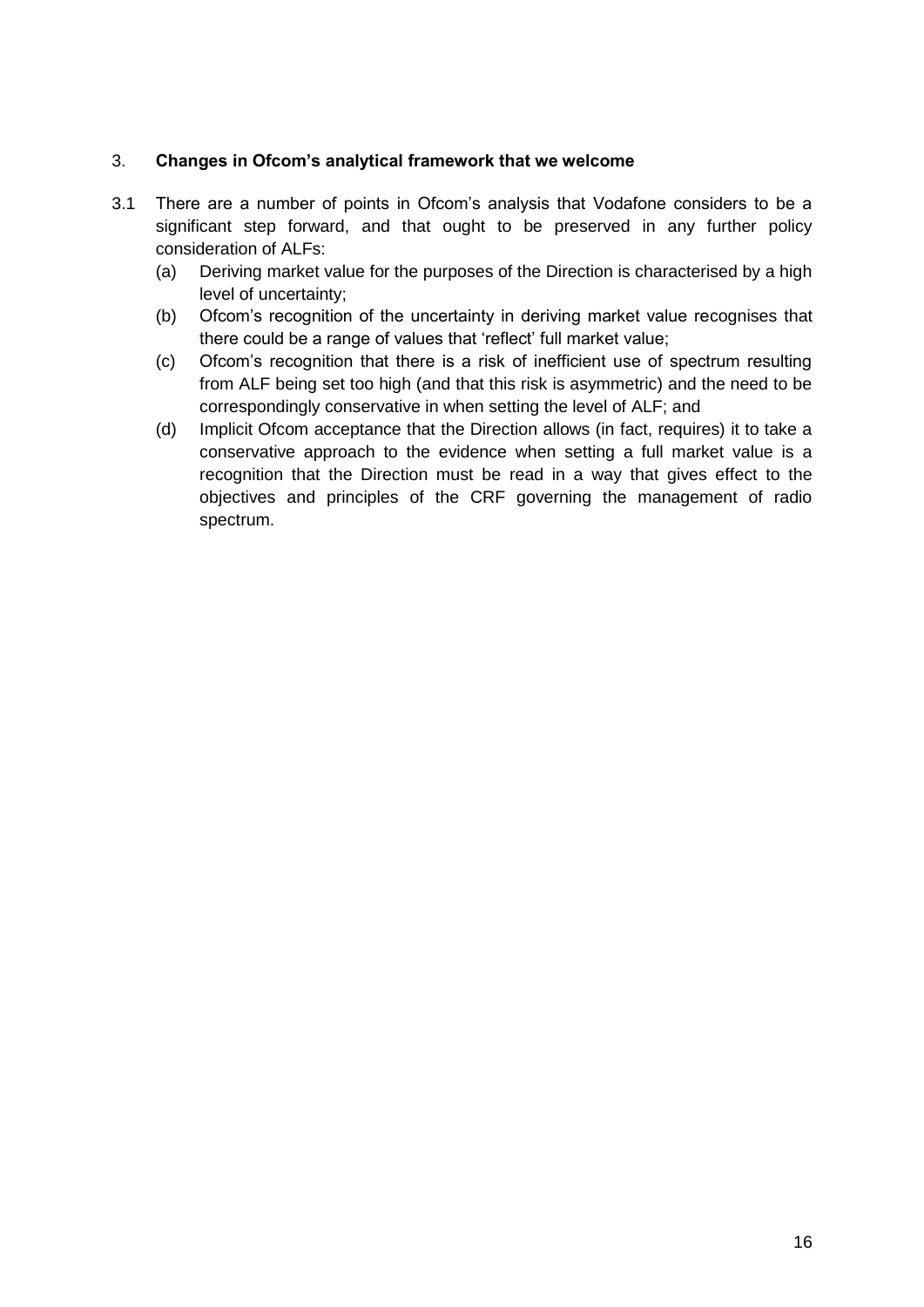## 3. **Changes in Ofcom's analytical framework that we welcome**

3.1 There are a number of points in Ofcom's analysis that Vodafone considers to be a significant step forward, and that ought to be preserved in any further policy consideration of ALFs:

(a) Deriving market value for the purposes of the Direction is characterised by a high level of uncertainty;

(b) Ofcom's recognition of the uncertainty in deriving market value recognises that there could be a range of values that 'reflect' full market value;

(c) Ofcom's recognition that there is a risk of inefficient use of spectrum resulting from ALF being set too high (and that this risk is asymmetric) and the need to be correspondingly conservative in when setting the level of ALF; and

(d) Implicit Ofcom acceptance that the Direction allows (in fact, requires) it to take a conservative approach to the evidence when setting a full market value is a recognition that the Direction must be read in a way that gives effect to the objectives and principles of the CRF governing the management of radio spectrum.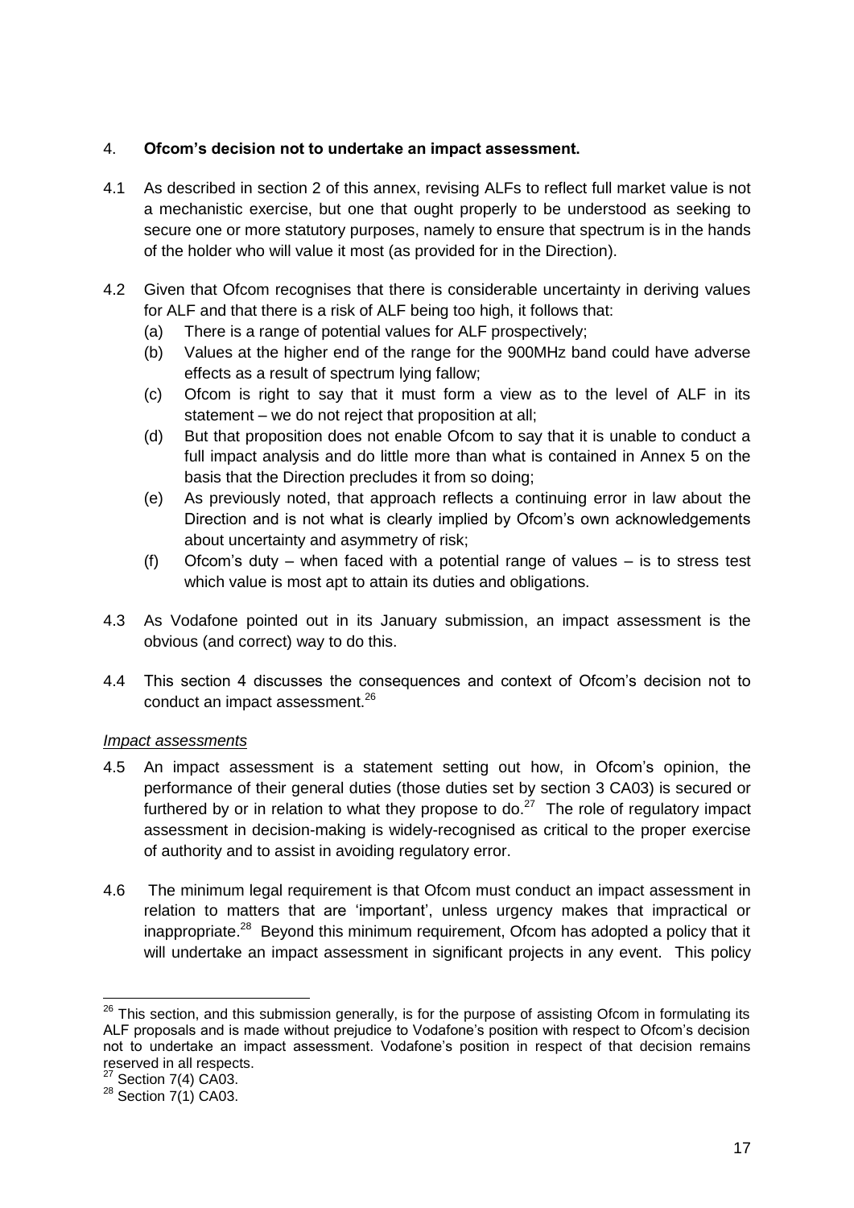4. **Ofcom's decision not to undertake an impact assessment.**

4.1 As described in section 2 of this annex, revising ALFs to reflect full market value is not a mechanistic exercise, but one that ought properly to be understood as seeking to secure one or more statutory purposes, namely to ensure that spectrum is in the hands of the holder who will value it most (as provided for in the Direction).

4.2 Given that Ofcom recognises that there is considerable uncertainty in deriving values for ALF and that there is a risk of ALF being too high, it follows that:

(a) There is a range of potential values for ALF prospectively;

(b) Values at the higher end of the range for the 900MHz band could have adverse effects as a result of spectrum lying fallow;

(c) Ofcom is right to say that it must form a view as to the level of ALF in its statement – we do not reject that proposition at all;

(d) But that proposition does not enable Ofcom to say that it is unable to conduct a full impact analysis and do little more than what is contained in Annex 5 on the basis that the Direction precludes it from so doing;

(e) As previously noted, that approach reflects a continuing error in law about the Direction and is not what is clearly implied by Ofcom's own acknowledgements about uncertainty and asymmetry of risk;

(f) Ofcom's duty – when faced with a potential range of values – is to stress test which value is most apt to attain its duties and obligations.

4.3 As Vodafone pointed out in its January submission, an impact assessment is the obvious (and correct) way to do this.

4.4 This section 4 discusses the consequences and context of Ofcom's decision not to conduct an impact assessment.[26]

*Impact assessments*

4.5 An impact assessment is a statement setting out how, in Ofcom's opinion, the performance of their general duties (those duties set by section 3 CA03) is secured or furthered by or in relation to what they propose to do.[27] The role of regulatory impact assessment in decision-making is widely-recognised as critical to the proper exercise of authority and to assist in avoiding regulatory error.

4.6 The minimum legal requirement is that Ofcom must conduct an impact assessment in relation to matters that are 'important', unless urgency makes that impractical or inappropriate.[28] Beyond this minimum requirement, Ofcom has adopted a policy that it will undertake an impact assessment in significant projects in any event. This policy

---

[26] This section, and this submission generally, is for the purpose of assisting Ofcom in formulating its ALF proposals and is made without prejudice to Vodafone's position with respect to Ofcom's decision not to undertake an impact assessment. Vodafone's position in respect of that decision remains reserved in all respects.

[27] Section 7(4) CA03.

[28] Section 7(1) CA03.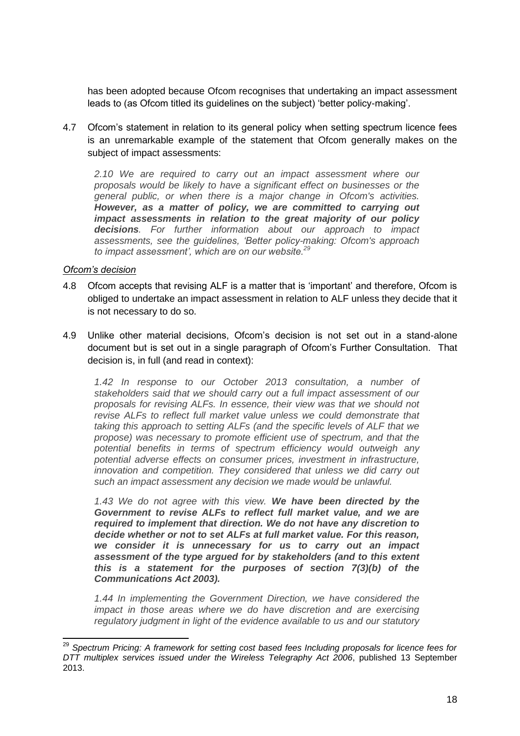has been adopted because Ofcom recognises that undertaking an impact assessment leads to (as Ofcom titled its guidelines on the subject) 'better policy-making'.

4.7 Ofcom's statement in relation to its general policy when setting spectrum licence fees is an unremarkable example of the statement that Ofcom generally makes on the subject of impact assessments:

> *2.10 We are required to carry out an impact assessment where our proposals would be likely to have a significant effect on businesses or the general public, or when there is a major change in Ofcom's activities.* ***However, as a matter of policy, we are committed to carrying out impact assessments in relation to the great majority of our policy decisions****. For further information about our approach to impact assessments, see the guidelines, 'Better policy-making: Ofcom's approach to impact assessment', which are on our website.*[29]

*Ofcom's decision*

4.8 Ofcom accepts that revising ALF is a matter that is 'important' and therefore, Ofcom is obliged to undertake an impact assessment in relation to ALF unless they decide that it is not necessary to do so.

4.9 Unlike other material decisions, Ofcom's decision is not set out in a stand-alone document but is set out in a single paragraph of Ofcom's Further Consultation. That decision is, in full (and read in context):

> *1.42 In response to our October 2013 consultation, a number of stakeholders said that we should carry out a full impact assessment of our proposals for revising ALFs. In essence, their view was that we should not revise ALFs to reflect full market value unless we could demonstrate that taking this approach to setting ALFs (and the specific levels of ALF that we propose) was necessary to promote efficient use of spectrum, and that the potential benefits in terms of spectrum efficiency would outweigh any potential adverse effects on consumer prices, investment in infrastructure, innovation and competition. They considered that unless we did carry out such an impact assessment any decision we made would be unlawful.*
>
> *1.43 We do not agree with this view.* ***We have been directed by the Government to revise ALFs to reflect full market value, and we are required to implement that direction. We do not have any discretion to decide whether or not to set ALFs at full market value. For this reason, we consider it is unnecessary for us to carry out an impact assessment of the type argued for by stakeholders (and to this extent this is a statement for the purposes of section 7(3)(b) of the Communications Act 2003).***
>
> *1.44 In implementing the Government Direction, we have considered the impact in those areas where we do have discretion and are exercising regulatory judgment in light of the evidence available to us and our statutory*

---

[29] *Spectrum Pricing: A framework for setting cost based fees Including proposals for licence fees for DTT multiplex services issued under the Wireless Telegraphy Act 2006*, published 13 September 2013.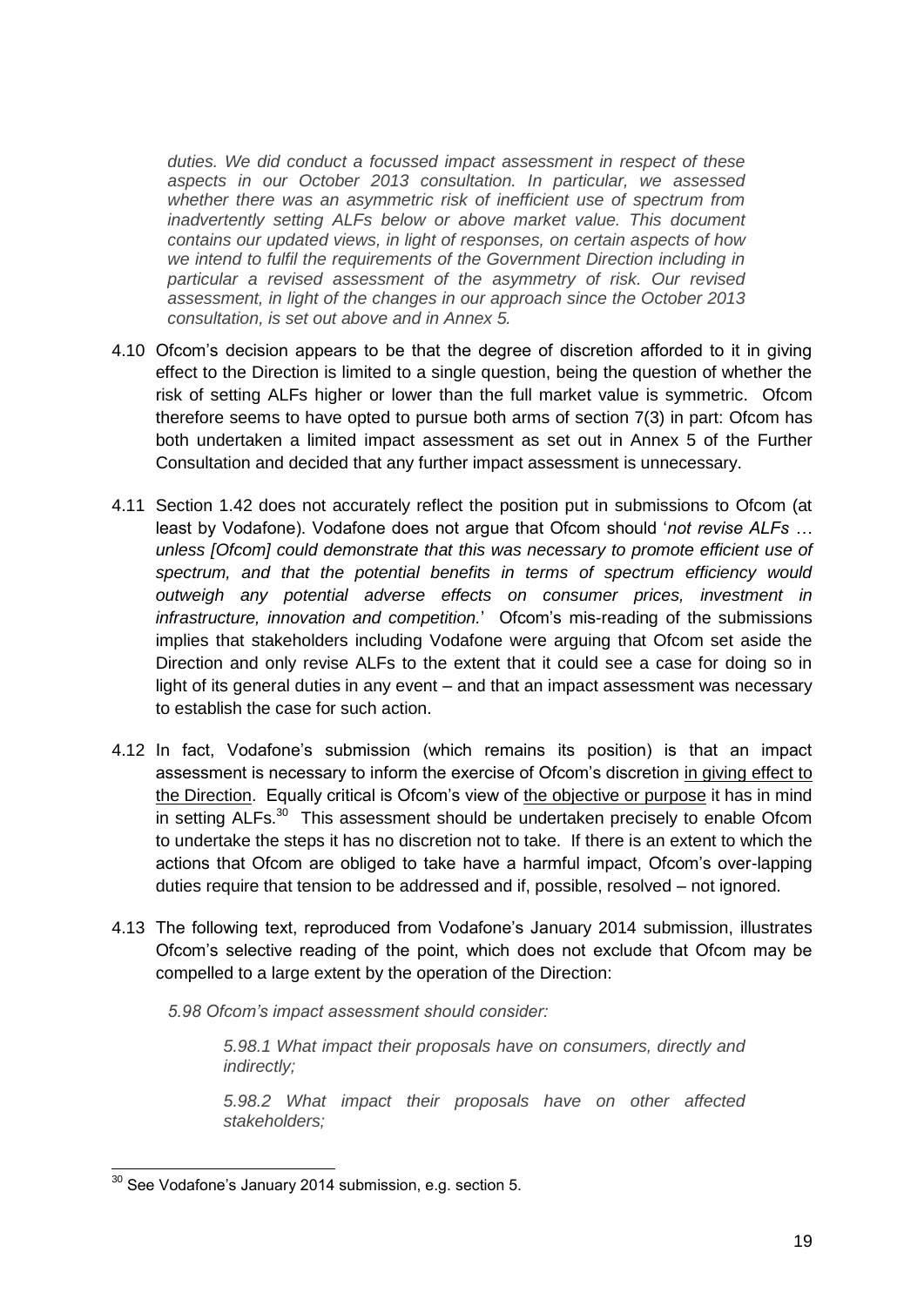*duties. We did conduct a focussed impact assessment in respect of these aspects in our October 2013 consultation. In particular, we assessed whether there was an asymmetric risk of inefficient use of spectrum from inadvertently setting ALFs below or above market value. This document contains our updated views, in light of responses, on certain aspects of how we intend to fulfil the requirements of the Government Direction including in particular a revised assessment of the asymmetry of risk. Our revised assessment, in light of the changes in our approach since the October 2013 consultation, is set out above and in Annex 5.*

4.10 Ofcom's decision appears to be that the degree of discretion afforded to it in giving effect to the Direction is limited to a single question, being the question of whether the risk of setting ALFs higher or lower than the full market value is symmetric. Ofcom therefore seems to have opted to pursue both arms of section 7(3) in part: Ofcom has both undertaken a limited impact assessment as set out in Annex 5 of the Further Consultation and decided that any further impact assessment is unnecessary.

4.11 Section 1.42 does not accurately reflect the position put in submissions to Ofcom (at least by Vodafone). Vodafone does not argue that Ofcom should '*not revise ALFs … unless [Ofcom] could demonstrate that this was necessary to promote efficient use of spectrum, and that the potential benefits in terms of spectrum efficiency would outweigh any potential adverse effects on consumer prices, investment in infrastructure, innovation and competition.*' Ofcom's mis-reading of the submissions implies that stakeholders including Vodafone were arguing that Ofcom set aside the Direction and only revise ALFs to the extent that it could see a case for doing so in light of its general duties in any event – and that an impact assessment was necessary to establish the case for such action.

4.12 In fact, Vodafone's submission (which remains its position) is that an impact assessment is necessary to inform the exercise of Ofcom's discretion <u>in giving effect to the Direction</u>. Equally critical is Ofcom's view of <u>the objective or purpose</u> it has in mind in setting ALFs.[30] This assessment should be undertaken precisely to enable Ofcom to undertake the steps it has no discretion not to take. If there is an extent to which the actions that Ofcom are obliged to take have a harmful impact, Ofcom's over-lapping duties require that tension to be addressed and if, possible, resolved – not ignored.

4.13 The following text, reproduced from Vodafone's January 2014 submission, illustrates Ofcom's selective reading of the point, which does not exclude that Ofcom may be compelled to a large extent by the operation of the Direction:

> *5.98 Ofcom's impact assessment should consider:*
>
> > *5.98.1 What impact their proposals have on consumers, directly and indirectly;*
> >
> > *5.98.2 What impact their proposals have on other affected stakeholders;*

---

[30] See Vodafone's January 2014 submission, e.g. section 5.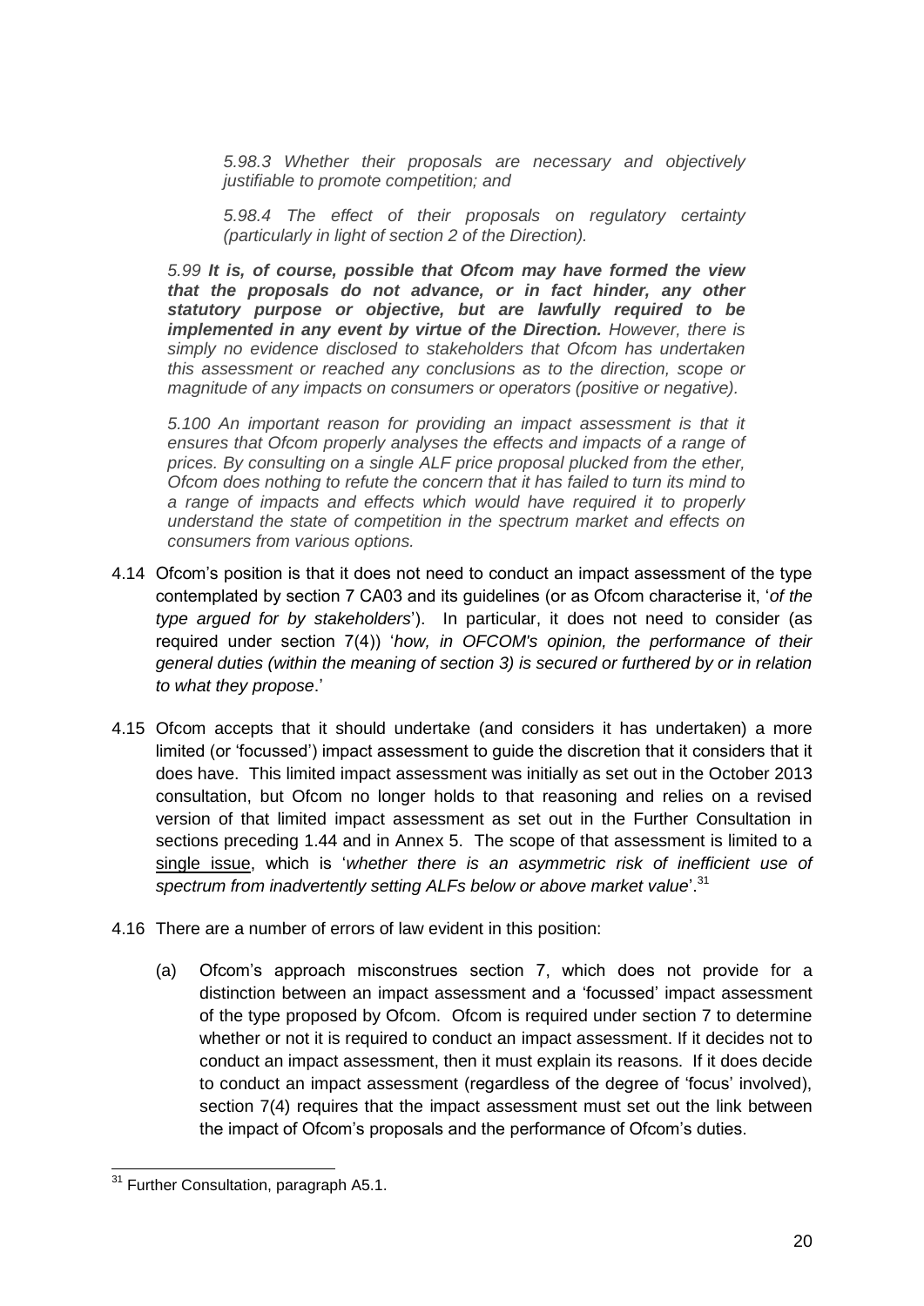> *5.98.3 Whether their proposals are necessary and objectively justifiable to promote competition; and*
>
> *5.98.4 The effect of their proposals on regulatory certainty (particularly in light of section 2 of the Direction).*

*5.99* ***It is, of course, possible that Ofcom may have formed the view that the proposals do not advance, or in fact hinder, any other statutory purpose or objective, but are lawfully required to be implemented in any event by virtue of the Direction.*** *However, there is simply no evidence disclosed to stakeholders that Ofcom has undertaken this assessment or reached any conclusions as to the direction, scope or magnitude of any impacts on consumers or operators (positive or negative).*

*5.100 An important reason for providing an impact assessment is that it ensures that Ofcom properly analyses the effects and impacts of a range of prices. By consulting on a single ALF price proposal plucked from the ether, Ofcom does nothing to refute the concern that it has failed to turn its mind to a range of impacts and effects which would have required it to properly understand the state of competition in the spectrum market and effects on consumers from various options.*

4.14 Ofcom's position is that it does not need to conduct an impact assessment of the type contemplated by section 7 CA03 and its guidelines (or as Ofcom characterise it, '*of the type argued for by stakeholders*'). In particular, it does not need to consider (as required under section 7(4)) '*how, in OFCOM's opinion, the performance of their general duties (within the meaning of section 3) is secured or furthered by or in relation to what they propose*.'

4.15 Ofcom accepts that it should undertake (and considers it has undertaken) a more limited (or 'focussed') impact assessment to guide the discretion that it considers that it does have. This limited impact assessment was initially as set out in the October 2013 consultation, but Ofcom no longer holds to that reasoning and relies on a revised version of that limited impact assessment as set out in the Further Consultation in sections preceding 1.44 and in Annex 5. The scope of that assessment is limited to a single issue, which is '*whether there is an asymmetric risk of inefficient use of spectrum from inadvertently setting ALFs below or above market value*'.[31]

4.16 There are a number of errors of law evident in this position:

(a) Ofcom's approach misconstrues section 7, which does not provide for a distinction between an impact assessment and a 'focussed' impact assessment of the type proposed by Ofcom. Ofcom is required under section 7 to determine whether or not it is required to conduct an impact assessment. If it decides not to conduct an impact assessment, then it must explain its reasons. If it does decide to conduct an impact assessment (regardless of the degree of 'focus' involved), section 7(4) requires that the impact assessment must set out the link between the impact of Ofcom's proposals and the performance of Ofcom's duties.

---

[31] Further Consultation, paragraph A5.1.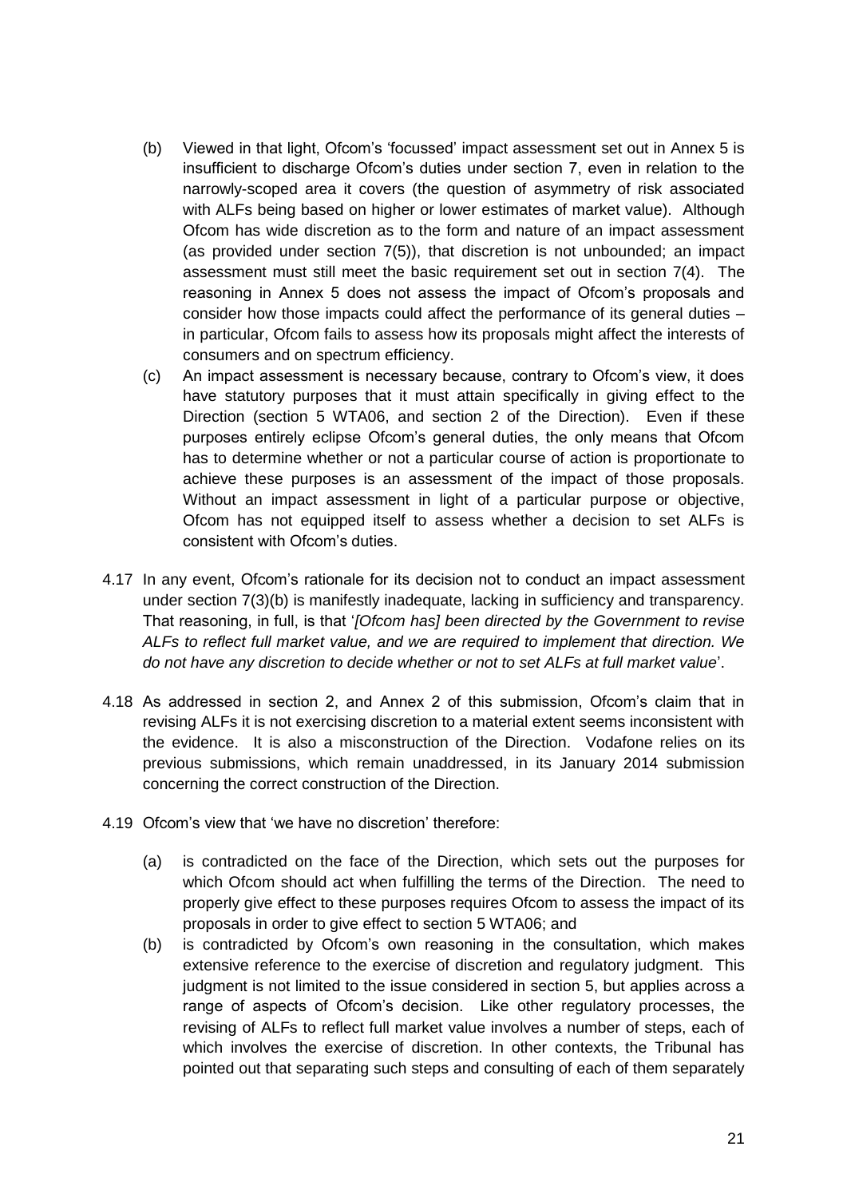(b) Viewed in that light, Ofcom's 'focussed' impact assessment set out in Annex 5 is insufficient to discharge Ofcom's duties under section 7, even in relation to the narrowly-scoped area it covers (the question of asymmetry of risk associated with ALFs being based on higher or lower estimates of market value). Although Ofcom has wide discretion as to the form and nature of an impact assessment (as provided under section 7(5)), that discretion is not unbounded; an impact assessment must still meet the basic requirement set out in section 7(4). The reasoning in Annex 5 does not assess the impact of Ofcom's proposals and consider how those impacts could affect the performance of its general duties – in particular, Ofcom fails to assess how its proposals might affect the interests of consumers and on spectrum efficiency.

(c) An impact assessment is necessary because, contrary to Ofcom's view, it does have statutory purposes that it must attain specifically in giving effect to the Direction (section 5 WTA06, and section 2 of the Direction). Even if these purposes entirely eclipse Ofcom's general duties, the only means that Ofcom has to determine whether or not a particular course of action is proportionate to achieve these purposes is an assessment of the impact of those proposals. Without an impact assessment in light of a particular purpose or objective, Ofcom has not equipped itself to assess whether a decision to set ALFs is consistent with Ofcom's duties.

4.17 In any event, Ofcom's rationale for its decision not to conduct an impact assessment under section 7(3)(b) is manifestly inadequate, lacking in sufficiency and transparency. That reasoning, in full, is that '*[Ofcom has] been directed by the Government to revise ALFs to reflect full market value, and we are required to implement that direction. We do not have any discretion to decide whether or not to set ALFs at full market value*'.

4.18 As addressed in section 2, and Annex 2 of this submission, Ofcom's claim that in revising ALFs it is not exercising discretion to a material extent seems inconsistent with the evidence. It is also a misconstruction of the Direction. Vodafone relies on its previous submissions, which remain unaddressed, in its January 2014 submission concerning the correct construction of the Direction.

4.19 Ofcom's view that 'we have no discretion' therefore:

(a) is contradicted on the face of the Direction, which sets out the purposes for which Ofcom should act when fulfilling the terms of the Direction. The need to properly give effect to these purposes requires Ofcom to assess the impact of its proposals in order to give effect to section 5 WTA06; and

(b) is contradicted by Ofcom's own reasoning in the consultation, which makes extensive reference to the exercise of discretion and regulatory judgment. This judgment is not limited to the issue considered in section 5, but applies across a range of aspects of Ofcom's decision. Like other regulatory processes, the revising of ALFs to reflect full market value involves a number of steps, each of which involves the exercise of discretion. In other contexts, the Tribunal has pointed out that separating such steps and consulting of each of them separately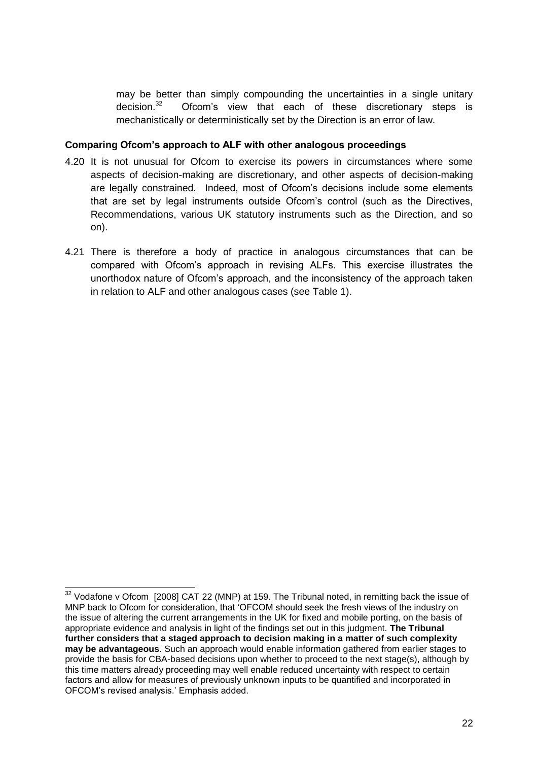may be better than simply compounding the uncertainties in a single unitary decision.[32] Ofcom's view that each of these discretionary steps is mechanistically or deterministically set by the Direction is an error of law.

**Comparing Ofcom's approach to ALF with other analogous proceedings**

4.20 It is not unusual for Ofcom to exercise its powers in circumstances where some aspects of decision-making are discretionary, and other aspects of decision-making are legally constrained. Indeed, most of Ofcom's decisions include some elements that are set by legal instruments outside Ofcom's control (such as the Directives, Recommendations, various UK statutory instruments such as the Direction, and so on).

4.21 There is therefore a body of practice in analogous circumstances that can be compared with Ofcom's approach in revising ALFs. This exercise illustrates the unorthodox nature of Ofcom's approach, and the inconsistency of the approach taken in relation to ALF and other analogous cases (see Table 1).

---

[32] Vodafone v Ofcom [2008] CAT 22 (MNP) at 159. The Tribunal noted, in remitting back the issue of MNP back to Ofcom for consideration, that 'OFCOM should seek the fresh views of the industry on the issue of altering the current arrangements in the UK for fixed and mobile porting, on the basis of appropriate evidence and analysis in light of the findings set out in this judgment. **The Tribunal further considers that a staged approach to decision making in a matter of such complexity may be advantageous**. Such an approach would enable information gathered from earlier stages to provide the basis for CBA-based decisions upon whether to proceed to the next stage(s), although by this time matters already proceeding may well enable reduced uncertainty with respect to certain factors and allow for measures of previously unknown inputs to be quantified and incorporated in OFCOM's revised analysis.' Emphasis added.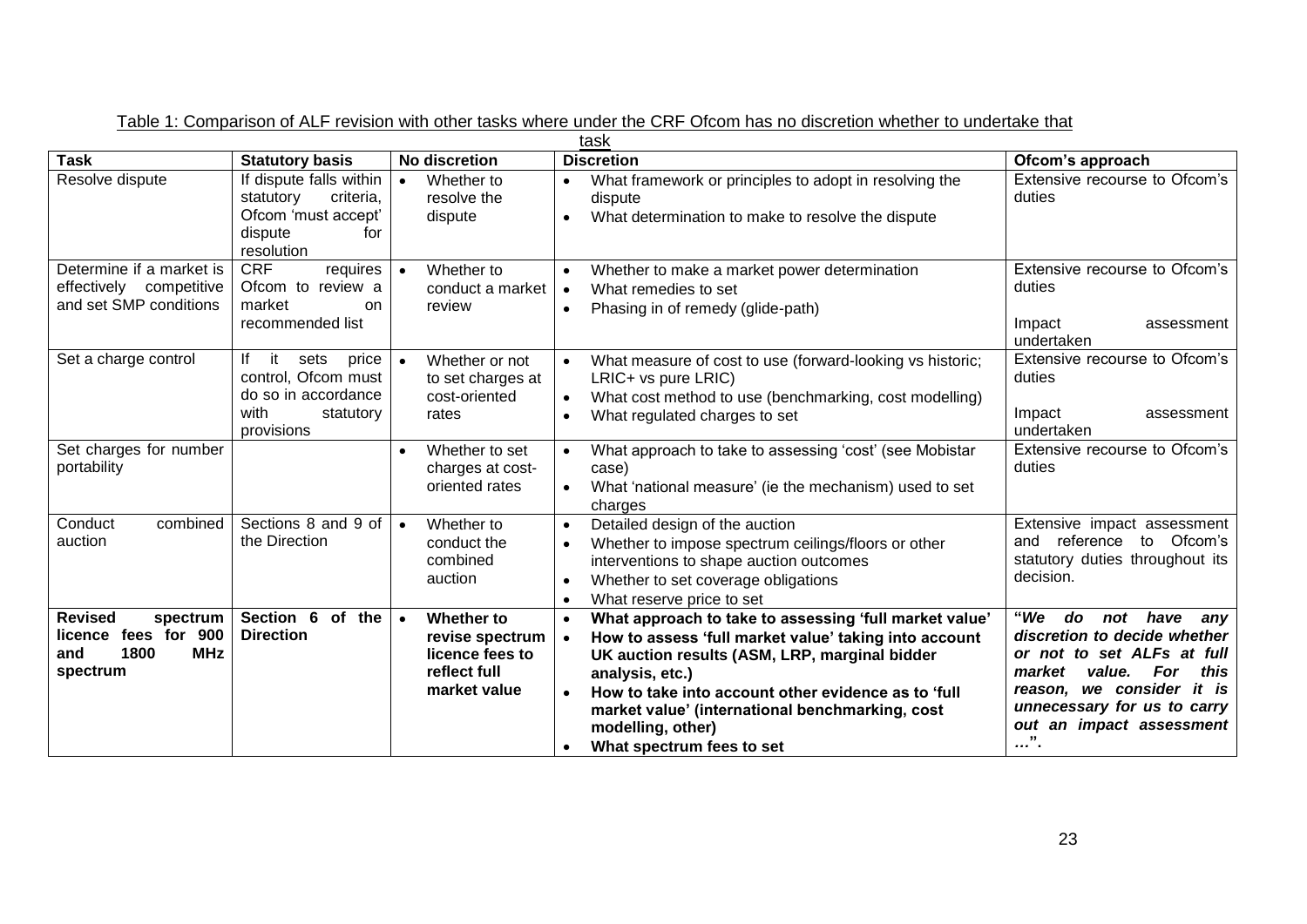Table 1: Comparison of ALF revision with other tasks where under the CRF Ofcom has no discretion whether to undertake that task

| Task | Statutory basis | No discretion | Discretion | Ofcom's approach |
|---|---|---|---|---|
| Resolve dispute | If dispute falls within statutory criteria, Ofcom 'must accept' dispute for resolution | • Whether to resolve the dispute | • What framework or principles to adopt in resolving the dispute<br>• What determination to make to resolve the dispute | Extensive recourse to Ofcom's duties |
| Determine if a market is effectively competitive and set SMP conditions | CRF requires Ofcom to review a market on recommended list | • Whether to conduct a market review | • Whether to make a market power determination<br>• What remedies to set<br>• Phasing in of remedy (glide-path) | Extensive recourse to Ofcom's duties<br><br>Impact assessment undertaken |
| Set a charge control | If it sets price control, Ofcom must do so in accordance with statutory provisions | • Whether or not to set charges at cost-oriented rates | • What measure of cost to use (forward-looking vs historic; LRIC+ vs pure LRIC)<br>• What cost method to use (benchmarking, cost modelling)<br>• What regulated charges to set | Extensive recourse to Ofcom's duties<br><br>Impact assessment undertaken |
| Set charges for number portability | | • Whether to set charges at cost-oriented rates | • What approach to take to assessing 'cost' (see Mobistar case)<br>• What 'national measure' (ie the mechanism) used to set charges | Extensive recourse to Ofcom's duties |
| Conduct combined auction | Sections 8 and 9 of the Direction | • Whether to conduct the combined auction | • Detailed design of the auction<br>• Whether to impose spectrum ceilings/floors or other interventions to shape auction outcomes<br>• Whether to set coverage obligations<br>• What reserve price to set | Extensive impact assessment and reference to Ofcom's statutory duties throughout its decision. |
| **Revised spectrum licence fees for 900 and 1800 MHz spectrum** | **Section 6 of the Direction** | • **Whether to revise spectrum licence fees to reflect full market value** | • **What approach to take to assessing 'full market value'**<br>• **How to assess 'full market value' taking into account UK auction results (ASM, LRP, marginal bidder analysis, etc.)**<br>• **How to take into account other evidence as to 'full market value' (international benchmarking, cost modelling, other)**<br>• **What spectrum fees to set** | ***"We do not have any discretion to decide whether or not to set ALFs at full market value. For this reason, we consider it is unnecessary for us to carry out an impact assessment …".*** |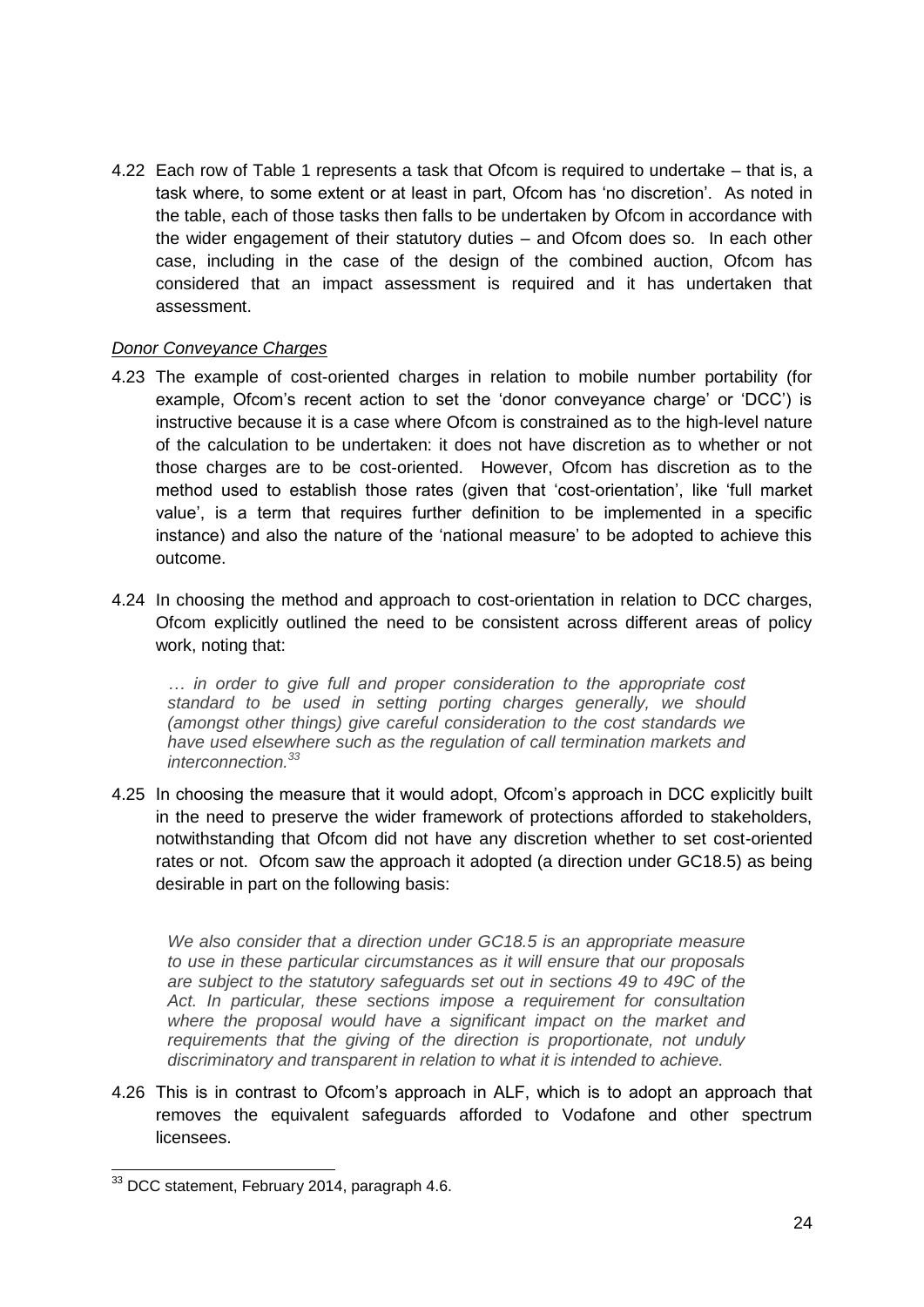4.22 Each row of Table 1 represents a task that Ofcom is required to undertake – that is, a task where, to some extent or at least in part, Ofcom has 'no discretion'. As noted in the table, each of those tasks then falls to be undertaken by Ofcom in accordance with the wider engagement of their statutory duties – and Ofcom does so. In each other case, including in the case of the design of the combined auction, Ofcom has considered that an impact assessment is required and it has undertaken that assessment.

*Donor Conveyance Charges*

4.23 The example of cost-oriented charges in relation to mobile number portability (for example, Ofcom's recent action to set the 'donor conveyance charge' or 'DCC') is instructive because it is a case where Ofcom is constrained as to the high-level nature of the calculation to be undertaken: it does not have discretion as to whether or not those charges are to be cost-oriented. However, Ofcom has discretion as to the method used to establish those rates (given that 'cost-orientation', like 'full market value', is a term that requires further definition to be implemented in a specific instance) and also the nature of the 'national measure' to be adopted to achieve this outcome.

4.24 In choosing the method and approach to cost-orientation in relation to DCC charges, Ofcom explicitly outlined the need to be consistent across different areas of policy work, noting that:

> *… in order to give full and proper consideration to the appropriate cost standard to be used in setting porting charges generally, we should (amongst other things) give careful consideration to the cost standards we have used elsewhere such as the regulation of call termination markets and interconnection.*[33]

4.25 In choosing the measure that it would adopt, Ofcom's approach in DCC explicitly built in the need to preserve the wider framework of protections afforded to stakeholders, notwithstanding that Ofcom did not have any discretion whether to set cost-oriented rates or not. Ofcom saw the approach it adopted (a direction under GC18.5) as being desirable in part on the following basis:

> *We also consider that a direction under GC18.5 is an appropriate measure to use in these particular circumstances as it will ensure that our proposals are subject to the statutory safeguards set out in sections 49 to 49C of the Act. In particular, these sections impose a requirement for consultation where the proposal would have a significant impact on the market and requirements that the giving of the direction is proportionate, not unduly discriminatory and transparent in relation to what it is intended to achieve.*

4.26 This is in contrast to Ofcom's approach in ALF, which is to adopt an approach that removes the equivalent safeguards afforded to Vodafone and other spectrum licensees.

[33] DCC statement, February 2014, paragraph 4.6.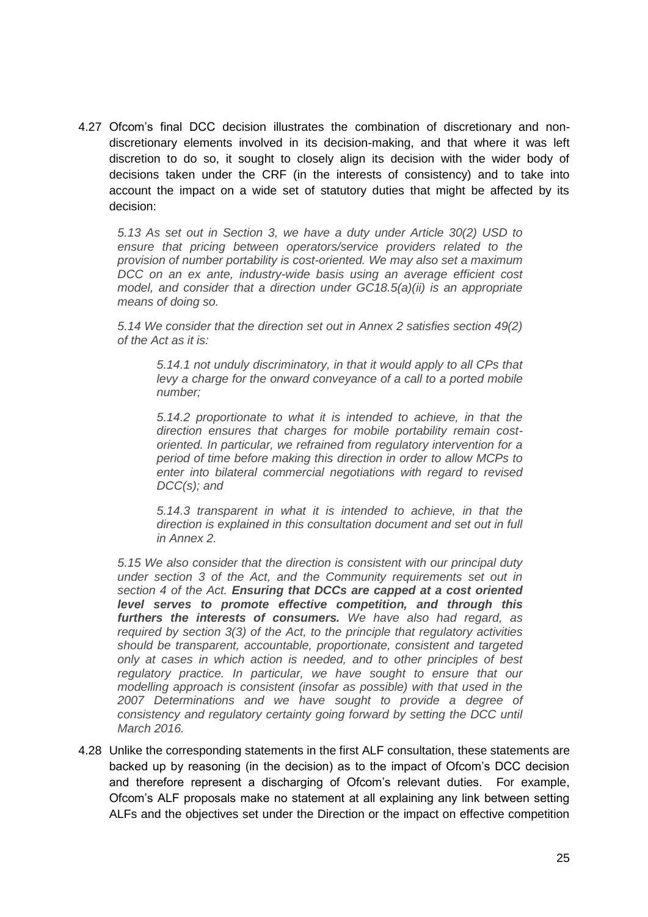4.27 Ofcom's final DCC decision illustrates the combination of discretionary and non-discretionary elements involved in its decision-making, and that where it was left discretion to do so, it sought to closely align its decision with the wider body of decisions taken under the CRF (in the interests of consistency) and to take into account the impact on a wide set of statutory duties that might be affected by its decision:

> *5.13 As set out in Section 3, we have a duty under Article 30(2) USD to ensure that pricing between operators/service providers related to the provision of number portability is cost-oriented. We may also set a maximum DCC on an ex ante, industry-wide basis using an average efficient cost model, and consider that a direction under GC18.5(a)(ii) is an appropriate means of doing so.*
>
> *5.14 We consider that the direction set out in Annex 2 satisfies section 49(2) of the Act as it is:*
>
> > *5.14.1 not unduly discriminatory, in that it would apply to all CPs that levy a charge for the onward conveyance of a call to a ported mobile number;*
> >
> > *5.14.2 proportionate to what it is intended to achieve, in that the direction ensures that charges for mobile portability remain cost-oriented. In particular, we refrained from regulatory intervention for a period of time before making this direction in order to allow MCPs to enter into bilateral commercial negotiations with regard to revised DCC(s); and*
> >
> > *5.14.3 transparent in what it is intended to achieve, in that the direction is explained in this consultation document and set out in full in Annex 2.*
>
> *5.15 We also consider that the direction is consistent with our principal duty under section 3 of the Act, and the Community requirements set out in section 4 of the Act.* ***Ensuring that DCCs are capped at a cost oriented level serves to promote effective competition, and through this furthers the interests of consumers.*** *We have also had regard, as required by section 3(3) of the Act, to the principle that regulatory activities should be transparent, accountable, proportionate, consistent and targeted only at cases in which action is needed, and to other principles of best regulatory practice. In particular, we have sought to ensure that our modelling approach is consistent (insofar as possible) with that used in the 2007 Determinations and we have sought to provide a degree of consistency and regulatory certainty going forward by setting the DCC until March 2016.*

4.28 Unlike the corresponding statements in the first ALF consultation, these statements are backed up by reasoning (in the decision) as to the impact of Ofcom's DCC decision and therefore represent a discharging of Ofcom's relevant duties. For example, Ofcom's ALF proposals make no statement at all explaining any link between setting ALFs and the objectives set under the Direction or the impact on effective competition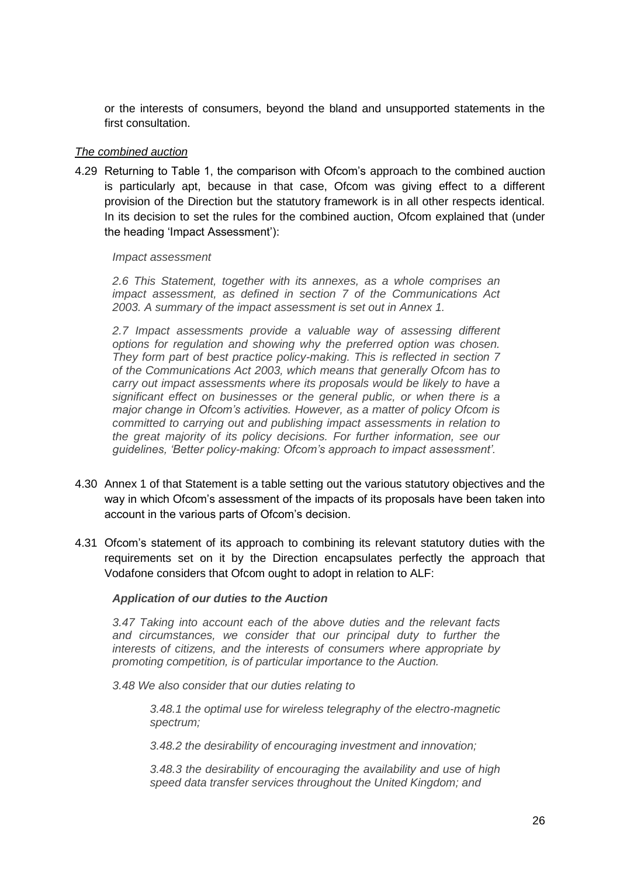or the interests of consumers, beyond the bland and unsupported statements in the first consultation.

*The combined auction*

4.29 Returning to Table 1, the comparison with Ofcom's approach to the combined auction is particularly apt, because in that case, Ofcom was giving effect to a different provision of the Direction but the statutory framework is in all other respects identical. In its decision to set the rules for the combined auction, Ofcom explained that (under the heading 'Impact Assessment'):

> *Impact assessment*
>
> *2.6 This Statement, together with its annexes, as a whole comprises an impact assessment, as defined in section 7 of the Communications Act 2003. A summary of the impact assessment is set out in Annex 1.*
>
> *2.7 Impact assessments provide a valuable way of assessing different options for regulation and showing why the preferred option was chosen. They form part of best practice policy-making. This is reflected in section 7 of the Communications Act 2003, which means that generally Ofcom has to carry out impact assessments where its proposals would be likely to have a significant effect on businesses or the general public, or when there is a major change in Ofcom's activities. However, as a matter of policy Ofcom is committed to carrying out and publishing impact assessments in relation to the great majority of its policy decisions. For further information, see our guidelines, 'Better policy-making: Ofcom's approach to impact assessment'.*

4.30 Annex 1 of that Statement is a table setting out the various statutory objectives and the way in which Ofcom's assessment of the impacts of its proposals have been taken into account in the various parts of Ofcom's decision.

4.31 Ofcom's statement of its approach to combining its relevant statutory duties with the requirements set on it by the Direction encapsulates perfectly the approach that Vodafone considers that Ofcom ought to adopt in relation to ALF:

> ***Application of our duties to the Auction***
>
> *3.47 Taking into account each of the above duties and the relevant facts and circumstances, we consider that our principal duty to further the interests of citizens, and the interests of consumers where appropriate by promoting competition, is of particular importance to the Auction.*
>
> *3.48 We also consider that our duties relating to*
>
> > *3.48.1 the optimal use for wireless telegraphy of the electro-magnetic spectrum;*
> >
> > *3.48.2 the desirability of encouraging investment and innovation;*
> >
> > *3.48.3 the desirability of encouraging the availability and use of high speed data transfer services throughout the United Kingdom; and*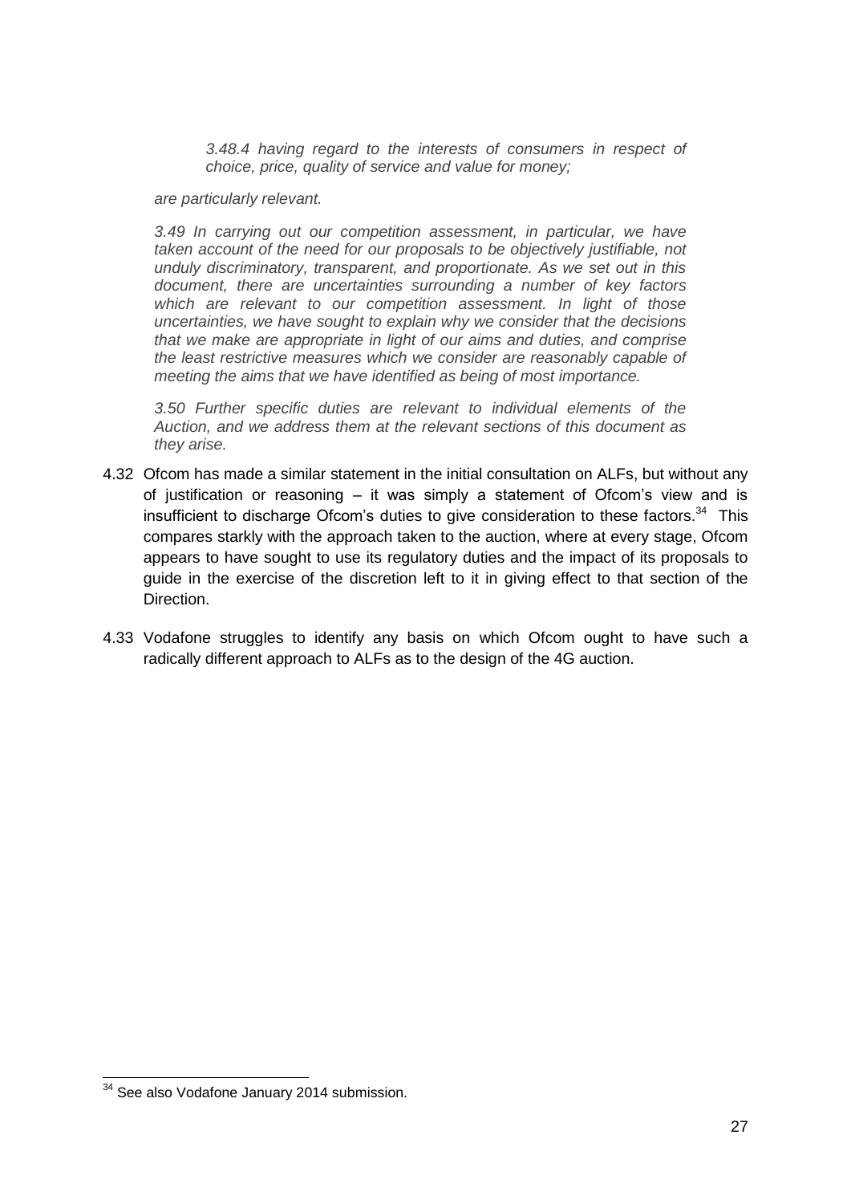> *3.48.4 having regard to the interests of consumers in respect of choice, price, quality of service and value for money;*
>
> *are particularly relevant.*
>
> *3.49 In carrying out our competition assessment, in particular, we have taken account of the need for our proposals to be objectively justifiable, not unduly discriminatory, transparent, and proportionate. As we set out in this document, there are uncertainties surrounding a number of key factors which are relevant to our competition assessment. In light of those uncertainties, we have sought to explain why we consider that the decisions that we make are appropriate in light of our aims and duties, and comprise the least restrictive measures which we consider are reasonably capable of meeting the aims that we have identified as being of most importance.*
>
> *3.50 Further specific duties are relevant to individual elements of the Auction, and we address them at the relevant sections of this document as they arise.*

4.32 Ofcom has made a similar statement in the initial consultation on ALFs, but without any of justification or reasoning – it was simply a statement of Ofcom's view and is insufficient to discharge Ofcom's duties to give consideration to these factors.[34] This compares starkly with the approach taken to the auction, where at every stage, Ofcom appears to have sought to use its regulatory duties and the impact of its proposals to guide in the exercise of the discretion left to it in giving effect to that section of the Direction.

4.33 Vodafone struggles to identify any basis on which Ofcom ought to have such a radically different approach to ALFs as to the design of the 4G auction.

---

[34] See also Vodafone January 2014 submission.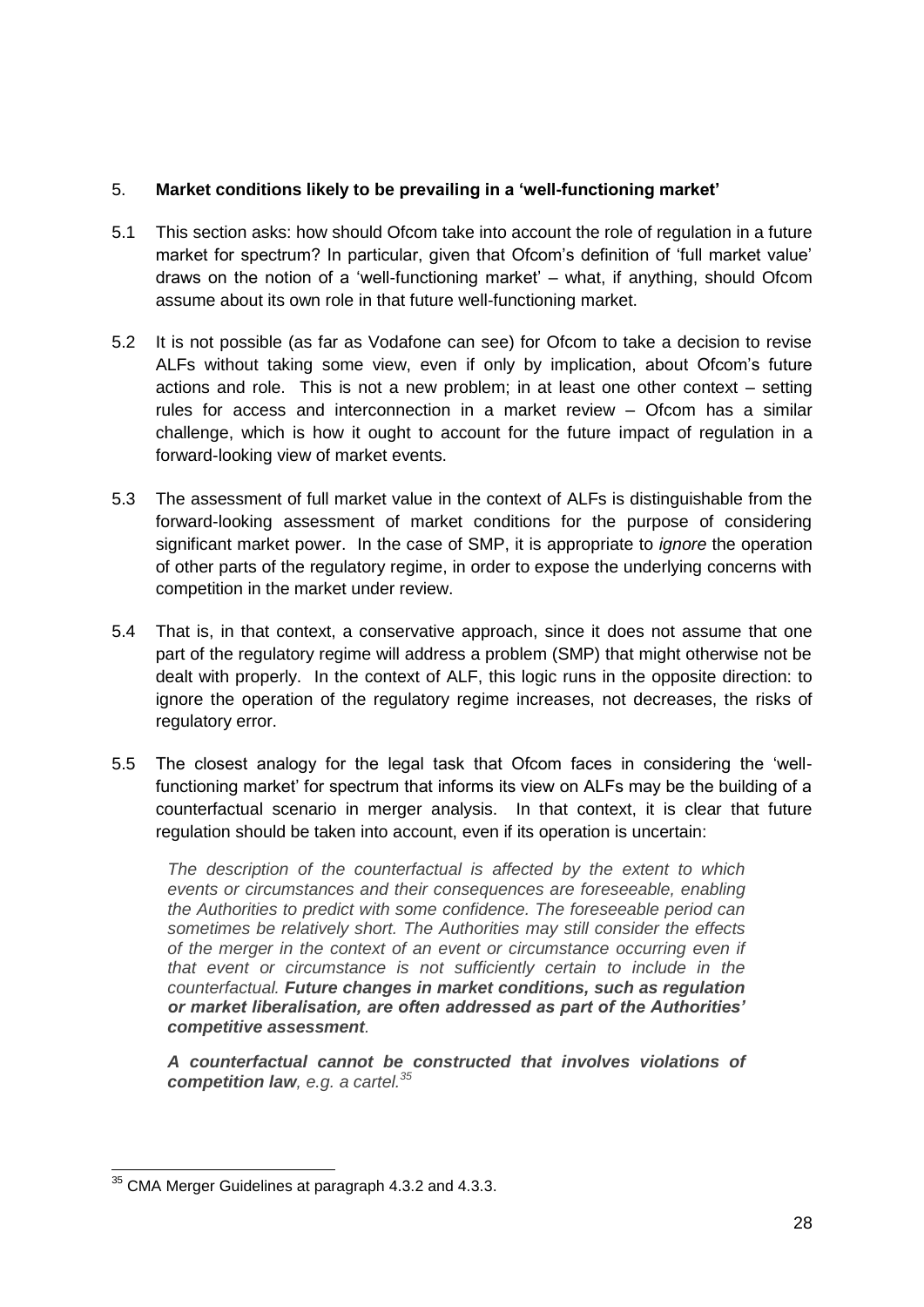## 5. Market conditions likely to be prevailing in a 'well-functioning market'

5.1 This section asks: how should Ofcom take into account the role of regulation in a future market for spectrum? In particular, given that Ofcom's definition of 'full market value' draws on the notion of a 'well-functioning market' – what, if anything, should Ofcom assume about its own role in that future well-functioning market.

5.2 It is not possible (as far as Vodafone can see) for Ofcom to take a decision to revise ALFs without taking some view, even if only by implication, about Ofcom's future actions and role. This is not a new problem; in at least one other context – setting rules for access and interconnection in a market review – Ofcom has a similar challenge, which is how it ought to account for the future impact of regulation in a forward-looking view of market events.

5.3 The assessment of full market value in the context of ALFs is distinguishable from the forward-looking assessment of market conditions for the purpose of considering significant market power. In the case of SMP, it is appropriate to *ignore* the operation of other parts of the regulatory regime, in order to expose the underlying concerns with competition in the market under review.

5.4 That is, in that context, a conservative approach, since it does not assume that one part of the regulatory regime will address a problem (SMP) that might otherwise not be dealt with properly. In the context of ALF, this logic runs in the opposite direction: to ignore the operation of the regulatory regime increases, not decreases, the risks of regulatory error.

5.5 The closest analogy for the legal task that Ofcom faces in considering the 'well-functioning market' for spectrum that informs its view on ALFs may be the building of a counterfactual scenario in merger analysis. In that context, it is clear that future regulation should be taken into account, even if its operation is uncertain:

> *The description of the counterfactual is affected by the extent to which events or circumstances and their consequences are foreseeable, enabling the Authorities to predict with some confidence. The foreseeable period can sometimes be relatively short. The Authorities may still consider the effects of the merger in the context of an event or circumstance occurring even if that event or circumstance is not sufficiently certain to include in the counterfactual.* ***Future changes in market conditions, such as regulation or market liberalisation, are often addressed as part of the Authorities' competitive assessment****.*
>
> ***A counterfactual cannot be constructed that involves violations of competition law****, e.g. a cartel.*[35]

---

[35] CMA Merger Guidelines at paragraph 4.3.2 and 4.3.3.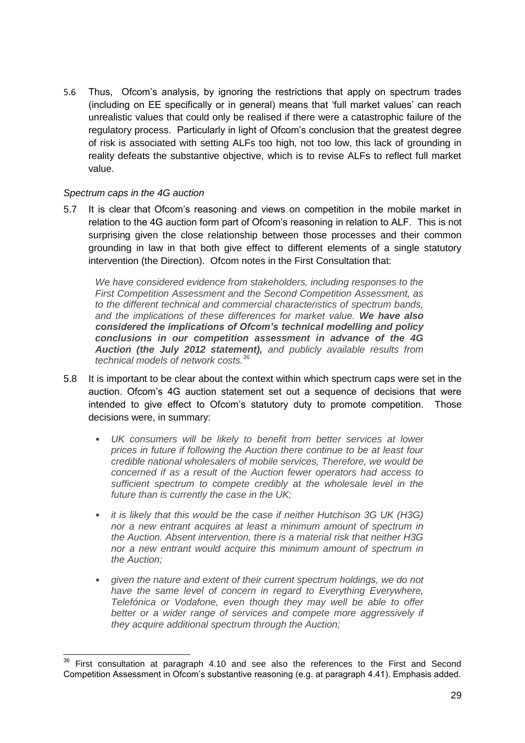5.6 Thus, Ofcom's analysis, by ignoring the restrictions that apply on spectrum trades (including on EE specifically or in general) means that 'full market values' can reach unrealistic values that could only be realised if there were a catastrophic failure of the regulatory process. Particularly in light of Ofcom's conclusion that the greatest degree of risk is associated with setting ALFs too high, not too low, this lack of grounding in reality defeats the substantive objective, which is to revise ALFs to reflect full market value.

*Spectrum caps in the 4G auction*

5.7 It is clear that Ofcom's reasoning and views on competition in the mobile market in relation to the 4G auction form part of Ofcom's reasoning in relation to ALF. This is not surprising given the close relationship between those processes and their common grounding in law in that both give effect to different elements of a single statutory intervention (the Direction). Ofcom notes in the First Consultation that:

> *We have considered evidence from stakeholders, including responses to the First Competition Assessment and the Second Competition Assessment, as to the different technical and commercial characteristics of spectrum bands, and the implications of these differences for market value.* ***We have also considered the implications of Ofcom's technical modelling and policy conclusions in our competition assessment in advance of the 4G Auction (the July 2012 statement),*** *and publicly available results from technical models of network costs.*[36]

5.8 It is important to be clear about the context within which spectrum caps were set in the auction. Ofcom's 4G auction statement set out a sequence of decisions that were intended to give effect to Ofcom's statutory duty to promote competition. Those decisions were, in summary:

- *UK consumers will be likely to benefit from better services at lower prices in future if following the Auction there continue to be at least four credible national wholesalers of mobile services, Therefore, we would be concerned if as a result of the Auction fewer operators had access to sufficient spectrum to compete credibly at the wholesale level in the future than is currently the case in the UK;*
- *it is likely that this would be the case if neither Hutchison 3G UK (H3G) nor a new entrant acquires at least a minimum amount of spectrum in the Auction. Absent intervention, there is a material risk that neither H3G nor a new entrant would acquire this minimum amount of spectrum in the Auction;*
- *given the nature and extent of their current spectrum holdings, we do not have the same level of concern in regard to Everything Everywhere, Telefónica or Vodafone, even though they may well be able to offer better or a wider range of services and compete more aggressively if they acquire additional spectrum through the Auction;*

[36] First consultation at paragraph 4.10 and see also the references to the First and Second Competition Assessment in Ofcom's substantive reasoning (e.g. at paragraph 4.41). Emphasis added.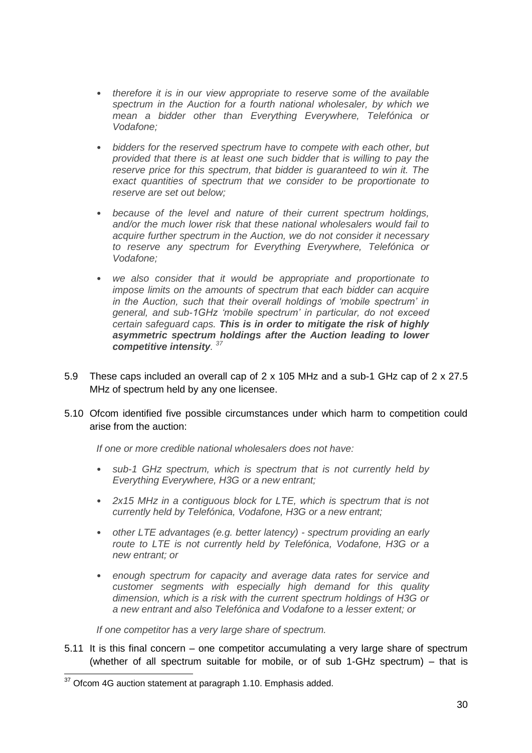- *therefore it is in our view appropriate to reserve some of the available spectrum in the Auction for a fourth national wholesaler, by which we mean a bidder other than Everything Everywhere, Telefónica or Vodafone;*

- *bidders for the reserved spectrum have to compete with each other, but provided that there is at least one such bidder that is willing to pay the reserve price for this spectrum, that bidder is guaranteed to win it. The exact quantities of spectrum that we consider to be proportionate to reserve are set out below;*

- *because of the level and nature of their current spectrum holdings, and/or the much lower risk that these national wholesalers would fail to acquire further spectrum in the Auction, we do not consider it necessary to reserve any spectrum for Everything Everywhere, Telefónica or Vodafone;*

- *we also consider that it would be appropriate and proportionate to impose limits on the amounts of spectrum that each bidder can acquire in the Auction, such that their overall holdings of 'mobile spectrum' in general, and sub-1GHz 'mobile spectrum' in particular, do not exceed certain safeguard caps.* ***This is in order to mitigate the risk of highly asymmetric spectrum holdings after the Auction leading to lower competitive intensity****.* [37]

5.9 These caps included an overall cap of 2 x 105 MHz and a sub-1 GHz cap of 2 x 27.5 MHz of spectrum held by any one licensee.

5.10 Ofcom identified five possible circumstances under which harm to competition could arise from the auction:

*If one or more credible national wholesalers does not have:*

- *sub-1 GHz spectrum, which is spectrum that is not currently held by Everything Everywhere, H3G or a new entrant;*

- *2x15 MHz in a contiguous block for LTE, which is spectrum that is not currently held by Telefónica, Vodafone, H3G or a new entrant;*

- *other LTE advantages (e.g. better latency) - spectrum providing an early route to LTE is not currently held by Telefónica, Vodafone, H3G or a new entrant; or*

- *enough spectrum for capacity and average data rates for service and customer segments with especially high demand for this quality dimension, which is a risk with the current spectrum holdings of H3G or a new entrant and also Telefónica and Vodafone to a lesser extent; or*

*If one competitor has a very large share of spectrum.*

5.11 It is this final concern – one competitor accumulating a very large share of spectrum (whether of all spectrum suitable for mobile, or of sub 1-GHz spectrum) – that is

[37] Ofcom 4G auction statement at paragraph 1.10. Emphasis added.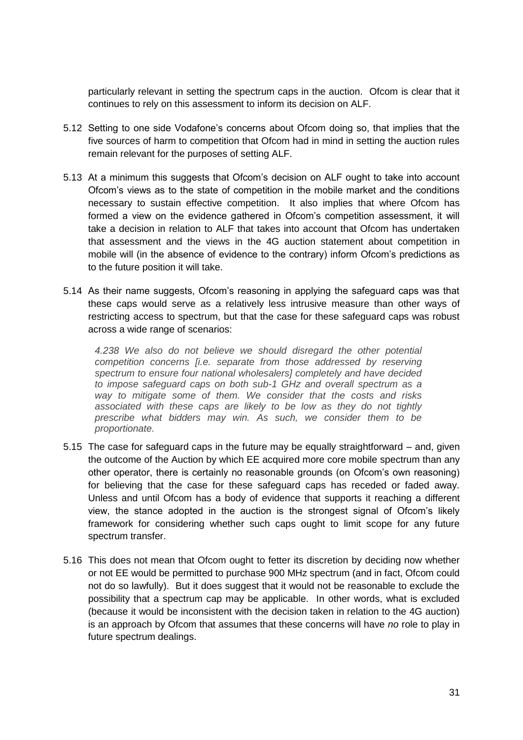particularly relevant in setting the spectrum caps in the auction. Ofcom is clear that it continues to rely on this assessment to inform its decision on ALF.

5.12 Setting to one side Vodafone's concerns about Ofcom doing so, that implies that the five sources of harm to competition that Ofcom had in mind in setting the auction rules remain relevant for the purposes of setting ALF.

5.13 At a minimum this suggests that Ofcom's decision on ALF ought to take into account Ofcom's views as to the state of competition in the mobile market and the conditions necessary to sustain effective competition. It also implies that where Ofcom has formed a view on the evidence gathered in Ofcom's competition assessment, it will take a decision in relation to ALF that takes into account that Ofcom has undertaken that assessment and the views in the 4G auction statement about competition in mobile will (in the absence of evidence to the contrary) inform Ofcom's predictions as to the future position it will take.

5.14 As their name suggests, Ofcom's reasoning in applying the safeguard caps was that these caps would serve as a relatively less intrusive measure than other ways of restricting access to spectrum, but that the case for these safeguard caps was robust across a wide range of scenarios:

> *4.238 We also do not believe we should disregard the other potential competition concerns [i.e. separate from those addressed by reserving spectrum to ensure four national wholesalers] completely and have decided to impose safeguard caps on both sub-1 GHz and overall spectrum as a way to mitigate some of them. We consider that the costs and risks associated with these caps are likely to be low as they do not tightly prescribe what bidders may win. As such, we consider them to be proportionate.*

5.15 The case for safeguard caps in the future may be equally straightforward – and, given the outcome of the Auction by which EE acquired more core mobile spectrum than any other operator, there is certainly no reasonable grounds (on Ofcom's own reasoning) for believing that the case for these safeguard caps has receded or faded away. Unless and until Ofcom has a body of evidence that supports it reaching a different view, the stance adopted in the auction is the strongest signal of Ofcom's likely framework for considering whether such caps ought to limit scope for any future spectrum transfer.

5.16 This does not mean that Ofcom ought to fetter its discretion by deciding now whether or not EE would be permitted to purchase 900 MHz spectrum (and in fact, Ofcom could not do so lawfully). But it does suggest that it would not be reasonable to exclude the possibility that a spectrum cap may be applicable. In other words, what is excluded (because it would be inconsistent with the decision taken in relation to the 4G auction) is an approach by Ofcom that assumes that these concerns will have *no* role to play in future spectrum dealings.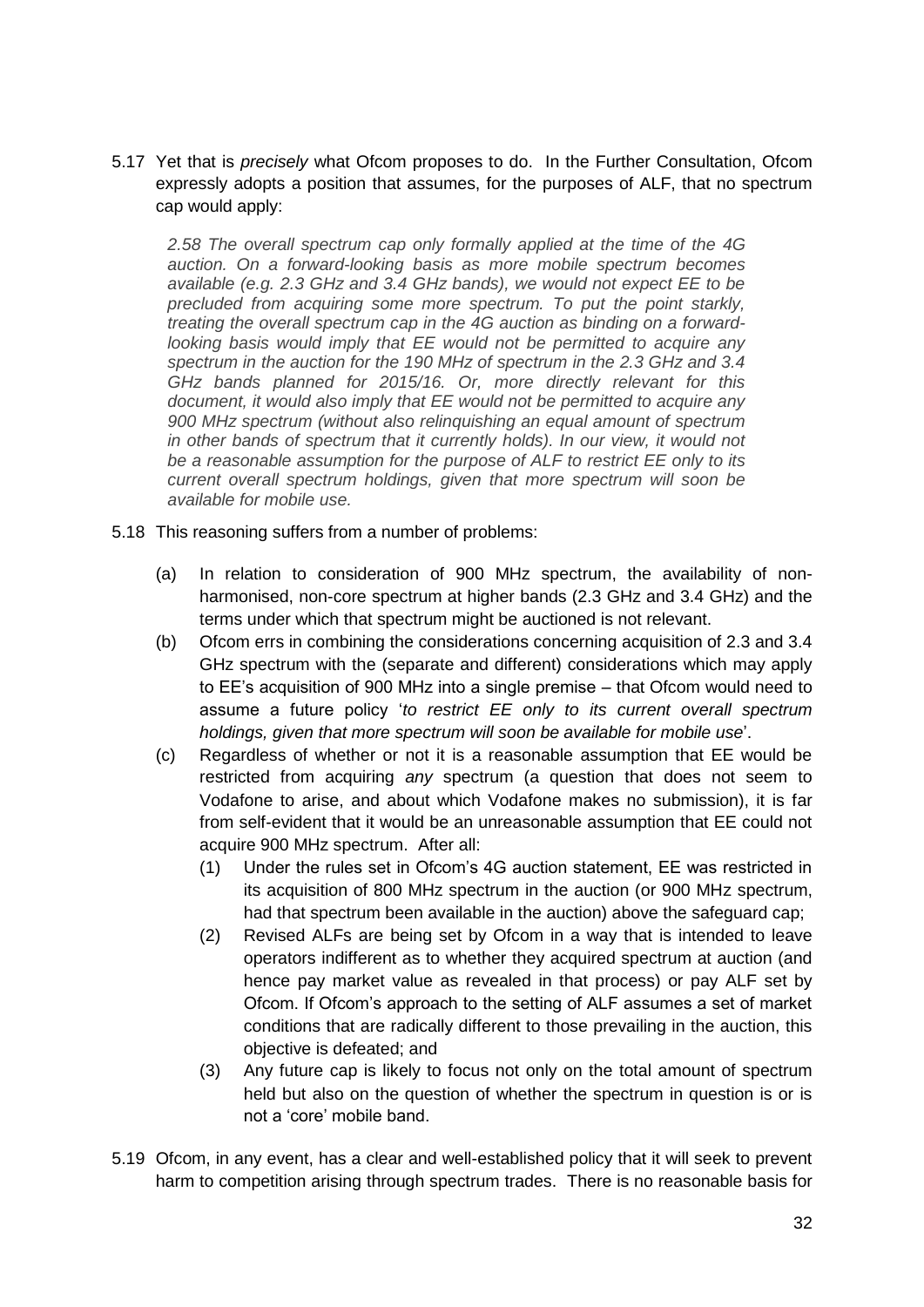5.17 Yet that is *precisely* what Ofcom proposes to do. In the Further Consultation, Ofcom expressly adopts a position that assumes, for the purposes of ALF, that no spectrum cap would apply:

> *2.58 The overall spectrum cap only formally applied at the time of the 4G auction. On a forward-looking basis as more mobile spectrum becomes available (e.g. 2.3 GHz and 3.4 GHz bands), we would not expect EE to be precluded from acquiring some more spectrum. To put the point starkly, treating the overall spectrum cap in the 4G auction as binding on a forward-looking basis would imply that EE would not be permitted to acquire any spectrum in the auction for the 190 MHz of spectrum in the 2.3 GHz and 3.4 GHz bands planned for 2015/16. Or, more directly relevant for this document, it would also imply that EE would not be permitted to acquire any 900 MHz spectrum (without also relinquishing an equal amount of spectrum in other bands of spectrum that it currently holds). In our view, it would not be a reasonable assumption for the purpose of ALF to restrict EE only to its current overall spectrum holdings, given that more spectrum will soon be available for mobile use.*

5.18 This reasoning suffers from a number of problems:

(a) In relation to consideration of 900 MHz spectrum, the availability of non-harmonised, non-core spectrum at higher bands (2.3 GHz and 3.4 GHz) and the terms under which that spectrum might be auctioned is not relevant.

(b) Ofcom errs in combining the considerations concerning acquisition of 2.3 and 3.4 GHz spectrum with the (separate and different) considerations which may apply to EE's acquisition of 900 MHz into a single premise – that Ofcom would need to assume a future policy '*to restrict EE only to its current overall spectrum holdings, given that more spectrum will soon be available for mobile use*'.

(c) Regardless of whether or not it is a reasonable assumption that EE would be restricted from acquiring *any* spectrum (a question that does not seem to Vodafone to arise, and about which Vodafone makes no submission), it is far from self-evident that it would be an unreasonable assumption that EE could not acquire 900 MHz spectrum. After all:

   (1) Under the rules set in Ofcom's 4G auction statement, EE was restricted in its acquisition of 800 MHz spectrum in the auction (or 900 MHz spectrum, had that spectrum been available in the auction) above the safeguard cap;

   (2) Revised ALFs are being set by Ofcom in a way that is intended to leave operators indifferent as to whether they acquired spectrum at auction (and hence pay market value as revealed in that process) or pay ALF set by Ofcom. If Ofcom's approach to the setting of ALF assumes a set of market conditions that are radically different to those prevailing in the auction, this objective is defeated; and

   (3) Any future cap is likely to focus not only on the total amount of spectrum held but also on the question of whether the spectrum in question is or is not a 'core' mobile band.

5.19 Ofcom, in any event, has a clear and well-established policy that it will seek to prevent harm to competition arising through spectrum trades. There is no reasonable basis for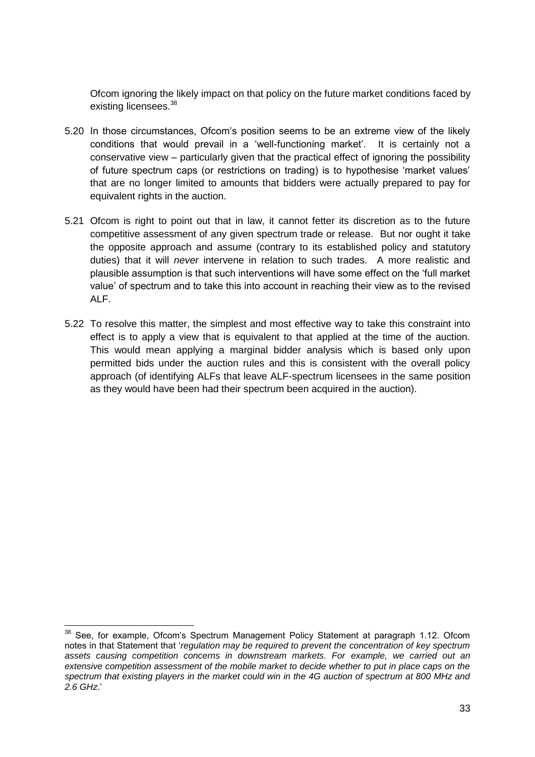Ofcom ignoring the likely impact on that policy on the future market conditions faced by existing licensees.[38]

5.20 In those circumstances, Ofcom's position seems to be an extreme view of the likely conditions that would prevail in a 'well-functioning market'. It is certainly not a conservative view – particularly given that the practical effect of ignoring the possibility of future spectrum caps (or restrictions on trading) is to hypothesise 'market values' that are no longer limited to amounts that bidders were actually prepared to pay for equivalent rights in the auction.

5.21 Ofcom is right to point out that in law, it cannot fetter its discretion as to the future competitive assessment of any given spectrum trade or release. But nor ought it take the opposite approach and assume (contrary to its established policy and statutory duties) that it will *never* intervene in relation to such trades. A more realistic and plausible assumption is that such interventions will have some effect on the 'full market value' of spectrum and to take this into account in reaching their view as to the revised ALF.

5.22 To resolve this matter, the simplest and most effective way to take this constraint into effect is to apply a view that is equivalent to that applied at the time of the auction. This would mean applying a marginal bidder analysis which is based only upon permitted bids under the auction rules and this is consistent with the overall policy approach (of identifying ALFs that leave ALF-spectrum licensees in the same position as they would have been had their spectrum been acquired in the auction).

---

[38] See, for example, Ofcom's Spectrum Management Policy Statement at paragraph 1.12. Ofcom notes in that Statement that '*regulation may be required to prevent the concentration of key spectrum assets causing competition concerns in downstream markets. For example, we carried out an extensive competition assessment of the mobile market to decide whether to put in place caps on the spectrum that existing players in the market could win in the 4G auction of spectrum at 800 MHz and 2.6 GHz*.'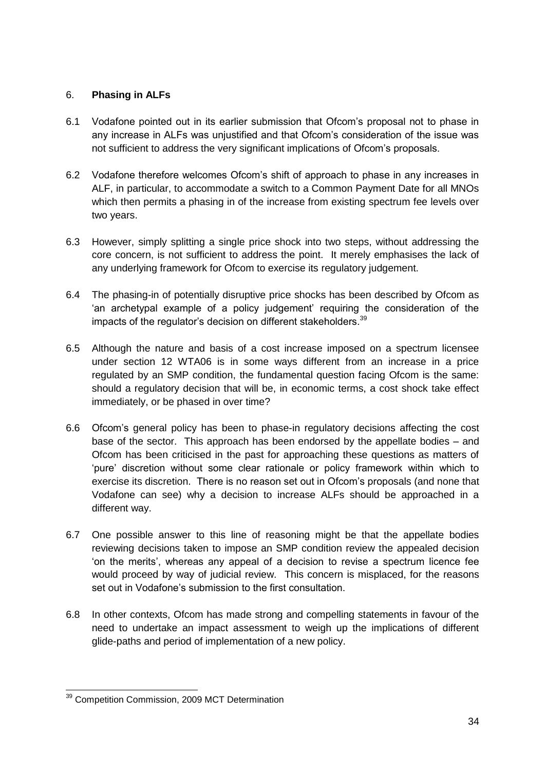## 6. **Phasing in ALFs**

6.1 Vodafone pointed out in its earlier submission that Ofcom's proposal not to phase in any increase in ALFs was unjustified and that Ofcom's consideration of the issue was not sufficient to address the very significant implications of Ofcom's proposals.

6.2 Vodafone therefore welcomes Ofcom's shift of approach to phase in any increases in ALF, in particular, to accommodate a switch to a Common Payment Date for all MNOs which then permits a phasing in of the increase from existing spectrum fee levels over two years.

6.3 However, simply splitting a single price shock into two steps, without addressing the core concern, is not sufficient to address the point. It merely emphasises the lack of any underlying framework for Ofcom to exercise its regulatory judgement.

6.4 The phasing-in of potentially disruptive price shocks has been described by Ofcom as 'an archetypal example of a policy judgement' requiring the consideration of the impacts of the regulator's decision on different stakeholders.[39]

6.5 Although the nature and basis of a cost increase imposed on a spectrum licensee under section 12 WTA06 is in some ways different from an increase in a price regulated by an SMP condition, the fundamental question facing Ofcom is the same: should a regulatory decision that will be, in economic terms, a cost shock take effect immediately, or be phased in over time?

6.6 Ofcom's general policy has been to phase-in regulatory decisions affecting the cost base of the sector. This approach has been endorsed by the appellate bodies – and Ofcom has been criticised in the past for approaching these questions as matters of 'pure' discretion without some clear rationale or policy framework within which to exercise its discretion. There is no reason set out in Ofcom's proposals (and none that Vodafone can see) why a decision to increase ALFs should be approached in a different way.

6.7 One possible answer to this line of reasoning might be that the appellate bodies reviewing decisions taken to impose an SMP condition review the appealed decision 'on the merits', whereas any appeal of a decision to revise a spectrum licence fee would proceed by way of judicial review. This concern is misplaced, for the reasons set out in Vodafone's submission to the first consultation.

6.8 In other contexts, Ofcom has made strong and compelling statements in favour of the need to undertake an impact assessment to weigh up the implications of different glide-paths and period of implementation of a new policy.

---

[39] Competition Commission, 2009 MCT Determination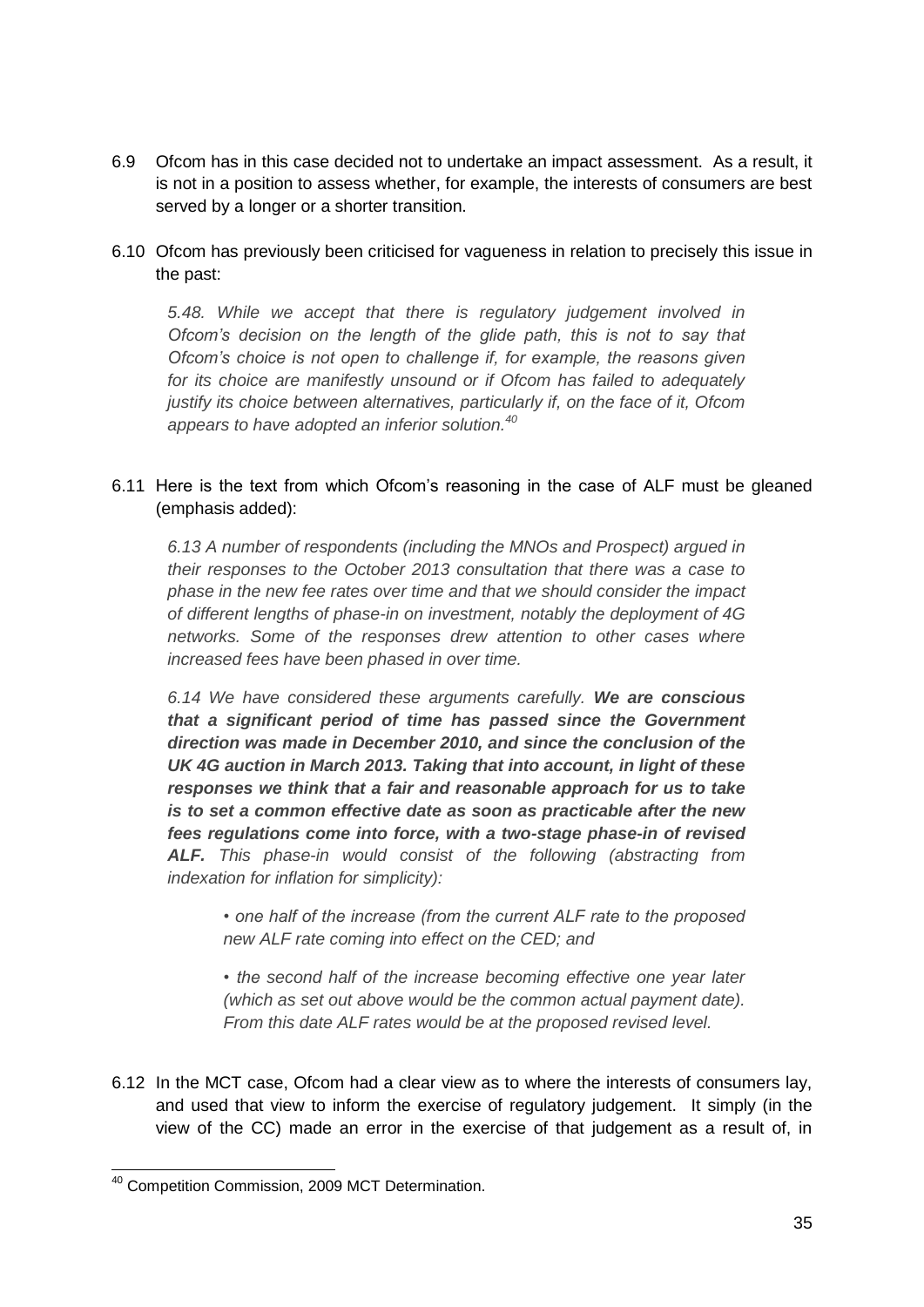6.9 Ofcom has in this case decided not to undertake an impact assessment. As a result, it is not in a position to assess whether, for example, the interests of consumers are best served by a longer or a shorter transition.

6.10 Ofcom has previously been criticised for vagueness in relation to precisely this issue in the past:

> *5.48. While we accept that there is regulatory judgement involved in Ofcom's decision on the length of the glide path, this is not to say that Ofcom's choice is not open to challenge if, for example, the reasons given for its choice are manifestly unsound or if Ofcom has failed to adequately justify its choice between alternatives, particularly if, on the face of it, Ofcom appears to have adopted an inferior solution.*[40]

6.11 Here is the text from which Ofcom's reasoning in the case of ALF must be gleaned (emphasis added):

> *6.13 A number of respondents (including the MNOs and Prospect) argued in their responses to the October 2013 consultation that there was a case to phase in the new fee rates over time and that we should consider the impact of different lengths of phase-in on investment, notably the deployment of 4G networks. Some of the responses drew attention to other cases where increased fees have been phased in over time.*
>
> *6.14 We have considered these arguments carefully.* ***We are conscious that a significant period of time has passed since the Government direction was made in December 2010, and since the conclusion of the UK 4G auction in March 2013. Taking that into account, in light of these responses we think that a fair and reasonable approach for us to take is to set a common effective date as soon as practicable after the new fees regulations come into force, with a two-stage phase-in of revised ALF.*** *This phase-in would consist of the following (abstracting from indexation for inflation for simplicity):*
>
> - *one half of the increase (from the current ALF rate to the proposed new ALF rate coming into effect on the CED; and*
> - *the second half of the increase becoming effective one year later (which as set out above would be the common actual payment date). From this date ALF rates would be at the proposed revised level.*

6.12 In the MCT case, Ofcom had a clear view as to where the interests of consumers lay, and used that view to inform the exercise of regulatory judgement. It simply (in the view of the CC) made an error in the exercise of that judgement as a result of, in

[40] Competition Commission, 2009 MCT Determination.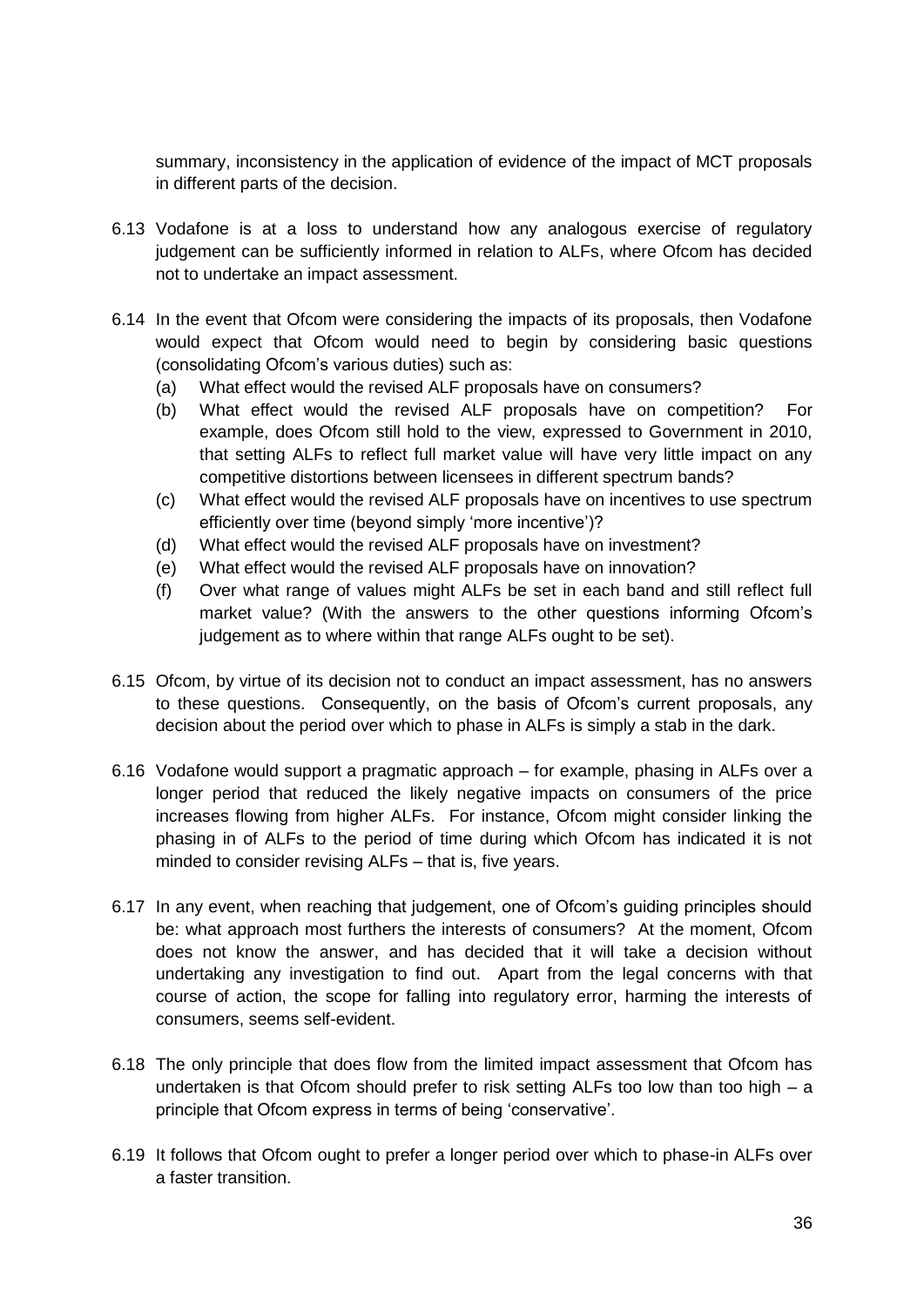summary, inconsistency in the application of evidence of the impact of MCT proposals in different parts of the decision.

6.13 Vodafone is at a loss to understand how any analogous exercise of regulatory judgement can be sufficiently informed in relation to ALFs, where Ofcom has decided not to undertake an impact assessment.

6.14 In the event that Ofcom were considering the impacts of its proposals, then Vodafone would expect that Ofcom would need to begin by considering basic questions (consolidating Ofcom's various duties) such as:

   (a) What effect would the revised ALF proposals have on consumers?

   (b) What effect would the revised ALF proposals have on competition? For example, does Ofcom still hold to the view, expressed to Government in 2010, that setting ALFs to reflect full market value will have very little impact on any competitive distortions between licensees in different spectrum bands?

   (c) What effect would the revised ALF proposals have on incentives to use spectrum efficiently over time (beyond simply 'more incentive')?

   (d) What effect would the revised ALF proposals have on investment?

   (e) What effect would the revised ALF proposals have on innovation?

   (f) Over what range of values might ALFs be set in each band and still reflect full market value? (With the answers to the other questions informing Ofcom's judgement as to where within that range ALFs ought to be set).

6.15 Ofcom, by virtue of its decision not to conduct an impact assessment, has no answers to these questions. Consequently, on the basis of Ofcom's current proposals, any decision about the period over which to phase in ALFs is simply a stab in the dark.

6.16 Vodafone would support a pragmatic approach – for example, phasing in ALFs over a longer period that reduced the likely negative impacts on consumers of the price increases flowing from higher ALFs. For instance, Ofcom might consider linking the phasing in of ALFs to the period of time during which Ofcom has indicated it is not minded to consider revising ALFs – that is, five years.

6.17 In any event, when reaching that judgement, one of Ofcom's guiding principles should be: what approach most furthers the interests of consumers? At the moment, Ofcom does not know the answer, and has decided that it will take a decision without undertaking any investigation to find out. Apart from the legal concerns with that course of action, the scope for falling into regulatory error, harming the interests of consumers, seems self-evident.

6.18 The only principle that does flow from the limited impact assessment that Ofcom has undertaken is that Ofcom should prefer to risk setting ALFs too low than too high – a principle that Ofcom express in terms of being 'conservative'.

6.19 It follows that Ofcom ought to prefer a longer period over which to phase-in ALFs over a faster transition.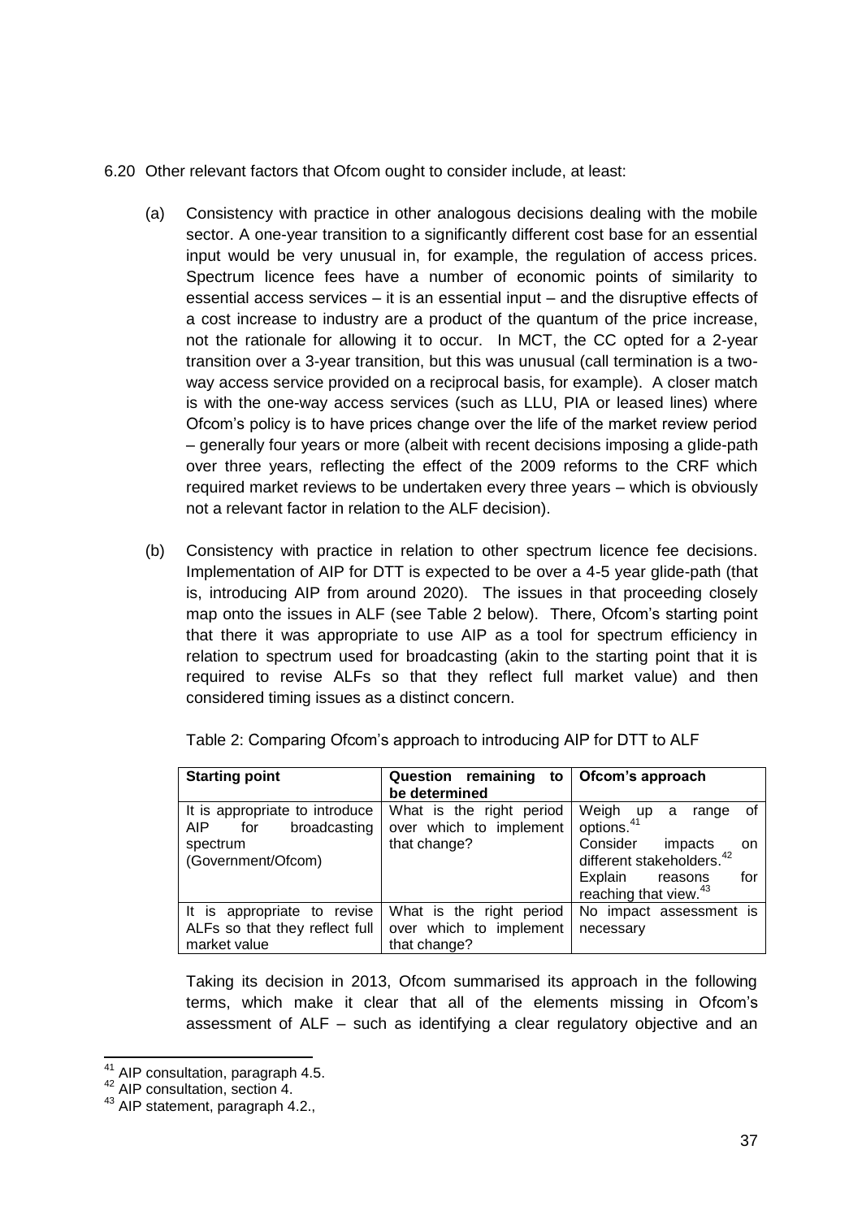6.20 Other relevant factors that Ofcom ought to consider include, at least:

(a) Consistency with practice in other analogous decisions dealing with the mobile sector. A one-year transition to a significantly different cost base for an essential input would be very unusual in, for example, the regulation of access prices. Spectrum licence fees have a number of economic points of similarity to essential access services – it is an essential input – and the disruptive effects of a cost increase to industry are a product of the quantum of the price increase, not the rationale for allowing it to occur. In MCT, the CC opted for a 2-year transition over a 3-year transition, but this was unusual (call termination is a two-way access service provided on a reciprocal basis, for example). A closer match is with the one-way access services (such as LLU, PIA or leased lines) where Ofcom's policy is to have prices change over the life of the market review period – generally four years or more (albeit with recent decisions imposing a glide-path over three years, reflecting the effect of the 2009 reforms to the CRF which required market reviews to be undertaken every three years – which is obviously not a relevant factor in relation to the ALF decision).

(b) Consistency with practice in relation to other spectrum licence fee decisions. Implementation of AIP for DTT is expected to be over a 4-5 year glide-path (that is, introducing AIP from around 2020). The issues in that proceeding closely map onto the issues in ALF (see Table 2 below). There, Ofcom's starting point that there it was appropriate to use AIP as a tool for spectrum efficiency in relation to spectrum used for broadcasting (akin to the starting point that it is required to revise ALFs so that they reflect full market value) and then considered timing issues as a distinct concern.

Table 2: Comparing Ofcom's approach to introducing AIP for DTT to ALF

| **Starting point** | **Question remaining to be determined** | **Ofcom's approach** |
|---|---|---|
| It is appropriate to introduce AIP for broadcasting spectrum (Government/Ofcom) | What is the right period over which to implement that change? | Weigh up a range of options.[41]<br>Consider impacts on different stakeholders.[42]<br>Explain reasons for reaching that view.[43] |
| It is appropriate to revise ALFs so that they reflect full market value | What is the right period over which to implement that change? | No impact assessment is necessary |

Taking its decision in 2013, Ofcom summarised its approach in the following terms, which make it clear that all of the elements missing in Ofcom's assessment of ALF – such as identifying a clear regulatory objective and an

[41] AIP consultation, paragraph 4.5.

[42] AIP consultation, section 4.

[43] AIP statement, paragraph 4.2.,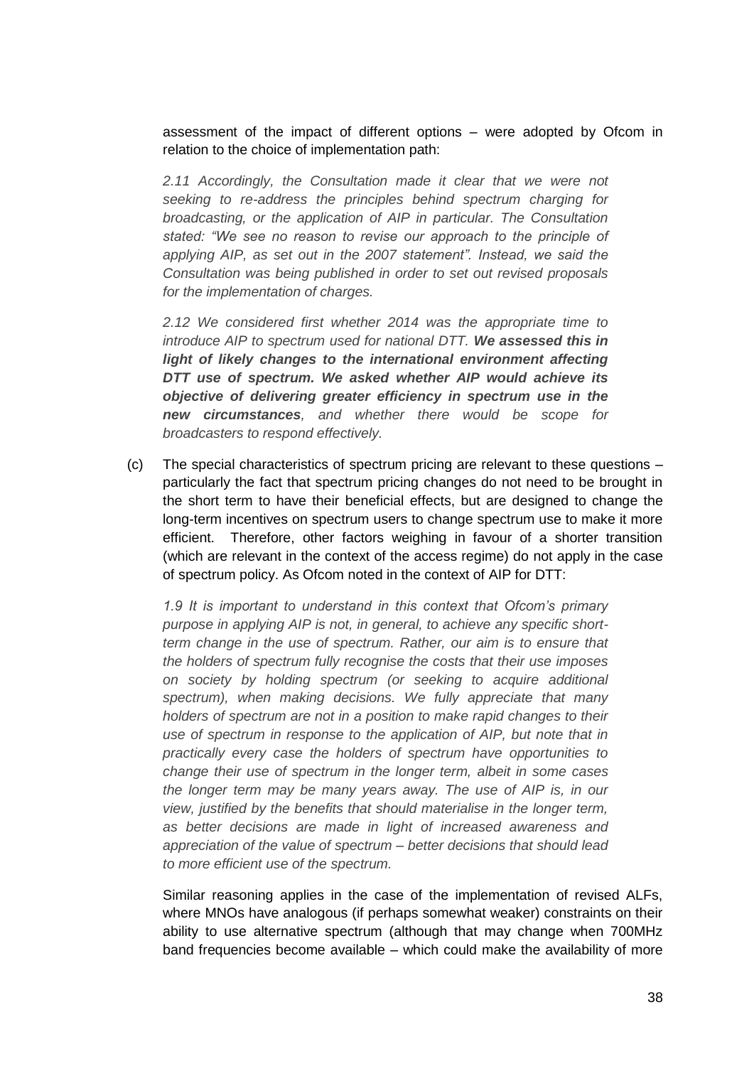assessment of the impact of different options – were adopted by Ofcom in relation to the choice of implementation path:

> *2.11 Accordingly, the Consultation made it clear that we were not seeking to re-address the principles behind spectrum charging for broadcasting, or the application of AIP in particular. The Consultation stated: "We see no reason to revise our approach to the principle of applying AIP, as set out in the 2007 statement". Instead, we said the Consultation was being published in order to set out revised proposals for the implementation of charges.*
>
> *2.12 We considered first whether 2014 was the appropriate time to introduce AIP to spectrum used for national DTT.* ***We assessed this in light of likely changes to the international environment affecting DTT use of spectrum. We asked whether AIP would achieve its objective of delivering greater efficiency in spectrum use in the new circumstances****, and whether there would be scope for broadcasters to respond effectively.*

(c) The special characteristics of spectrum pricing are relevant to these questions – particularly the fact that spectrum pricing changes do not need to be brought in the short term to have their beneficial effects, but are designed to change the long-term incentives on spectrum users to change spectrum use to make it more efficient. Therefore, other factors weighing in favour of a shorter transition (which are relevant in the context of the access regime) do not apply in the case of spectrum policy. As Ofcom noted in the context of AIP for DTT:

> *1.9 It is important to understand in this context that Ofcom's primary purpose in applying AIP is not, in general, to achieve any specific short-term change in the use of spectrum. Rather, our aim is to ensure that the holders of spectrum fully recognise the costs that their use imposes on society by holding spectrum (or seeking to acquire additional spectrum), when making decisions. We fully appreciate that many holders of spectrum are not in a position to make rapid changes to their use of spectrum in response to the application of AIP, but note that in practically every case the holders of spectrum have opportunities to change their use of spectrum in the longer term, albeit in some cases the longer term may be many years away. The use of AIP is, in our view, justified by the benefits that should materialise in the longer term, as better decisions are made in light of increased awareness and appreciation of the value of spectrum – better decisions that should lead to more efficient use of the spectrum.*

Similar reasoning applies in the case of the implementation of revised ALFs, where MNOs have analogous (if perhaps somewhat weaker) constraints on their ability to use alternative spectrum (although that may change when 700MHz band frequencies become available – which could make the availability of more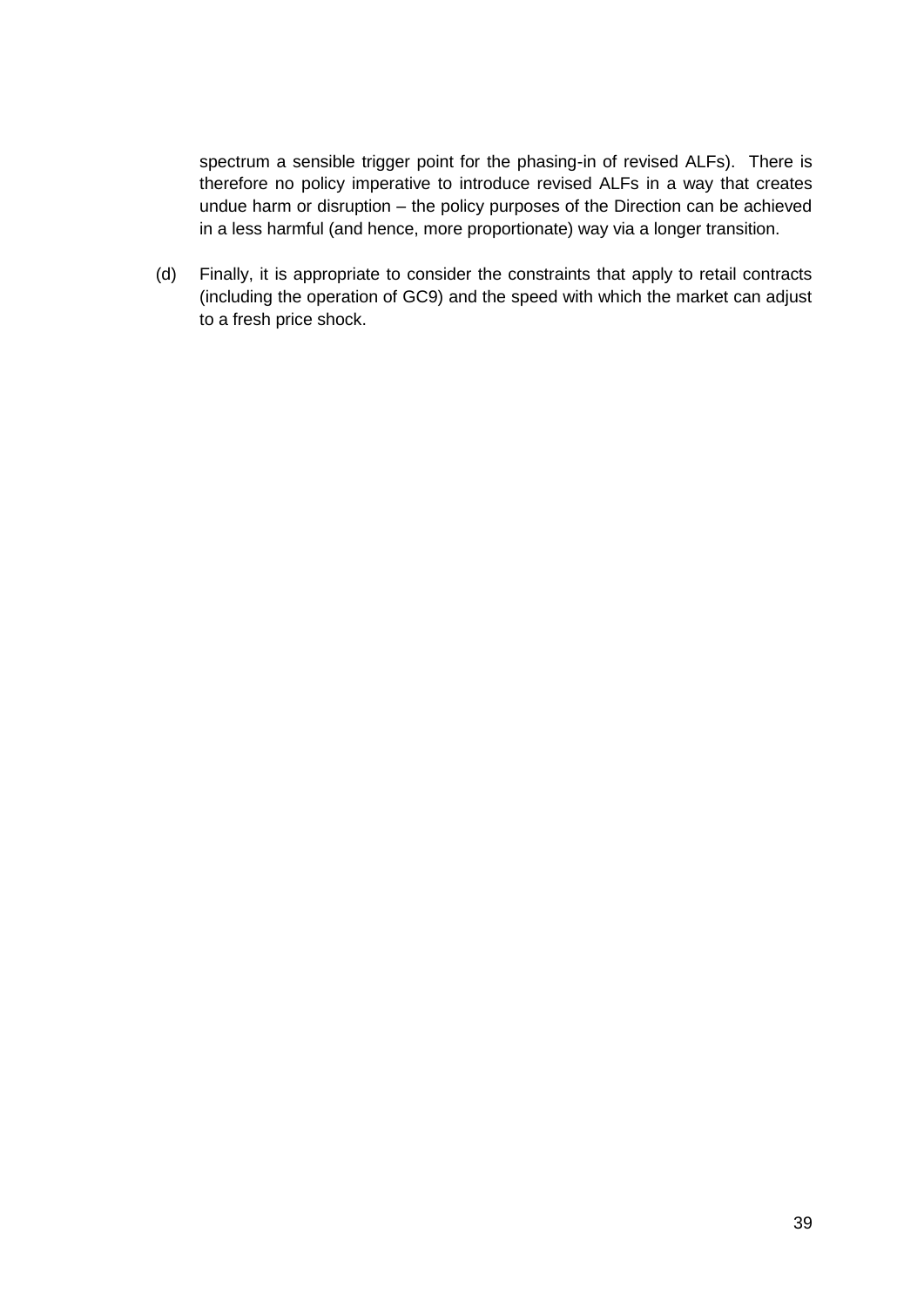spectrum a sensible trigger point for the phasing-in of revised ALFs). There is therefore no policy imperative to introduce revised ALFs in a way that creates undue harm or disruption – the policy purposes of the Direction can be achieved in a less harmful (and hence, more proportionate) way via a longer transition.

(d) Finally, it is appropriate to consider the constraints that apply to retail contracts (including the operation of GC9) and the speed with which the market can adjust to a fresh price shock.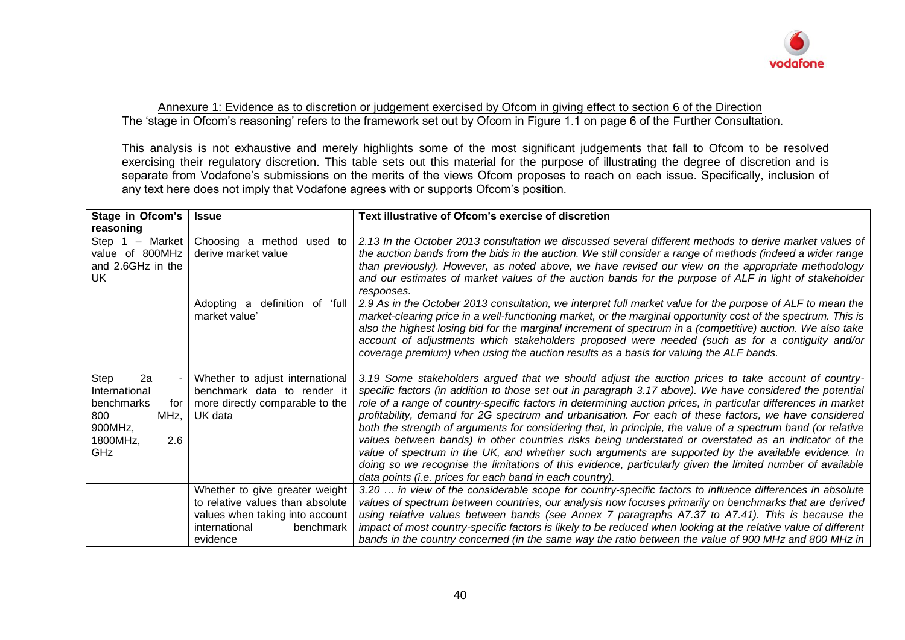Annexure 1: Evidence as to discretion or judgement exercised by Ofcom in giving effect to section 6 of the Direction

The 'stage in Ofcom's reasoning' refers to the framework set out by Ofcom in Figure 1.1 on page 6 of the Further Consultation.

This analysis is not exhaustive and merely highlights some of the most significant judgements that fall to Ofcom to be resolved exercising their regulatory discretion. This table sets out this material for the purpose of illustrating the degree of discretion and is separate from Vodafone's submissions on the merits of the views Ofcom proposes to reach on each issue. Specifically, inclusion of any text here does not imply that Vodafone agrees with or supports Ofcom's position.

| Stage in Ofcom's reasoning | Issue | Text illustrative of Ofcom's exercise of discretion |
|---|---|---|
| Step 1 – Market value of 800MHz and 2.6GHz in the UK | Choosing a method used to derive market value | *2.13 In the October 2013 consultation we discussed several different methods to derive market values of the auction bands from the bids in the auction. We still consider a range of methods (indeed a wider range than previously). However, as noted above, we have revised our view on the appropriate methodology and our estimates of market values of the auction bands for the purpose of ALF in light of stakeholder responses.* |
| | Adopting a definition of 'full market value' | *2.9 As in the October 2013 consultation, we interpret full market value for the purpose of ALF to mean the market-clearing price in a well-functioning market, or the marginal opportunity cost of the spectrum. This is also the highest losing bid for the marginal increment of spectrum in a (competitive) auction. We also take account of adjustments which stakeholders proposed were needed (such as for a contiguity and/or coverage premium) when using the auction results as a basis for valuing the ALF bands.* |
| Step 2a - International benchmarks for 800 MHz, 900MHz, 1800MHz, 2.6 GHz | Whether to adjust international benchmark data to render it more directly comparable to the UK data | *3.19 Some stakeholders argued that we should adjust the auction prices to take account of country-specific factors (in addition to those set out in paragraph 3.17 above). We have considered the potential role of a range of country-specific factors in determining auction prices, in particular differences in market profitability, demand for 2G spectrum and urbanisation. For each of these factors, we have considered both the strength of arguments for considering that, in principle, the value of a spectrum band (or relative values between bands) in other countries risks being understated or overstated as an indicator of the value of spectrum in the UK, and whether such arguments are supported by the available evidence. In doing so we recognise the limitations of this evidence, particularly given the limited number of available data points (i.e. prices for each band in each country).* |
| | Whether to give greater weight to relative values than absolute values when taking into account international benchmark evidence | *3.20 … in view of the considerable scope for country-specific factors to influence differences in absolute values of spectrum between countries, our analysis now focuses primarily on benchmarks that are derived using relative values between bands (see Annex 7 paragraphs A7.37 to A7.41). This is because the impact of most country-specific factors is likely to be reduced when looking at the relative value of different bands in the country concerned (in the same way the ratio between the value of 900 MHz and 800 MHz in* |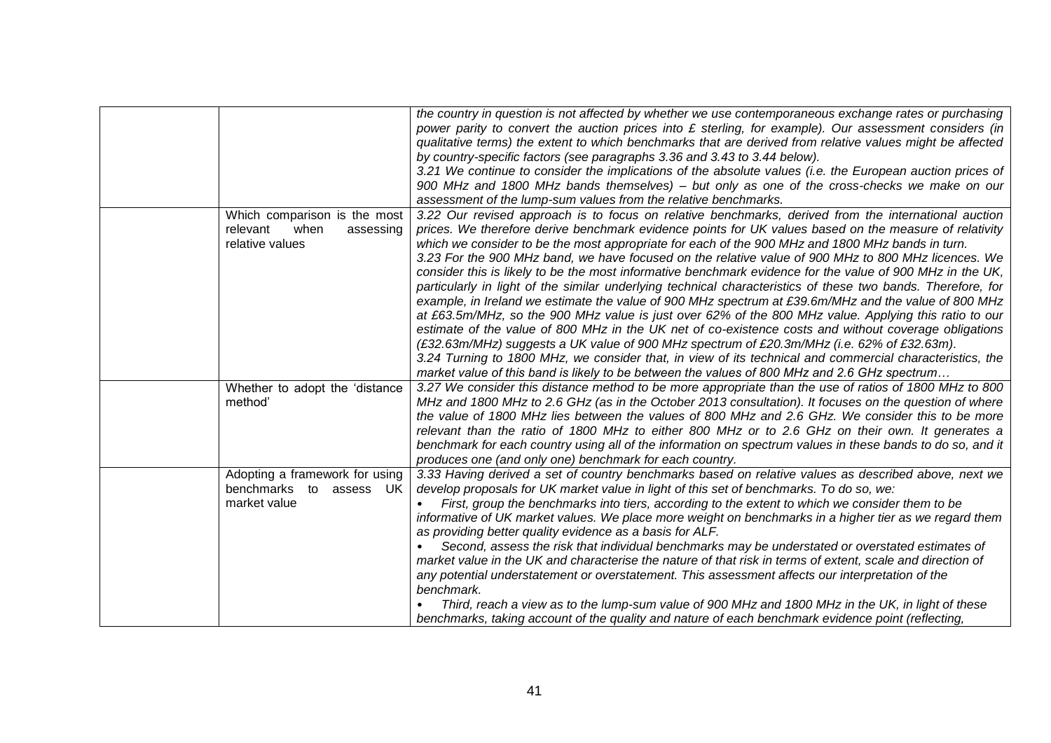| | | |
|---|---|---|
| | | *the country in question is not affected by whether we use contemporaneous exchange rates or purchasing power parity to convert the auction prices into £ sterling, for example). Our assessment considers (in qualitative terms) the extent to which benchmarks that are derived from relative values might be affected by country-specific factors (see paragraphs 3.36 and 3.43 to 3.44 below).*<br>*3.21 We continue to consider the implications of the absolute values (i.e. the European auction prices of 900 MHz and 1800 MHz bands themselves) – but only as one of the cross-checks we make on our assessment of the lump-sum values from the relative benchmarks.* |
| | Which comparison is the most relevant when assessing relative values | *3.22 Our revised approach is to focus on relative benchmarks, derived from the international auction prices. We therefore derive benchmark evidence points for UK values based on the measure of relativity which we consider to be the most appropriate for each of the 900 MHz and 1800 MHz bands in turn.*<br>*3.23 For the 900 MHz band, we have focused on the relative value of 900 MHz to 800 MHz licences. We consider this is likely to be the most informative benchmark evidence for the value of 900 MHz in the UK, particularly in light of the similar underlying technical characteristics of these two bands. Therefore, for example, in Ireland we estimate the value of 900 MHz spectrum at £39.6m/MHz and the value of 800 MHz at £63.5m/MHz, so the 900 MHz value is just over 62% of the 800 MHz value. Applying this ratio to our estimate of the value of 800 MHz in the UK net of co-existence costs and without coverage obligations (£32.63m/MHz) suggests a UK value of 900 MHz spectrum of £20.3m/MHz (i.e. 62% of £32.63m).*<br>*3.24 Turning to 1800 MHz, we consider that, in view of its technical and commercial characteristics, the market value of this band is likely to be between the values of 800 MHz and 2.6 GHz spectrum…* |
| | Whether to adopt the 'distance method' | *3.27 We consider this distance method to be more appropriate than the use of ratios of 1800 MHz to 800 MHz and 1800 MHz to 2.6 GHz (as in the October 2013 consultation). It focuses on the question of where the value of 1800 MHz lies between the values of 800 MHz and 2.6 GHz. We consider this to be more relevant than the ratio of 1800 MHz to either 800 MHz or to 2.6 GHz on their own. It generates a benchmark for each country using all of the information on spectrum values in these bands to do so, and it produces one (and only one) benchmark for each country.* |
| | Adopting a framework for using benchmarks to assess UK market value | *3.33 Having derived a set of country benchmarks based on relative values as described above, next we develop proposals for UK market value in light of this set of benchmarks. To do so, we:*<br>• *First, group the benchmarks into tiers, according to the extent to which we consider them to be informative of UK market values. We place more weight on benchmarks in a higher tier as we regard them as providing better quality evidence as a basis for ALF.*<br>• *Second, assess the risk that individual benchmarks may be understated or overstated estimates of market value in the UK and characterise the nature of that risk in terms of extent, scale and direction of any potential understatement or overstatement. This assessment affects our interpretation of the benchmark.*<br>• *Third, reach a view as to the lump-sum value of 900 MHz and 1800 MHz in the UK, in light of these benchmarks, taking account of the quality and nature of each benchmark evidence point (reflecting,* |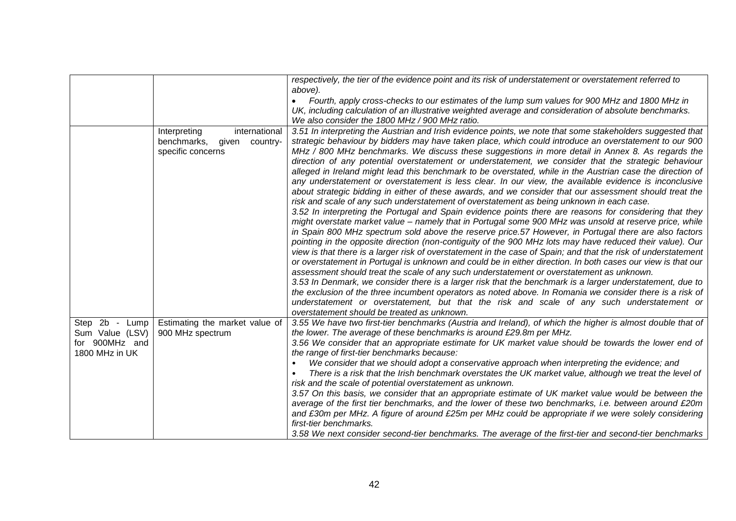| | | |
|---|---|---|
| | | *respectively, the tier of the evidence point and its risk of understatement or overstatement referred to above).*<br>• *Fourth, apply cross-checks to our estimates of the lump sum values for 900 MHz and 1800 MHz in UK, including calculation of an illustrative weighted average and consideration of absolute benchmarks. We also consider the 1800 MHz / 900 MHz ratio.* |
| | Interpreting international benchmarks, given country-specific concerns | *3.51 In interpreting the Austrian and Irish evidence points, we note that some stakeholders suggested that strategic behaviour by bidders may have taken place, which could introduce an overstatement to our 900 MHz / 800 MHz benchmarks. We discuss these suggestions in more detail in Annex 8. As regards the direction of any potential overstatement or understatement, we consider that the strategic behaviour alleged in Ireland might lead this benchmark to be overstated, while in the Austrian case the direction of any understatement or overstatement is less clear. In our view, the available evidence is inconclusive about strategic bidding in either of these awards, and we consider that our assessment should treat the risk and scale of any such understatement of overstatement as being unknown in each case.*<br>*3.52 In interpreting the Portugal and Spain evidence points there are reasons for considering that they might overstate market value – namely that in Portugal some 900 MHz was unsold at reserve price, while in Spain 800 MHz spectrum sold above the reserve price.57 However, in Portugal there are also factors pointing in the opposite direction (non-contiguity of the 900 MHz lots may have reduced their value). Our view is that there is a larger risk of overstatement in the case of Spain; and that the risk of understatement or overstatement in Portugal is unknown and could be in either direction. In both cases our view is that our assessment should treat the scale of any such understatement or overstatement as unknown.*<br>*3.53 In Denmark, we consider there is a larger risk that the benchmark is a larger understatement, due to the exclusion of the three incumbent operators as noted above. In Romania we consider there is a risk of understatement or overstatement, but that the risk and scale of any such understatement or overstatement should be treated as unknown.* |
| Step 2b - Lump Sum Value (LSV) for 900MHz and 1800 MHz in UK | Estimating the market value of 900 MHz spectrum | *3.55 We have two first-tier benchmarks (Austria and Ireland), of which the higher is almost double that of the lower. The average of these benchmarks is around £29.8m per MHz.*<br>*3.56 We consider that an appropriate estimate for UK market value should be towards the lower end of the range of first-tier benchmarks because:*<br>• *We consider that we should adopt a conservative approach when interpreting the evidence; and*<br>• *There is a risk that the Irish benchmark overstates the UK market value, although we treat the level of risk and the scale of potential overstatement as unknown.*<br>*3.57 On this basis, we consider that an appropriate estimate of UK market value would be between the average of the first tier benchmarks, and the lower of these two benchmarks, i.e. between around £20m and £30m per MHz. A figure of around £25m per MHz could be appropriate if we were solely considering first-tier benchmarks.*<br>*3.58 We next consider second-tier benchmarks. The average of the first-tier and second-tier benchmarks* |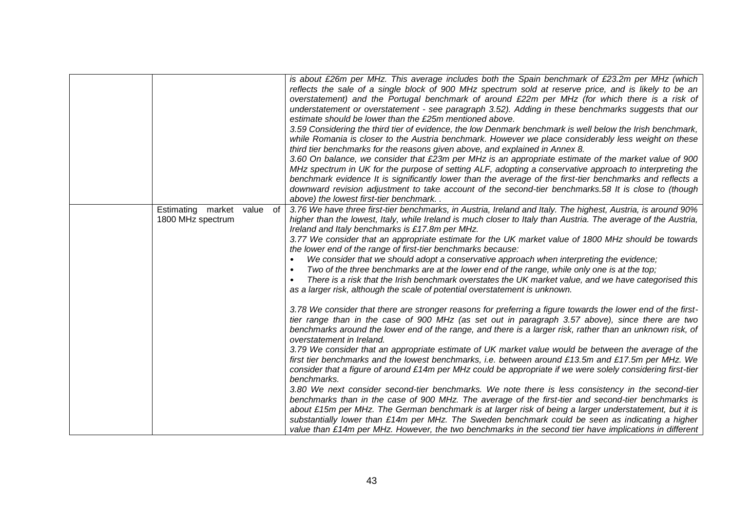| | | |
|---|---|---|
| | | *is about £26m per MHz. This average includes both the Spain benchmark of £23.2m per MHz (which reflects the sale of a single block of 900 MHz spectrum sold at reserve price, and is likely to be an overstatement) and the Portugal benchmark of around £22m per MHz (for which there is a risk of understatement or overstatement - see paragraph 3.52). Adding in these benchmarks suggests that our estimate should be lower than the £25m mentioned above.*<br>*3.59 Considering the third tier of evidence, the low Denmark benchmark is well below the Irish benchmark, while Romania is closer to the Austria benchmark. However we place considerably less weight on these third tier benchmarks for the reasons given above, and explained in Annex 8.*<br>*3.60 On balance, we consider that £23m per MHz is an appropriate estimate of the market value of 900 MHz spectrum in UK for the purpose of setting ALF, adopting a conservative approach to interpreting the benchmark evidence It is significantly lower than the average of the first-tier benchmarks and reflects a downward revision adjustment to take account of the second-tier benchmarks.58 It is close to (though above) the lowest first-tier benchmark. .* |
| | Estimating market value of 1800 MHz spectrum | *3.76 We have three first-tier benchmarks, in Austria, Ireland and Italy. The highest, Austria, is around 90% higher than the lowest, Italy, while Ireland is much closer to Italy than Austria. The average of the Austria, Ireland and Italy benchmarks is £17.8m per MHz.*<br>*3.77 We consider that an appropriate estimate for the UK market value of 1800 MHz should be towards the lower end of the range of first-tier benchmarks because:*<br>• *We consider that we should adopt a conservative approach when interpreting the evidence;*<br>• *Two of the three benchmarks are at the lower end of the range, while only one is at the top;*<br>• *There is a risk that the Irish benchmark overstates the UK market value, and we have categorised this as a larger risk, although the scale of potential overstatement is unknown.*<br><br>*3.78 We consider that there are stronger reasons for preferring a figure towards the lower end of the first-tier range than in the case of 900 MHz (as set out in paragraph 3.57 above), since there are two benchmarks around the lower end of the range, and there is a larger risk, rather than an unknown risk, of overstatement in Ireland.*<br>*3.79 We consider that an appropriate estimate of UK market value would be between the average of the first tier benchmarks and the lowest benchmarks, i.e. between around £13.5m and £17.5m per MHz. We consider that a figure of around £14m per MHz could be appropriate if we were solely considering first-tier benchmarks.*<br>*3.80 We next consider second-tier benchmarks. We note there is less consistency in the second-tier benchmarks than in the case of 900 MHz. The average of the first-tier and second-tier benchmarks is about £15m per MHz. The German benchmark is at larger risk of being a larger understatement, but it is substantially lower than £14m per MHz. The Sweden benchmark could be seen as indicating a higher value than £14m per MHz. However, the two benchmarks in the second tier have implications in different* |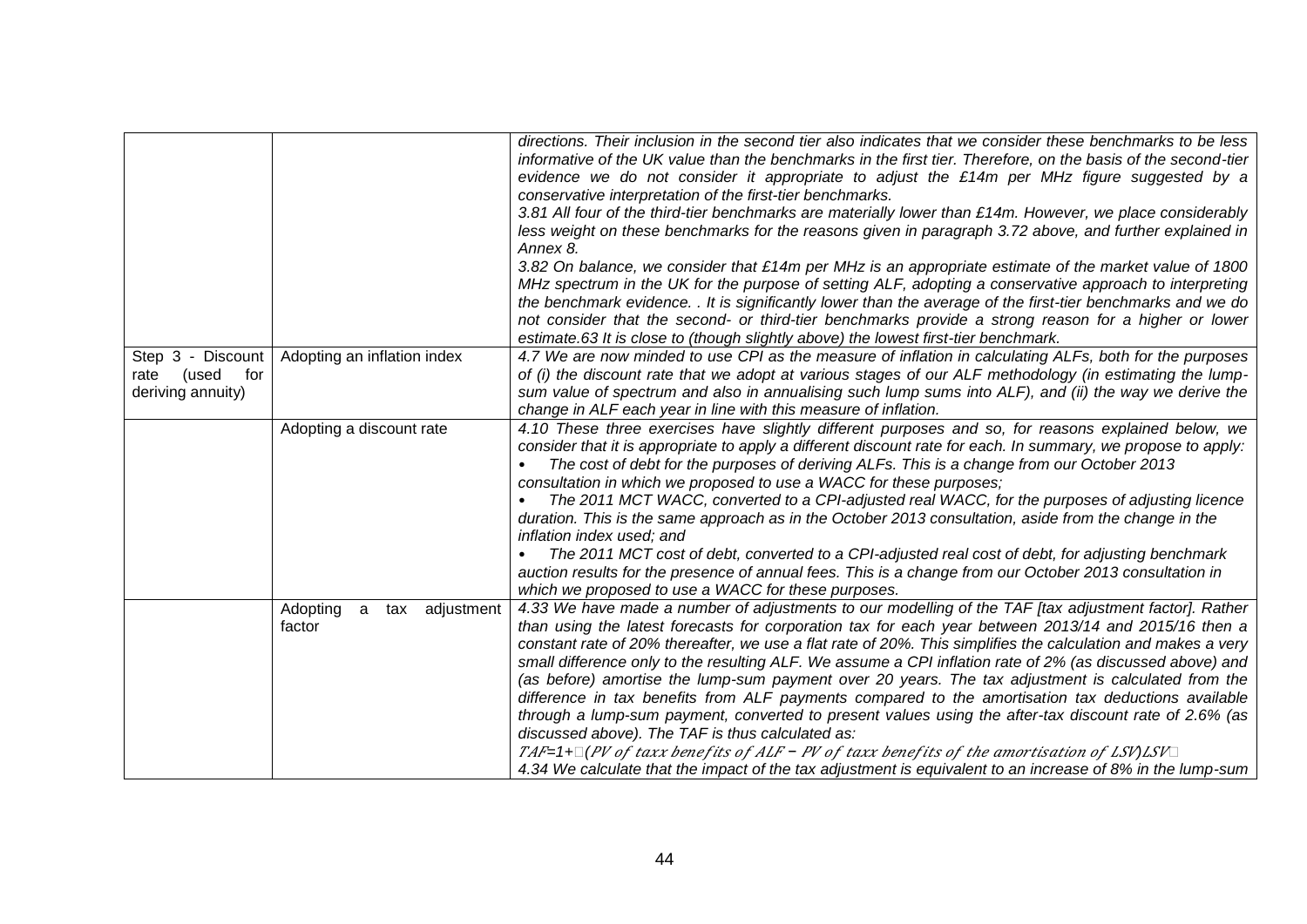| | | |
|---|---|---|
| | | *directions. Their inclusion in the second tier also indicates that we consider these benchmarks to be less informative of the UK value than the benchmarks in the first tier. Therefore, on the basis of the second-tier evidence we do not consider it appropriate to adjust the £14m per MHz figure suggested by a conservative interpretation of the first-tier benchmarks.*<br>*3.81 All four of the third-tier benchmarks are materially lower than £14m. However, we place considerably less weight on these benchmarks for the reasons given in paragraph 3.72 above, and further explained in Annex 8.*<br>*3.82 On balance, we consider that £14m per MHz is an appropriate estimate of the market value of 1800 MHz spectrum in the UK for the purpose of setting ALF, adopting a conservative approach to interpreting the benchmark evidence. . It is significantly lower than the average of the first-tier benchmarks and we do not consider that the second- or third-tier benchmarks provide a strong reason for a higher or lower estimate.63 It is close to (though slightly above) the lowest first-tier benchmark.* |
| Step 3 - Discount rate (used for deriving annuity) | Adopting an inflation index | *4.7 We are now minded to use CPI as the measure of inflation in calculating ALFs, both for the purposes of (i) the discount rate that we adopt at various stages of our ALF methodology (in estimating the lump-sum value of spectrum and also in annualising such lump sums into ALF), and (ii) the way we derive the change in ALF each year in line with this measure of inflation.* |
| | Adopting a discount rate | *4.10 These three exercises have slightly different purposes and so, for reasons explained below, we consider that it is appropriate to apply a different discount rate for each. In summary, we propose to apply:*<br>• *The cost of debt for the purposes of deriving ALFs. This is a change from our October 2013 consultation in which we proposed to use a WACC for these purposes;*<br>• *The 2011 MCT WACC, converted to a CPI-adjusted real WACC, for the purposes of adjusting licence duration. This is the same approach as in the October 2013 consultation, aside from the change in the inflation index used; and*<br>• *The 2011 MCT cost of debt, converted to a CPI-adjusted real cost of debt, for adjusting benchmark auction results for the presence of annual fees. This is a change from our October 2013 consultation in which we proposed to use a WACC for these purposes.* |
| | Adopting a tax adjustment factor | *4.33 We have made a number of adjustments to our modelling of the TAF [tax adjustment factor]. Rather than using the latest forecasts for corporation tax for each year between 2013/14 and 2015/16 then a constant rate of 20% thereafter, we use a flat rate of 20%. This simplifies the calculation and makes a very small difference only to the resulting ALF. We assume a CPI inflation rate of 2% (as discussed above) and (as before) amortise the lump-sum payment over 20 years. The tax adjustment is calculated from the difference in tax benefits from ALF payments compared to the amortisation tax deductions available through a lump-sum payment, converted to present values using the after-tax discount rate of 2.6% (as discussed above). The TAF is thus calculated as:*<br>$TAF=1+\left(\frac{PV\ of\ taxx\ benefits\ of\ ALF - PV\ of\ taxx\ benefits\ of\ the\ amortisation\ of\ LSV}{LSV}\right)$<br>*4.34 We calculate that the impact of the tax adjustment is equivalent to an increase of 8% in the lump-sum* |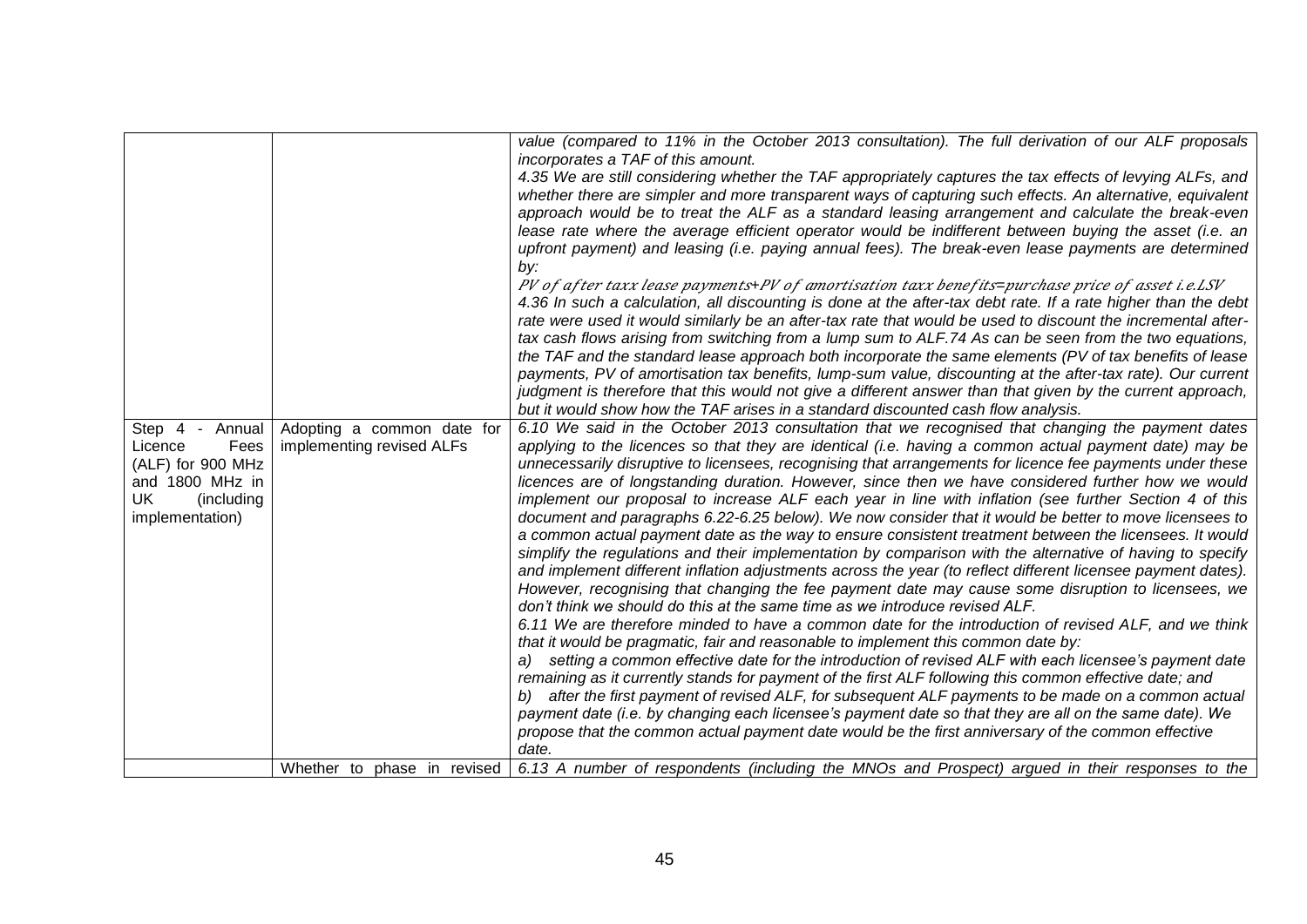| | | |
|---|---|---|
| | | *value (compared to 11% in the October 2013 consultation). The full derivation of our ALF proposals incorporates a TAF of this amount.*<br>*4.35 We are still considering whether the TAF appropriately captures the tax effects of levying ALFs, and whether there are simpler and more transparent ways of capturing such effects. An alternative, equivalent approach would be to treat the ALF as a standard leasing arrangement and calculate the break-even lease rate where the average efficient operator would be indifferent between buying the asset (i.e. an upfront payment) and leasing (i.e. paying annual fees). The break-even lease payments are determined by:*<br>$PV\ of\ after\ taxx\ lease\ payments + PV\ of\ amortisation\ taxx\ benefits = purchase\ price\ of\ asset\ i.e. LSV$<br>*4.36 In such a calculation, all discounting is done at the after-tax debt rate. If a rate higher than the debt rate were used it would similarly be an after-tax rate that would be used to discount the incremental after-tax cash flows arising from switching from a lump sum to ALF.74 As can be seen from the two equations, the TAF and the standard lease approach both incorporate the same elements (PV of tax benefits of lease payments, PV of amortisation tax benefits, lump-sum value, discounting at the after-tax rate). Our current judgment is therefore that this would not give a different answer than that given by the current approach, but it would show how the TAF arises in a standard discounted cash flow analysis.* |
| Step 4 - Annual Licence Fees (ALF) for 900 MHz and 1800 MHz in UK (including implementation) | Adopting a common date for implementing revised ALFs | *6.10 We said in the October 2013 consultation that we recognised that changing the payment dates applying to the licences so that they are identical (i.e. having a common actual payment date) may be unnecessarily disruptive to licensees, recognising that arrangements for licence fee payments under these licences are of longstanding duration. However, since then we have considered further how we would implement our proposal to increase ALF each year in line with inflation (see further Section 4 of this document and paragraphs 6.22-6.25 below). We now consider that it would be better to move licensees to a common actual payment date as the way to ensure consistent treatment between the licensees. It would simplify the regulations and their implementation by comparison with the alternative of having to specify and implement different inflation adjustments across the year (to reflect different licensee payment dates). However, recognising that changing the fee payment date may cause some disruption to licensees, we don't think we should do this at the same time as we introduce revised ALF.*<br>*6.11 We are therefore minded to have a common date for the introduction of revised ALF, and we think that it would be pragmatic, fair and reasonable to implement this common date by:*<br>*a) setting a common effective date for the introduction of revised ALF with each licensee's payment date remaining as it currently stands for payment of the first ALF following this common effective date; and*<br>*b) after the first payment of revised ALF, for subsequent ALF payments to be made on a common actual payment date (i.e. by changing each licensee's payment date so that they are all on the same date). We propose that the common actual payment date would be the first anniversary of the common effective date.* |
| | Whether to phase in revised | *6.13 A number of respondents (including the MNOs and Prospect) argued in their responses to the* |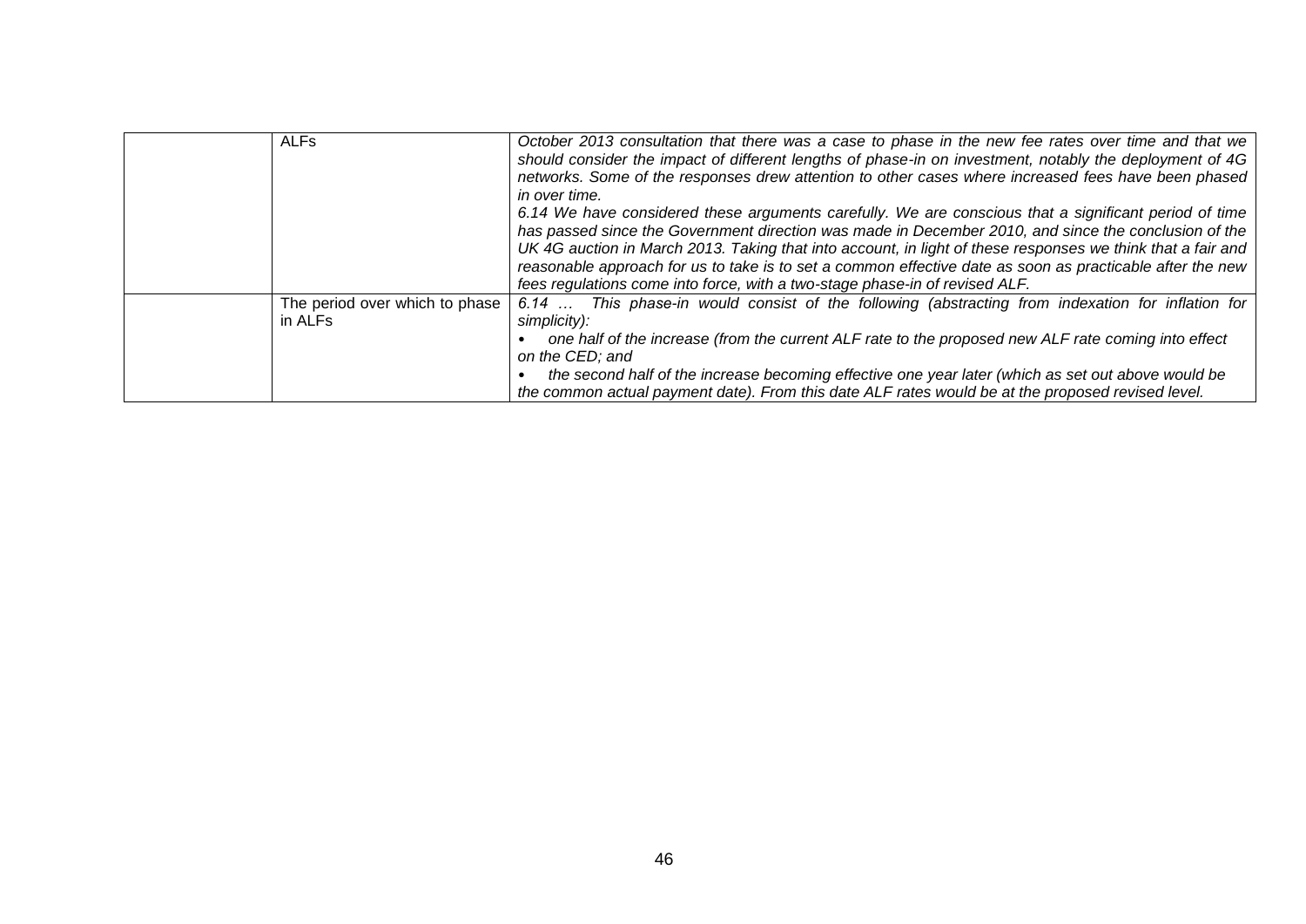| | | |
|---|---|---|
| | ALFs | *October 2013 consultation that there was a case to phase in the new fee rates over time and that we should consider the impact of different lengths of phase-in on investment, notably the deployment of 4G networks. Some of the responses drew attention to other cases where increased fees have been phased in over time.*<br>*6.14 We have considered these arguments carefully. We are conscious that a significant period of time has passed since the Government direction was made in December 2010, and since the conclusion of the UK 4G auction in March 2013. Taking that into account, in light of these responses we think that a fair and reasonable approach for us to take is to set a common effective date as soon as practicable after the new fees regulations come into force, with a two-stage phase-in of revised ALF.* |
| | The period over which to phase in ALFs | *6.14 … This phase-in would consist of the following (abstracting from indexation for inflation for simplicity):*<br>• *one half of the increase (from the current ALF rate to the proposed new ALF rate coming into effect on the CED; and*<br>• *the second half of the increase becoming effective one year later (which as set out above would be the common actual payment date). From this date ALF rates would be at the proposed revised level.* |